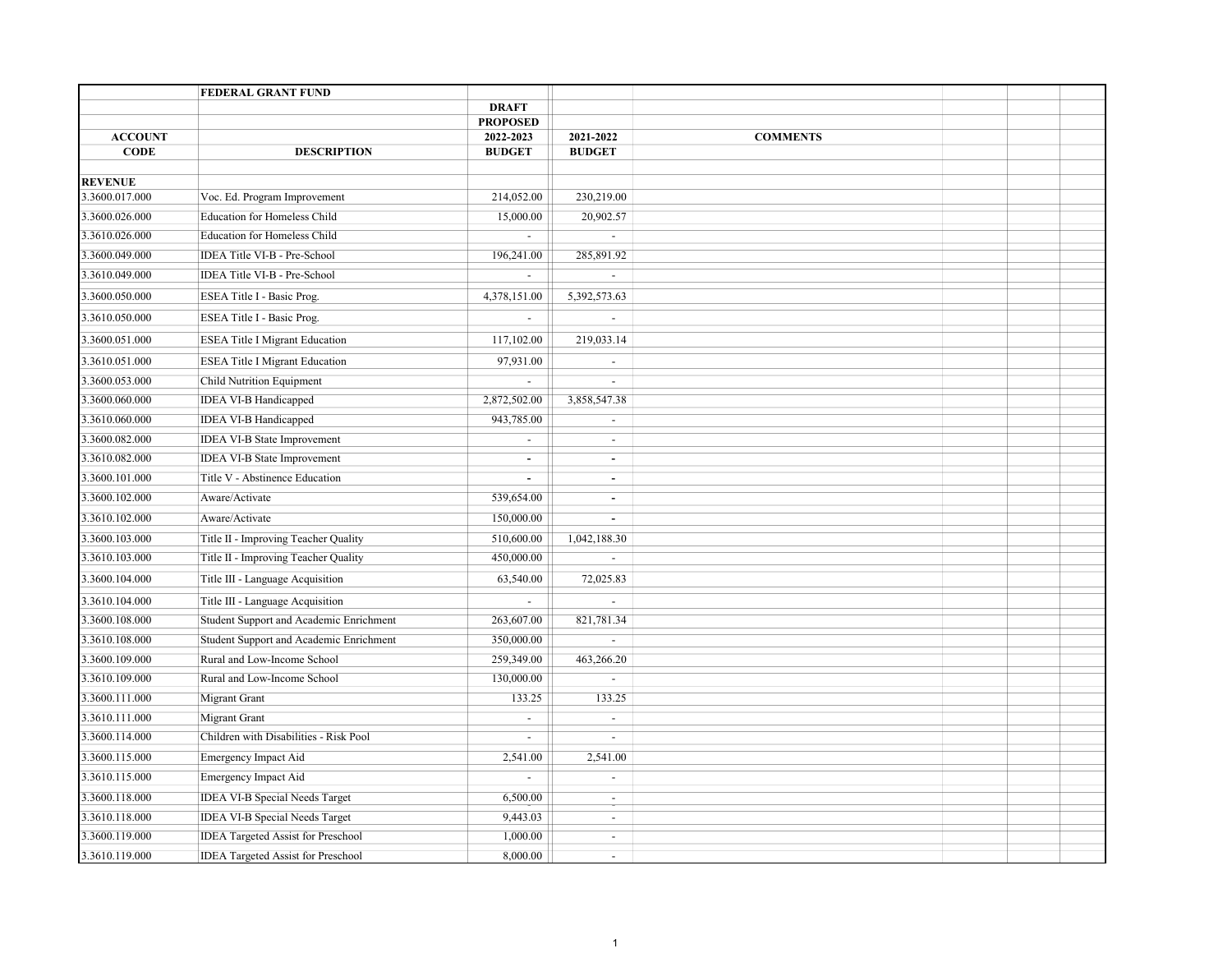| ACCOUNT CODE | FEDERAL GRANT FUND<br>DESCRIPTION | DRAFT PROPOSED 2022-2023 BUDGET | 2021-2022 BUDGET | COMMENTS |
|---|---|---|---|---|
| **REVENUE** | | | | |
| 3.3600.017.000 | Voc. Ed. Program Improvement | 214,052.00 | 230,219.00 | |
| 3.3600.026.000 | Education for Homeless Child | 15,000.00 | 20,902.57 | |
| 3.3610.026.000 | Education for Homeless Child | - | - | |
| 3.3600.049.000 | IDEA Title VI-B - Pre-School | 196,241.00 | 285,891.92 | |
| 3.3610.049.000 | IDEA Title VI-B - Pre-School | - | - | |
| 3.3600.050.000 | ESEA Title I - Basic Prog. | 4,378,151.00 | 5,392,573.63 | |
| 3.3610.050.000 | ESEA Title I - Basic Prog. | - | - | |
| 3.3600.051.000 | ESEA Title I Migrant Education | 117,102.00 | 219,033.14 | |
| 3.3610.051.000 | ESEA Title I Migrant Education | 97,931.00 | - | |
| 3.3600.053.000 | Child Nutrition Equipment | - | - | |
| 3.3600.060.000 | IDEA VI-B Handicapped | 2,872,502.00 | 3,858,547.38 | |
| 3.3610.060.000 | IDEA VI-B Handicapped | 943,785.00 | - | |
| 3.3600.082.000 | IDEA VI-B State Improvement | - | - | |
| 3.3610.082.000 | IDEA VI-B State Improvement | - | - | |
| 3.3600.101.000 | Title V - Abstinence Education | - | - | |
| 3.3600.102.000 | Aware/Activate | 539,654.00 | - | |
| 3.3610.102.000 | Aware/Activate | 150,000.00 | - | |
| 3.3600.103.000 | Title II - Improving Teacher Quality | 510,600.00 | 1,042,188.30 | |
| 3.3610.103.000 | Title II - Improving Teacher Quality | 450,000.00 | - | |
| 3.3600.104.000 | Title III - Language Acquisition | 63,540.00 | 72,025.83 | |
| 3.3610.104.000 | Title III - Language Acquisition | - | - | |
| 3.3600.108.000 | Student Support and Academic Enrichment | 263,607.00 | 821,781.34 | |
| 3.3610.108.000 | Student Support and Academic Enrichment | 350,000.00 | - | |
| 3.3600.109.000 | Rural and Low-Income School | 259,349.00 | 463,266.20 | |
| 3.3610.109.000 | Rural and Low-Income School | 130,000.00 | - | |
| 3.3600.111.000 | Migrant Grant | 133.25 | 133.25 | |
| 3.3610.111.000 | Migrant Grant | - | - | |
| 3.3600.114.000 | Children with Disabilities - Risk Pool | - | - | |
| 3.3600.115.000 | Emergency Impact Aid | 2,541.00 | 2,541.00 | |
| 3.3610.115.000 | Emergency Impact Aid | - | - | |
| 3.3600.118.000 | IDEA VI-B Special Needs Target | 6,500.00 | - | |
| 3.3610.118.000 | IDEA VI-B Special Needs Target | 9,443.03 | - | |
| 3.3600.119.000 | IDEA Targeted Assist for Preschool | 1,000.00 | - | |
| 3.3610.119.000 | IDEA Targeted Assist for Preschool | 8,000.00 | - | |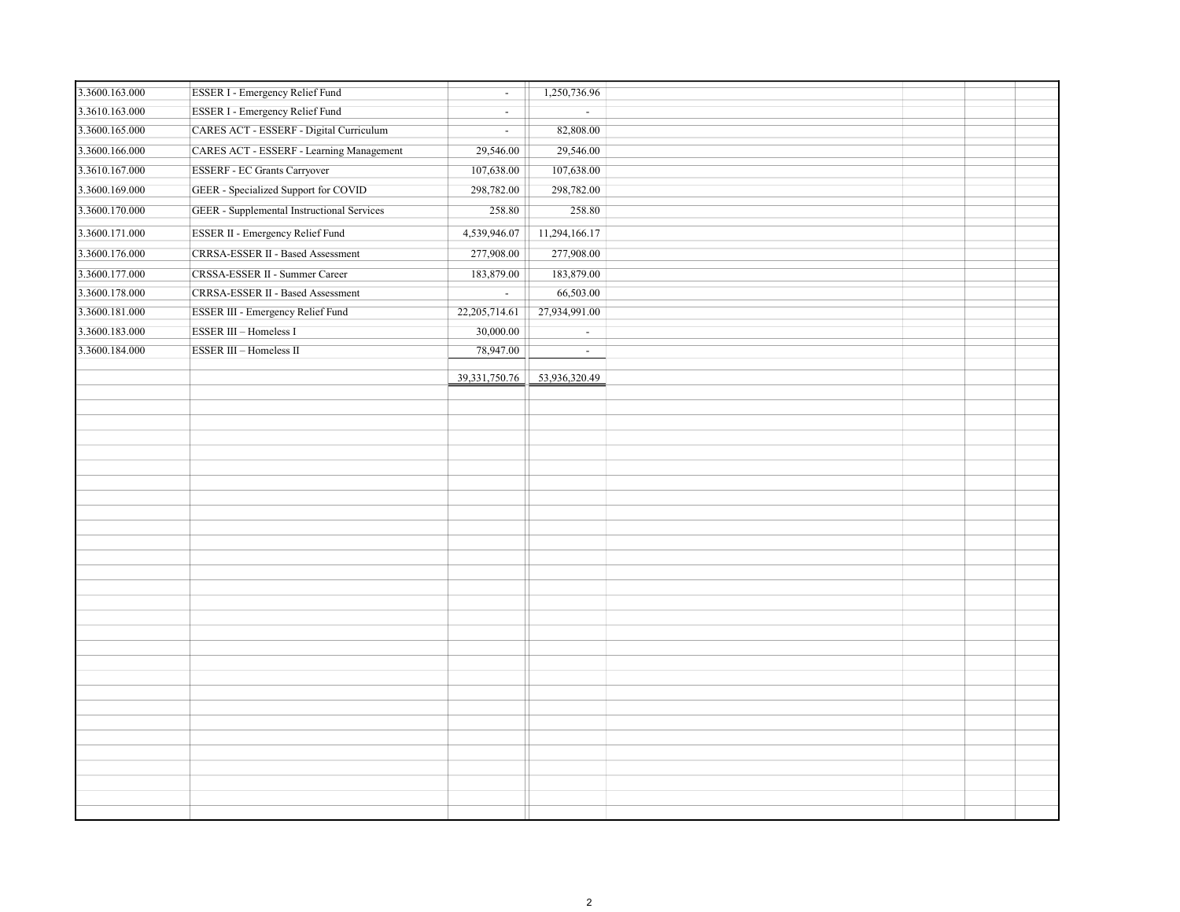| | | | |
|---|---|---|---|
| 3.3600.163.000 | ESSER I - Emergency Relief Fund | - | 1,250,736.96 |
| 3.3610.163.000 | ESSER I - Emergency Relief Fund | - | - |
| 3.3600.165.000 | CARES ACT - ESSERF - Digital Curriculum | - | 82,808.00 |
| 3.3600.166.000 | CARES ACT - ESSERF - Learning Management | 29,546.00 | 29,546.00 |
| 3.3610.167.000 | ESSERF - EC Grants Carryover | 107,638.00 | 107,638.00 |
| 3.3600.169.000 | GEER - Specialized Support for COVID | 298,782.00 | 298,782.00 |
| 3.3600.170.000 | GEER - Supplemental Instructional Services | 258.80 | 258.80 |
| 3.3600.171.000 | ESSER II - Emergency Relief Fund | 4,539,946.07 | 11,294,166.17 |
| 3.3600.176.000 | CRRSA-ESSER II - Based Assessment | 277,908.00 | 277,908.00 |
| 3.3600.177.000 | CRSSA-ESSER II - Summer Career | 183,879.00 | 183,879.00 |
| 3.3600.178.000 | CRRSA-ESSER II - Based Assessment | - | 66,503.00 |
| 3.3600.181.000 | ESSER III - Emergency Relief Fund | 22,205,714.61 | 27,934,991.00 |
| 3.3600.183.000 | ESSER III – Homeless I | 30,000.00 | - |
| 3.3600.184.000 | ESSER III – Homeless II | 78,947.00 | - |
| | | 39,331,750.76 | 53,936,320.49 |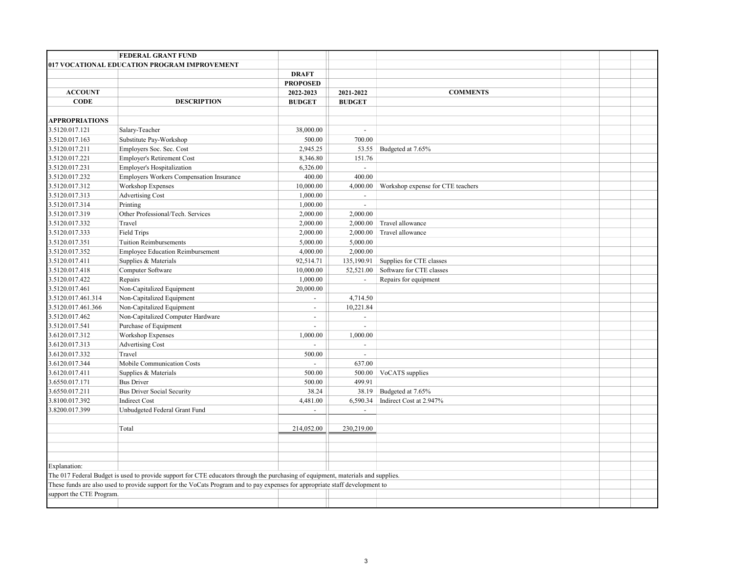**FEDERAL GRANT FUND**

**017 VOCATIONAL EDUCATION PROGRAM IMPROVEMENT**

| ACCOUNT CODE | DESCRIPTION | DRAFT PROPOSED 2022-2023 BUDGET | 2021-2022 BUDGET | COMMENTS |
|---|---|---|---|---|
| **APPROPRIATIONS** | | | | |
| 3.5120.017.121 | Salary-Teacher | 38,000.00 | - | |
| 3.5120.017.163 | Substitute Pay-Workshop | 500.00 | 700.00 | |
| 3.5120.017.211 | Employers Soc. Sec. Cost | 2,945.25 | 53.55 | Budgeted at 7.65% |
| 3.5120.017.221 | Employer's Retirement Cost | 8,346.80 | 151.76 | |
| 3.5120.017.231 | Employer's Hospitalization | 6,326.00 | - | |
| 3.5120.017.232 | Employers Workers Compensation Insurance | 400.00 | 400.00 | |
| 3.5120.017.312 | Workshop Expenses | 10,000.00 | 4,000.00 | Workshop expense for CTE teachers |
| 3.5120.017.313 | Advertising Cost | 1,000.00 | - | |
| 3.5120.017.314 | Printing | 1,000.00 | - | |
| 3.5120.017.319 | Other Professional/Tech. Services | 2,000.00 | 2,000.00 | |
| 3.5120.017.332 | Travel | 2,000.00 | 2,000.00 | Travel allowance |
| 3.5120.017.333 | Field Trips | 2,000.00 | 2,000.00 | Travel allowance |
| 3.5120.017.351 | Tuition Reimbursements | 5,000.00 | 5,000.00 | |
| 3.5120.017.352 | Employee Education Reimbursement | 4,000.00 | 2,000.00 | |
| 3.5120.017.411 | Supplies & Materials | 92,514.71 | 135,190.91 | Supplies for CTE classes |
| 3.5120.017.418 | Computer Software | 10,000.00 | 52,521.00 | Software for CTE classes |
| 3.5120.017.422 | Repairs | 1,000.00 | - | Repairs for equipment |
| 3.5120.017.461 | Non-Capitalized Equipment | 20,000.00 | | |
| 3.5120.017.461.314 | Non-Capitalized Equipment | - | 4,714.50 | |
| 3.5120.017.461.366 | Non-Capitalized Equipment | - | 10,221.84 | |
| 3.5120.017.462 | Non-Capitalized Computer Hardware | - | - | |
| 3.5120.017.541 | Purchase of Equipment | - | - | |
| 3.6120.017.312 | Workshop Expenses | 1,000.00 | 1,000.00 | |
| 3.6120.017.313 | Advertising Cost | - | - | |
| 3.6120.017.332 | Travel | 500.00 | - | |
| 3.6120.017.344 | Mobile Communication Costs | - | 637.00 | |
| 3.6120.017.411 | Supplies & Materials | 500.00 | 500.00 | VoCATS supplies |
| 3.6550.017.171 | Bus Driver | 500.00 | 499.91 | |
| 3.6550.017.211 | Bus Driver Social Security | 38.24 | 38.19 | Budgeted at 7.65% |
| 3.8100.017.392 | Indirect Cost | 4,481.00 | 6,590.34 | Indirect Cost at 2.947% |
| 3.8200.017.399 | Unbudgeted Federal Grant Fund | - | - | |
| | Total | 214,052.00 | 230,219.00 | |

Explanation:

The 017 Federal Budget is used to provide support for CTE educators through the purchasing of equipment, materials and supplies.
These funds are also used to provide support for the VoCats Program and to pay expenses for appropriate staff development to support the CTE Program.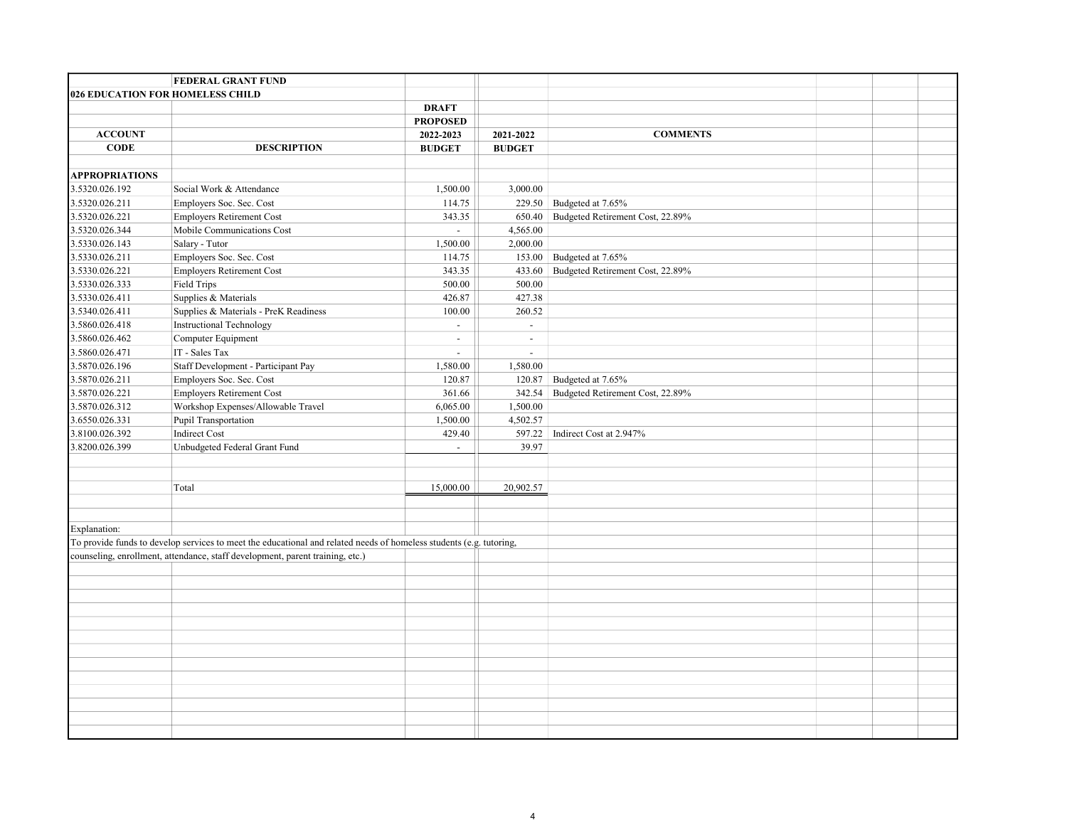| | FEDERAL GRANT FUND | | | |
|---|---|---|---|---|
| **026 EDUCATION FOR HOMELESS CHILD** | | | | |
| | | **DRAFT** | | |
| | | **PROPOSED** | | |
| **ACCOUNT** | | **2022-2023** | **2021-2022** | **COMMENTS** |
| **CODE** | **DESCRIPTION** | **BUDGET** | **BUDGET** | |
| **APPROPRIATIONS** | | | | |
| 3.5320.026.192 | Social Work & Attendance | 1,500.00 | 3,000.00 | |
| 3.5320.026.211 | Employers Soc. Sec. Cost | 114.75 | 229.50 | Budgeted at 7.65% |
| 3.5320.026.221 | Employers Retirement Cost | 343.35 | 650.40 | Budgeted Retirement Cost, 22.89% |
| 3.5320.026.344 | Mobile Communications Cost | - | 4,565.00 | |
| 3.5330.026.143 | Salary - Tutor | 1,500.00 | 2,000.00 | |
| 3.5330.026.211 | Employers Soc. Sec. Cost | 114.75 | 153.00 | Budgeted at 7.65% |
| 3.5330.026.221 | Employers Retirement Cost | 343.35 | 433.60 | Budgeted Retirement Cost, 22.89% |
| 3.5330.026.333 | Field Trips | 500.00 | 500.00 | |
| 3.5330.026.411 | Supplies & Materials | 426.87 | 427.38 | |
| 3.5340.026.411 | Supplies & Materials - PreK Readiness | 100.00 | 260.52 | |
| 3.5860.026.418 | Instructional Technology | - | - | |
| 3.5860.026.462 | Computer Equipment | - | - | |
| 3.5860.026.471 | IT - Sales Tax | - | - | |
| 3.5870.026.196 | Staff Development - Participant Pay | 1,580.00 | 1,580.00 | |
| 3.5870.026.211 | Employers Soc. Sec. Cost | 120.87 | 120.87 | Budgeted at 7.65% |
| 3.5870.026.221 | Employers Retirement Cost | 361.66 | 342.54 | Budgeted Retirement Cost, 22.89% |
| 3.5870.026.312 | Workshop Expenses/Allowable Travel | 6,065.00 | 1,500.00 | |
| 3.6550.026.331 | Pupil Transportation | 1,500.00 | 4,502.57 | |
| 3.8100.026.392 | Indirect Cost | 429.40 | 597.22 | Indirect Cost at 2.947% |
| 3.8200.026.399 | Unbudgeted Federal Grant Fund | - | 39.97 | |
| | Total | 15,000.00 | 20,902.57 | |

Explanation:

To provide funds to develop services to meet the educational and related needs of homeless students (e.g. tutoring, counseling, enrollment, attendance, staff development, parent training, etc.)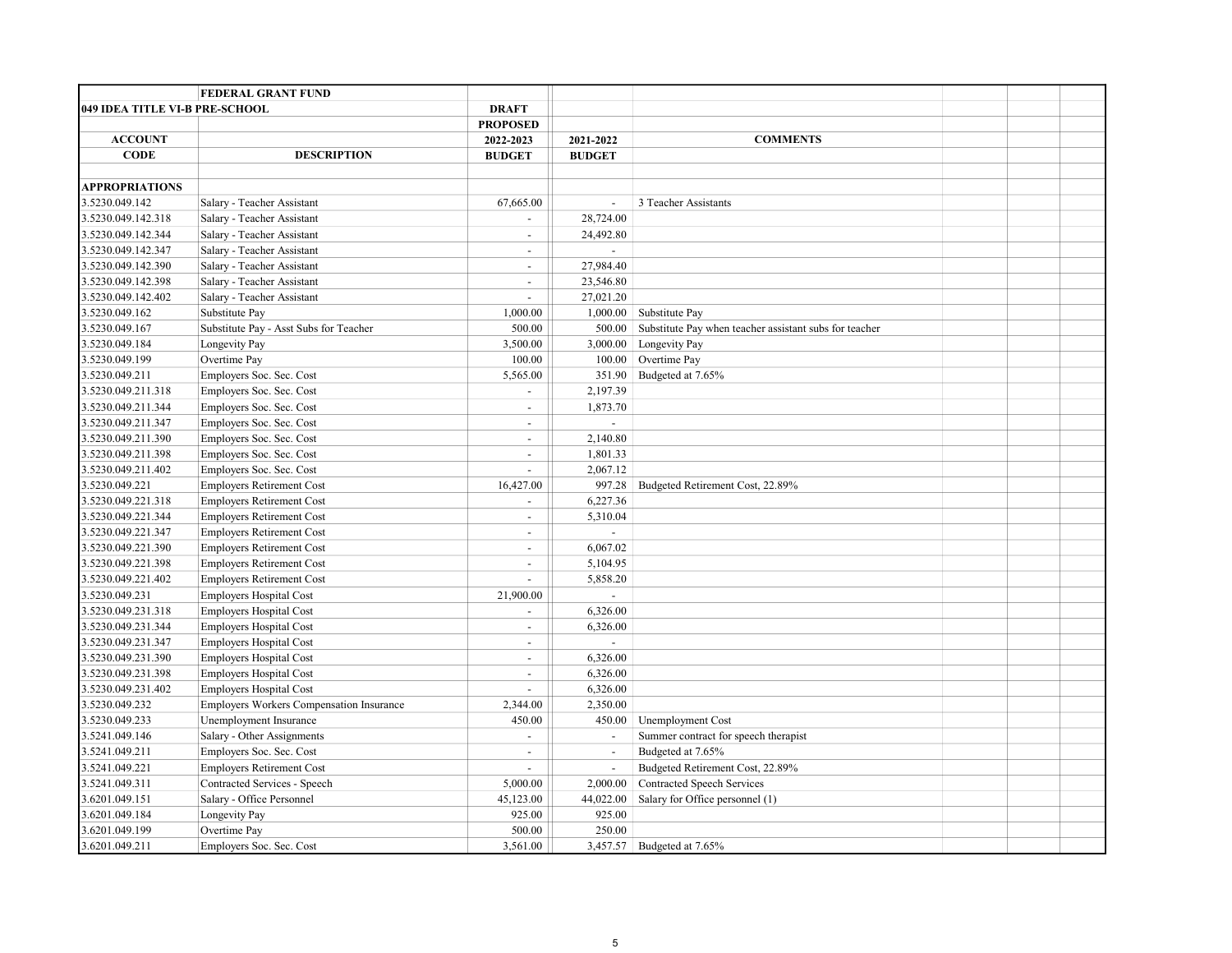| | FEDERAL GRANT FUND | | | |
|---|---|---|---|---|
| **049 IDEA TITLE VI-B PRE-SCHOOL** | | **DRAFT** | | |
| | | **PROPOSED** | | |
| **ACCOUNT** | | **2022-2023** | **2021-2022** | **COMMENTS** |
| **CODE** | **DESCRIPTION** | **BUDGET** | **BUDGET** | |
| | | | | |
| **APPROPRIATIONS** | | | | |
| 3.5230.049.142 | Salary - Teacher Assistant | 67,665.00 | - | 3 Teacher Assistants |
| 3.5230.049.142.318 | Salary - Teacher Assistant | - | 28,724.00 | |
| 3.5230.049.142.344 | Salary - Teacher Assistant | - | 24,492.80 | |
| 3.5230.049.142.347 | Salary - Teacher Assistant | - | - | |
| 3.5230.049.142.390 | Salary - Teacher Assistant | - | 27,984.40 | |
| 3.5230.049.142.398 | Salary - Teacher Assistant | - | 23,546.80 | |
| 3.5230.049.142.402 | Salary - Teacher Assistant | - | 27,021.20 | |
| 3.5230.049.162 | Substitute Pay | 1,000.00 | 1,000.00 | Substitute Pay |
| 3.5230.049.167 | Substitute Pay - Asst Subs for Teacher | 500.00 | 500.00 | Substitute Pay when teacher assistant subs for teacher |
| 3.5230.049.184 | Longevity Pay | 3,500.00 | 3,000.00 | Longevity Pay |
| 3.5230.049.199 | Overtime Pay | 100.00 | 100.00 | Overtime Pay |
| 3.5230.049.211 | Employers Soc. Sec. Cost | 5,565.00 | 351.90 | Budgeted at 7.65% |
| 3.5230.049.211.318 | Employers Soc. Sec. Cost | - | 2,197.39 | |
| 3.5230.049.211.344 | Employers Soc. Sec. Cost | - | 1,873.70 | |
| 3.5230.049.211.347 | Employers Soc. Sec. Cost | - | - | |
| 3.5230.049.211.390 | Employers Soc. Sec. Cost | - | 2,140.80 | |
| 3.5230.049.211.398 | Employers Soc. Sec. Cost | - | 1,801.33 | |
| 3.5230.049.211.402 | Employers Soc. Sec. Cost | - | 2,067.12 | |
| 3.5230.049.221 | Employers Retirement Cost | 16,427.00 | 997.28 | Budgeted Retirement Cost, 22.89% |
| 3.5230.049.221.318 | Employers Retirement Cost | - | 6,227.36 | |
| 3.5230.049.221.344 | Employers Retirement Cost | - | 5,310.04 | |
| 3.5230.049.221.347 | Employers Retirement Cost | - | - | |
| 3.5230.049.221.390 | Employers Retirement Cost | - | 6,067.02 | |
| 3.5230.049.221.398 | Employers Retirement Cost | - | 5,104.95 | |
| 3.5230.049.221.402 | Employers Retirement Cost | - | 5,858.20 | |
| 3.5230.049.231 | Employers Hospital Cost | 21,900.00 | - | |
| 3.5230.049.231.318 | Employers Hospital Cost | - | 6,326.00 | |
| 3.5230.049.231.344 | Employers Hospital Cost | - | 6,326.00 | |
| 3.5230.049.231.347 | Employers Hospital Cost | - | - | |
| 3.5230.049.231.390 | Employers Hospital Cost | - | 6,326.00 | |
| 3.5230.049.231.398 | Employers Hospital Cost | - | 6,326.00 | |
| 3.5230.049.231.402 | Employers Hospital Cost | - | 6,326.00 | |
| 3.5230.049.232 | Employers Workers Compensation Insurance | 2,344.00 | 2,350.00 | |
| 3.5230.049.233 | Unemployment Insurance | 450.00 | 450.00 | Unemployment Cost |
| 3.5241.049.146 | Salary - Other Assignments | - | - | Summer contract for speech therapist |
| 3.5241.049.211 | Employers Soc. Sec. Cost | - | - | Budgeted at 7.65% |
| 3.5241.049.221 | Employers Retirement Cost | - | - | Budgeted Retirement Cost, 22.89% |
| 3.5241.049.311 | Contracted Services - Speech | 5,000.00 | 2,000.00 | Contracted Speech Services |
| 3.6201.049.151 | Salary - Office Personnel | 45,123.00 | 44,022.00 | Salary for Office personnel (1) |
| 3.6201.049.184 | Longevity Pay | 925.00 | 925.00 | |
| 3.6201.049.199 | Overtime Pay | 500.00 | 250.00 | |
| 3.6201.049.211 | Employers Soc. Sec. Cost | 3,561.00 | 3,457.57 | Budgeted at 7.65% |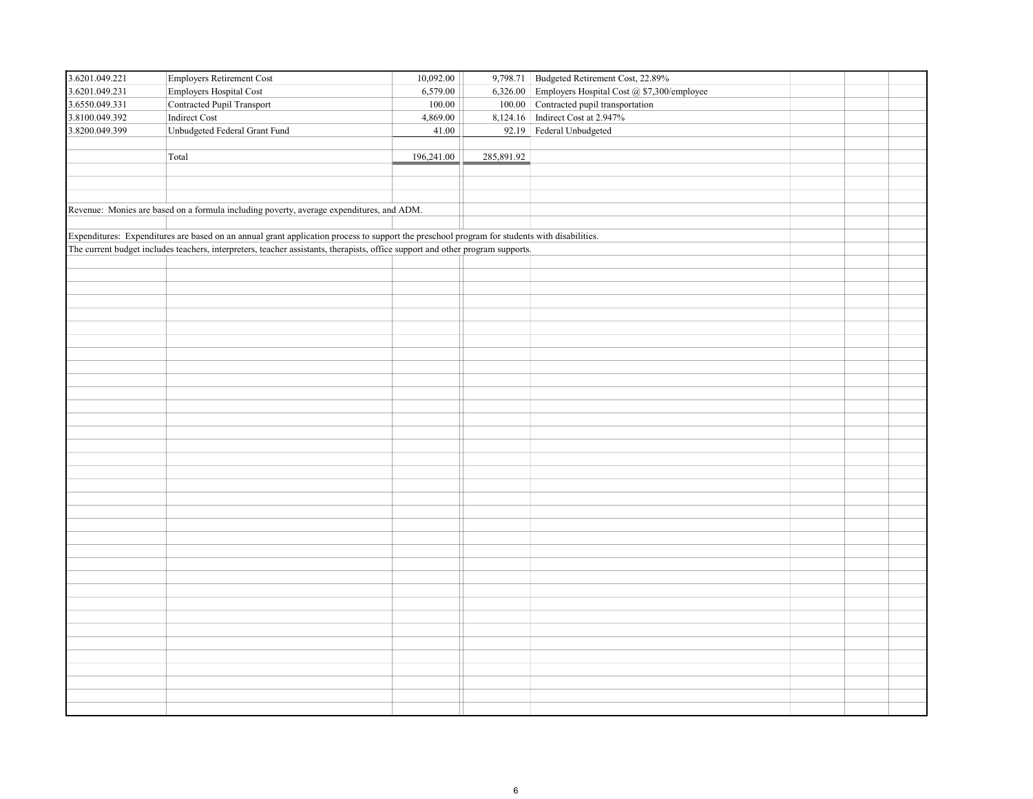| | | | | |
|---|---|---|---|---|
| 3.6201.049.221 | Employers Retirement Cost | 10,092.00 | 9,798.71 | Budgeted Retirement Cost, 22.89% |
| 3.6201.049.231 | Employers Hospital Cost | 6,579.00 | 6,326.00 | Employers Hospital Cost @ $7,300/employee |
| 3.6550.049.331 | Contracted Pupil Transport | 100.00 | 100.00 | Contracted pupil transportation |
| 3.8100.049.392 | Indirect Cost | 4,869.00 | 8,124.16 | Indirect Cost at 2.947% |
| 3.8200.049.399 | Unbudgeted Federal Grant Fund | 41.00 | 92.19 | Federal Unbudgeted |
| | | | | |
| | Total | 196,241.00 | 285,891.92 | |

Revenue: Monies are based on a formula including poverty, average expenditures, and ADM.

Expenditures: Expenditures are based on an annual grant application process to support the preschool program for students with disabilities.
The current budget includes teachers, interpreters, teacher assistants, therapists, office support and other program supports.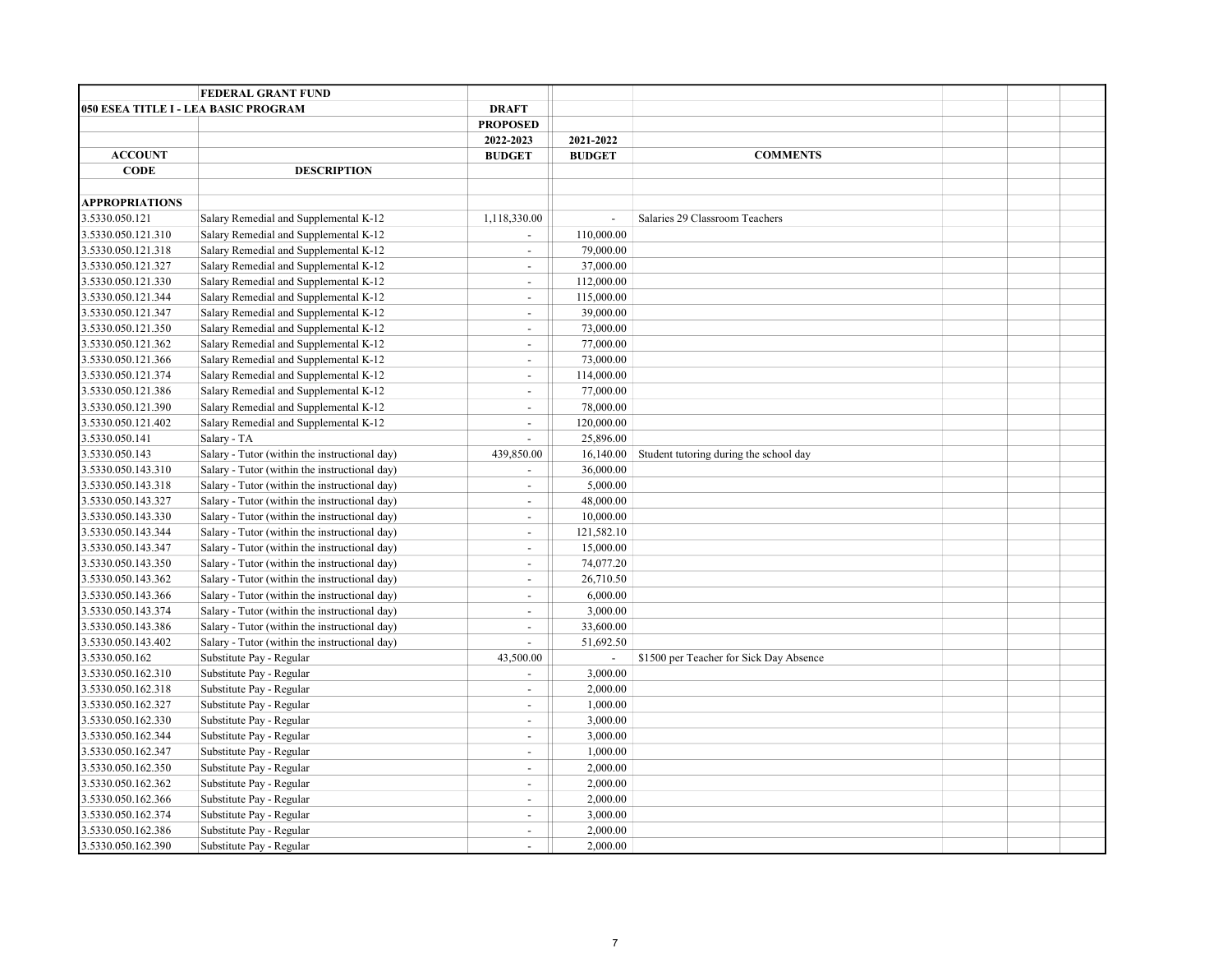| | FEDERAL GRANT FUND | | | |
|---|---|---|---|---|
| **050 ESEA TITLE I - LEA BASIC PROGRAM** | | **DRAFT** | | |
| | | **PROPOSED** | | |
| | | **2022-2023** | **2021-2022** | |
| **ACCOUNT** | | **BUDGET** | **BUDGET** | **COMMENTS** |
| **CODE** | **DESCRIPTION** | | | |
| | | | | |
| **APPROPRIATIONS** | | | | |
| 3.5330.050.121 | Salary Remedial and Supplemental K-12 | 1,118,330.00 | - | Salaries 29 Classroom Teachers |
| 3.5330.050.121.310 | Salary Remedial and Supplemental K-12 | - | 110,000.00 | |
| 3.5330.050.121.318 | Salary Remedial and Supplemental K-12 | - | 79,000.00 | |
| 3.5330.050.121.327 | Salary Remedial and Supplemental K-12 | - | 37,000.00 | |
| 3.5330.050.121.330 | Salary Remedial and Supplemental K-12 | - | 112,000.00 | |
| 3.5330.050.121.344 | Salary Remedial and Supplemental K-12 | - | 115,000.00 | |
| 3.5330.050.121.347 | Salary Remedial and Supplemental K-12 | - | 39,000.00 | |
| 3.5330.050.121.350 | Salary Remedial and Supplemental K-12 | - | 73,000.00 | |
| 3.5330.050.121.362 | Salary Remedial and Supplemental K-12 | - | 77,000.00 | |
| 3.5330.050.121.366 | Salary Remedial and Supplemental K-12 | - | 73,000.00 | |
| 3.5330.050.121.374 | Salary Remedial and Supplemental K-12 | - | 114,000.00 | |
| 3.5330.050.121.386 | Salary Remedial and Supplemental K-12 | - | 77,000.00 | |
| 3.5330.050.121.390 | Salary Remedial and Supplemental K-12 | - | 78,000.00 | |
| 3.5330.050.121.402 | Salary Remedial and Supplemental K-12 | - | 120,000.00 | |
| 3.5330.050.141 | Salary - TA | - | 25,896.00 | |
| 3.5330.050.143 | Salary - Tutor (within the instructional day) | 439,850.00 | 16,140.00 | Student tutoring during the school day |
| 3.5330.050.143.310 | Salary - Tutor (within the instructional day) | - | 36,000.00 | |
| 3.5330.050.143.318 | Salary - Tutor (within the instructional day) | - | 5,000.00 | |
| 3.5330.050.143.327 | Salary - Tutor (within the instructional day) | - | 48,000.00 | |
| 3.5330.050.143.330 | Salary - Tutor (within the instructional day) | - | 10,000.00 | |
| 3.5330.050.143.344 | Salary - Tutor (within the instructional day) | - | 121,582.10 | |
| 3.5330.050.143.347 | Salary - Tutor (within the instructional day) | - | 15,000.00 | |
| 3.5330.050.143.350 | Salary - Tutor (within the instructional day) | - | 74,077.20 | |
| 3.5330.050.143.362 | Salary - Tutor (within the instructional day) | - | 26,710.50 | |
| 3.5330.050.143.366 | Salary - Tutor (within the instructional day) | - | 6,000.00 | |
| 3.5330.050.143.374 | Salary - Tutor (within the instructional day) | - | 3,000.00 | |
| 3.5330.050.143.386 | Salary - Tutor (within the instructional day) | - | 33,600.00 | |
| 3.5330.050.143.402 | Salary - Tutor (within the instructional day) | - | 51,692.50 | |
| 3.5330.050.162 | Substitute Pay - Regular | 43,500.00 | - | $1500 per Teacher for Sick Day Absence |
| 3.5330.050.162.310 | Substitute Pay - Regular | - | 3,000.00 | |
| 3.5330.050.162.318 | Substitute Pay - Regular | - | 2,000.00 | |
| 3.5330.050.162.327 | Substitute Pay - Regular | - | 1,000.00 | |
| 3.5330.050.162.330 | Substitute Pay - Regular | - | 3,000.00 | |
| 3.5330.050.162.344 | Substitute Pay - Regular | - | 3,000.00 | |
| 3.5330.050.162.347 | Substitute Pay - Regular | - | 1,000.00 | |
| 3.5330.050.162.350 | Substitute Pay - Regular | - | 2,000.00 | |
| 3.5330.050.162.362 | Substitute Pay - Regular | - | 2,000.00 | |
| 3.5330.050.162.366 | Substitute Pay - Regular | - | 2,000.00 | |
| 3.5330.050.162.374 | Substitute Pay - Regular | - | 3,000.00 | |
| 3.5330.050.162.386 | Substitute Pay - Regular | - | 2,000.00 | |
| 3.5330.050.162.390 | Substitute Pay - Regular | - | 2,000.00 | |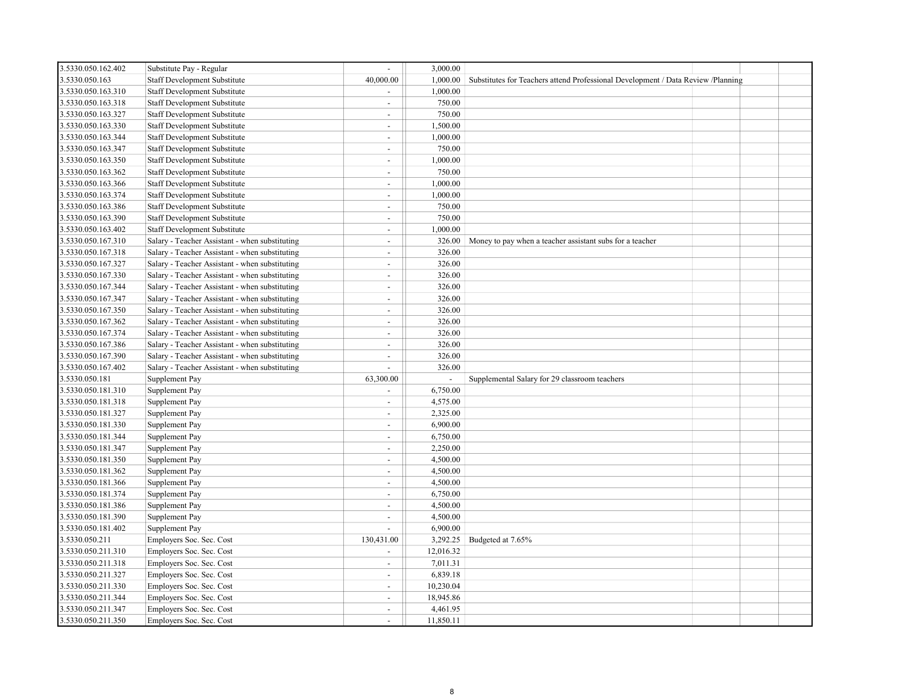| | | | | | | | |
|---|---|---|---|---|---|---|---|
| 3.5330.050.162.402 | Substitute Pay - Regular | - | 3,000.00 | | | | |
| 3.5330.050.163 | Staff Development Substitute | 40,000.00 | 1,000.00 | Substitutes for Teachers attend Professional Development / Data Review /Planning | | | |
| 3.5330.050.163.310 | Staff Development Substitute | - | 1,000.00 | | | | |
| 3.5330.050.163.318 | Staff Development Substitute | - | 750.00 | | | | |
| 3.5330.050.163.327 | Staff Development Substitute | - | 750.00 | | | | |
| 3.5330.050.163.330 | Staff Development Substitute | - | 1,500.00 | | | | |
| 3.5330.050.163.344 | Staff Development Substitute | - | 1,000.00 | | | | |
| 3.5330.050.163.347 | Staff Development Substitute | - | 750.00 | | | | |
| 3.5330.050.163.350 | Staff Development Substitute | - | 1,000.00 | | | | |
| 3.5330.050.163.362 | Staff Development Substitute | - | 750.00 | | | | |
| 3.5330.050.163.366 | Staff Development Substitute | - | 1,000.00 | | | | |
| 3.5330.050.163.374 | Staff Development Substitute | - | 1,000.00 | | | | |
| 3.5330.050.163.386 | Staff Development Substitute | - | 750.00 | | | | |
| 3.5330.050.163.390 | Staff Development Substitute | - | 750.00 | | | | |
| 3.5330.050.163.402 | Staff Development Substitute | - | 1,000.00 | | | | |
| 3.5330.050.167.310 | Salary - Teacher Assistant - when substituting | - | 326.00 | Money to pay when a teacher assistant subs for a teacher | | | |
| 3.5330.050.167.318 | Salary - Teacher Assistant - when substituting | - | 326.00 | | | | |
| 3.5330.050.167.327 | Salary - Teacher Assistant - when substituting | - | 326.00 | | | | |
| 3.5330.050.167.330 | Salary - Teacher Assistant - when substituting | - | 326.00 | | | | |
| 3.5330.050.167.344 | Salary - Teacher Assistant - when substituting | - | 326.00 | | | | |
| 3.5330.050.167.347 | Salary - Teacher Assistant - when substituting | - | 326.00 | | | | |
| 3.5330.050.167.350 | Salary - Teacher Assistant - when substituting | - | 326.00 | | | | |
| 3.5330.050.167.362 | Salary - Teacher Assistant - when substituting | - | 326.00 | | | | |
| 3.5330.050.167.374 | Salary - Teacher Assistant - when substituting | - | 326.00 | | | | |
| 3.5330.050.167.386 | Salary - Teacher Assistant - when substituting | - | 326.00 | | | | |
| 3.5330.050.167.390 | Salary - Teacher Assistant - when substituting | - | 326.00 | | | | |
| 3.5330.050.167.402 | Salary - Teacher Assistant - when substituting | - | 326.00 | | | | |
| 3.5330.050.181 | Supplement Pay | 63,300.00 | - | Supplemental Salary for 29 classroom teachers | | | |
| 3.5330.050.181.310 | Supplement Pay | - | 6,750.00 | | | | |
| 3.5330.050.181.318 | Supplement Pay | - | 4,575.00 | | | | |
| 3.5330.050.181.327 | Supplement Pay | - | 2,325.00 | | | | |
| 3.5330.050.181.330 | Supplement Pay | - | 6,900.00 | | | | |
| 3.5330.050.181.344 | Supplement Pay | - | 6,750.00 | | | | |
| 3.5330.050.181.347 | Supplement Pay | - | 2,250.00 | | | | |
| 3.5330.050.181.350 | Supplement Pay | - | 4,500.00 | | | | |
| 3.5330.050.181.362 | Supplement Pay | - | 4,500.00 | | | | |
| 3.5330.050.181.366 | Supplement Pay | - | 4,500.00 | | | | |
| 3.5330.050.181.374 | Supplement Pay | - | 6,750.00 | | | | |
| 3.5330.050.181.386 | Supplement Pay | - | 4,500.00 | | | | |
| 3.5330.050.181.390 | Supplement Pay | - | 4,500.00 | | | | |
| 3.5330.050.181.402 | Supplement Pay | - | 6,900.00 | | | | |
| 3.5330.050.211 | Employers Soc. Sec. Cost | 130,431.00 | 3,292.25 | Budgeted at 7.65% | | | |
| 3.5330.050.211.310 | Employers Soc. Sec. Cost | - | 12,016.32 | | | | |
| 3.5330.050.211.318 | Employers Soc. Sec. Cost | - | 7,011.31 | | | | |
| 3.5330.050.211.327 | Employers Soc. Sec. Cost | - | 6,839.18 | | | | |
| 3.5330.050.211.330 | Employers Soc. Sec. Cost | - | 10,230.04 | | | | |
| 3.5330.050.211.344 | Employers Soc. Sec. Cost | - | 18,945.86 | | | | |
| 3.5330.050.211.347 | Employers Soc. Sec. Cost | - | 4,461.95 | | | | |
| 3.5330.050.211.350 | Employers Soc. Sec. Cost | - | 11,850.11 | | | | |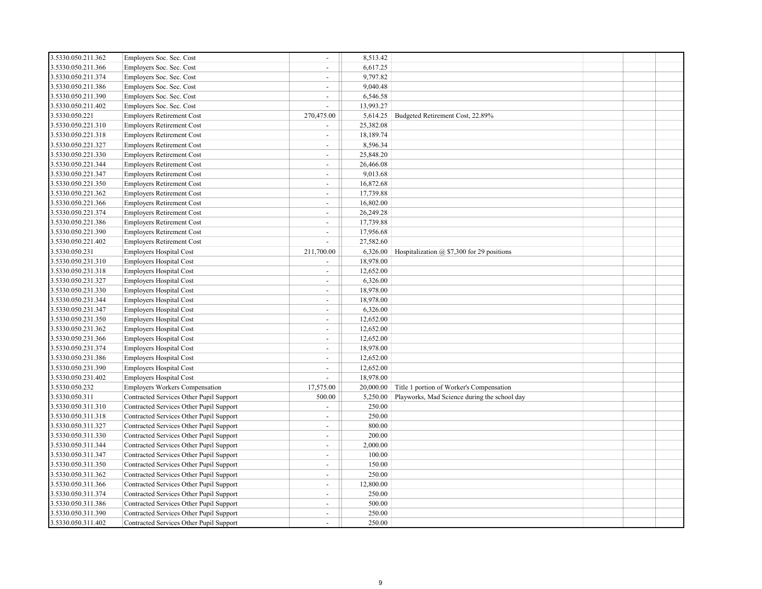| | | | | | | | |
|---|---|---|---|---|---|---|---|
| 3.5330.050.211.362 | Employers Soc. Sec. Cost | - | 8,513.42 | | | | |
| 3.5330.050.211.366 | Employers Soc. Sec. Cost | - | 6,617.25 | | | | |
| 3.5330.050.211.374 | Employers Soc. Sec. Cost | - | 9,797.82 | | | | |
| 3.5330.050.211.386 | Employers Soc. Sec. Cost | - | 9,040.48 | | | | |
| 3.5330.050.211.390 | Employers Soc. Sec. Cost | - | 6,546.58 | | | | |
| 3.5330.050.211.402 | Employers Soc. Sec. Cost | - | 13,993.27 | | | | |
| 3.5330.050.221 | Employers Retirement Cost | 270,475.00 | 5,614.25 | Budgeted Retirement Cost, 22.89% | | | |
| 3.5330.050.221.310 | Employers Retirement Cost | - | 25,382.08 | | | | |
| 3.5330.050.221.318 | Employers Retirement Cost | - | 18,189.74 | | | | |
| 3.5330.050.221.327 | Employers Retirement Cost | - | 8,596.34 | | | | |
| 3.5330.050.221.330 | Employers Retirement Cost | - | 25,848.20 | | | | |
| 3.5330.050.221.344 | Employers Retirement Cost | - | 26,466.08 | | | | |
| 3.5330.050.221.347 | Employers Retirement Cost | - | 9,013.68 | | | | |
| 3.5330.050.221.350 | Employers Retirement Cost | - | 16,872.68 | | | | |
| 3.5330.050.221.362 | Employers Retirement Cost | - | 17,739.88 | | | | |
| 3.5330.050.221.366 | Employers Retirement Cost | - | 16,802.00 | | | | |
| 3.5330.050.221.374 | Employers Retirement Cost | - | 26,249.28 | | | | |
| 3.5330.050.221.386 | Employers Retirement Cost | - | 17,739.88 | | | | |
| 3.5330.050.221.390 | Employers Retirement Cost | - | 17,956.68 | | | | |
| 3.5330.050.221.402 | Employers Retirement Cost | - | 27,582.60 | | | | |
| 3.5330.050.231 | Employers Hospital Cost | 211,700.00 | 6,326.00 | Hospitalization @ $7,300 for 29 positions | | | |
| 3.5330.050.231.310 | Employers Hospital Cost | - | 18,978.00 | | | | |
| 3.5330.050.231.318 | Employers Hospital Cost | - | 12,652.00 | | | | |
| 3.5330.050.231.327 | Employers Hospital Cost | - | 6,326.00 | | | | |
| 3.5330.050.231.330 | Employers Hospital Cost | - | 18,978.00 | | | | |
| 3.5330.050.231.344 | Employers Hospital Cost | - | 18,978.00 | | | | |
| 3.5330.050.231.347 | Employers Hospital Cost | - | 6,326.00 | | | | |
| 3.5330.050.231.350 | Employers Hospital Cost | - | 12,652.00 | | | | |
| 3.5330.050.231.362 | Employers Hospital Cost | - | 12,652.00 | | | | |
| 3.5330.050.231.366 | Employers Hospital Cost | - | 12,652.00 | | | | |
| 3.5330.050.231.374 | Employers Hospital Cost | - | 18,978.00 | | | | |
| 3.5330.050.231.386 | Employers Hospital Cost | - | 12,652.00 | | | | |
| 3.5330.050.231.390 | Employers Hospital Cost | - | 12,652.00 | | | | |
| 3.5330.050.231.402 | Employers Hospital Cost | - | 18,978.00 | | | | |
| 3.5330.050.232 | Employers Workers Compensation | 17,575.00 | 20,000.00 | Title 1 portion of Worker's Compensation | | | |
| 3.5330.050.311 | Contracted Services Other Pupil Support | 500.00 | 5,250.00 | Playworks, Mad Science during the school day | | | |
| 3.5330.050.311.310 | Contracted Services Other Pupil Support | - | 250.00 | | | | |
| 3.5330.050.311.318 | Contracted Services Other Pupil Support | - | 250.00 | | | | |
| 3.5330.050.311.327 | Contracted Services Other Pupil Support | - | 800.00 | | | | |
| 3.5330.050.311.330 | Contracted Services Other Pupil Support | - | 200.00 | | | | |
| 3.5330.050.311.344 | Contracted Services Other Pupil Support | - | 2,000.00 | | | | |
| 3.5330.050.311.347 | Contracted Services Other Pupil Support | - | 100.00 | | | | |
| 3.5330.050.311.350 | Contracted Services Other Pupil Support | - | 150.00 | | | | |
| 3.5330.050.311.362 | Contracted Services Other Pupil Support | - | 250.00 | | | | |
| 3.5330.050.311.366 | Contracted Services Other Pupil Support | - | 12,800.00 | | | | |
| 3.5330.050.311.374 | Contracted Services Other Pupil Support | - | 250.00 | | | | |
| 3.5330.050.311.386 | Contracted Services Other Pupil Support | - | 500.00 | | | | |
| 3.5330.050.311.390 | Contracted Services Other Pupil Support | - | 250.00 | | | | |
| 3.5330.050.311.402 | Contracted Services Other Pupil Support | - | 250.00 | | | | |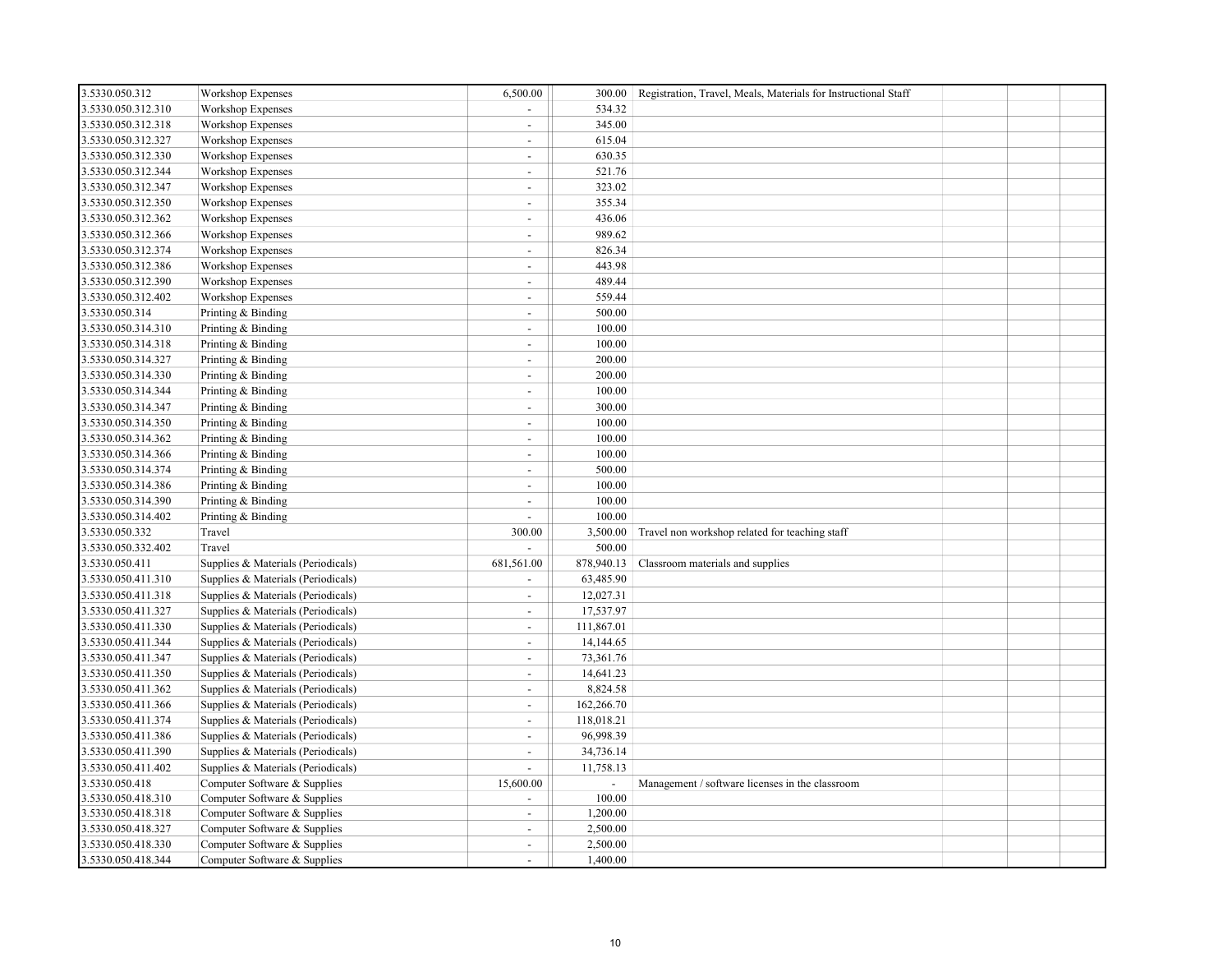| | | | | | | | |
|---|---|---|---|---|---|---|---|
| 3.5330.050.312 | Workshop Expenses | 6,500.00 | 300.00 | Registration, Travel, Meals, Materials for Instructional Staff | | | |
| 3.5330.050.312.310 | Workshop Expenses | - | 534.32 | | | | |
| 3.5330.050.312.318 | Workshop Expenses | - | 345.00 | | | | |
| 3.5330.050.312.327 | Workshop Expenses | - | 615.04 | | | | |
| 3.5330.050.312.330 | Workshop Expenses | - | 630.35 | | | | |
| 3.5330.050.312.344 | Workshop Expenses | - | 521.76 | | | | |
| 3.5330.050.312.347 | Workshop Expenses | - | 323.02 | | | | |
| 3.5330.050.312.350 | Workshop Expenses | - | 355.34 | | | | |
| 3.5330.050.312.362 | Workshop Expenses | - | 436.06 | | | | |
| 3.5330.050.312.366 | Workshop Expenses | - | 989.62 | | | | |
| 3.5330.050.312.374 | Workshop Expenses | - | 826.34 | | | | |
| 3.5330.050.312.386 | Workshop Expenses | - | 443.98 | | | | |
| 3.5330.050.312.390 | Workshop Expenses | - | 489.44 | | | | |
| 3.5330.050.312.402 | Workshop Expenses | - | 559.44 | | | | |
| 3.5330.050.314 | Printing & Binding | - | 500.00 | | | | |
| 3.5330.050.314.310 | Printing & Binding | - | 100.00 | | | | |
| 3.5330.050.314.318 | Printing & Binding | - | 100.00 | | | | |
| 3.5330.050.314.327 | Printing & Binding | - | 200.00 | | | | |
| 3.5330.050.314.330 | Printing & Binding | - | 200.00 | | | | |
| 3.5330.050.314.344 | Printing & Binding | - | 100.00 | | | | |
| 3.5330.050.314.347 | Printing & Binding | - | 300.00 | | | | |
| 3.5330.050.314.350 | Printing & Binding | - | 100.00 | | | | |
| 3.5330.050.314.362 | Printing & Binding | - | 100.00 | | | | |
| 3.5330.050.314.366 | Printing & Binding | - | 100.00 | | | | |
| 3.5330.050.314.374 | Printing & Binding | - | 500.00 | | | | |
| 3.5330.050.314.386 | Printing & Binding | - | 100.00 | | | | |
| 3.5330.050.314.390 | Printing & Binding | - | 100.00 | | | | |
| 3.5330.050.314.402 | Printing & Binding | - | 100.00 | | | | |
| 3.5330.050.332 | Travel | 300.00 | 3,500.00 | Travel non workshop related for teaching staff | | | |
| 3.5330.050.332.402 | Travel | - | 500.00 | | | | |
| 3.5330.050.411 | Supplies & Materials (Periodicals) | 681,561.00 | 878,940.13 | Classroom materials and supplies | | | |
| 3.5330.050.411.310 | Supplies & Materials (Periodicals) | - | 63,485.90 | | | | |
| 3.5330.050.411.318 | Supplies & Materials (Periodicals) | - | 12,027.31 | | | | |
| 3.5330.050.411.327 | Supplies & Materials (Periodicals) | - | 17,537.97 | | | | |
| 3.5330.050.411.330 | Supplies & Materials (Periodicals) | - | 111,867.01 | | | | |
| 3.5330.050.411.344 | Supplies & Materials (Periodicals) | - | 14,144.65 | | | | |
| 3.5330.050.411.347 | Supplies & Materials (Periodicals) | - | 73,361.76 | | | | |
| 3.5330.050.411.350 | Supplies & Materials (Periodicals) | - | 14,641.23 | | | | |
| 3.5330.050.411.362 | Supplies & Materials (Periodicals) | - | 8,824.58 | | | | |
| 3.5330.050.411.366 | Supplies & Materials (Periodicals) | - | 162,266.70 | | | | |
| 3.5330.050.411.374 | Supplies & Materials (Periodicals) | - | 118,018.21 | | | | |
| 3.5330.050.411.386 | Supplies & Materials (Periodicals) | - | 96,998.39 | | | | |
| 3.5330.050.411.390 | Supplies & Materials (Periodicals) | - | 34,736.14 | | | | |
| 3.5330.050.411.402 | Supplies & Materials (Periodicals) | - | 11,758.13 | | | | |
| 3.5330.050.418 | Computer Software & Supplies | 15,600.00 | - | Management / software licenses in the classroom | | | |
| 3.5330.050.418.310 | Computer Software & Supplies | - | 100.00 | | | | |
| 3.5330.050.418.318 | Computer Software & Supplies | - | 1,200.00 | | | | |
| 3.5330.050.418.327 | Computer Software & Supplies | - | 2,500.00 | | | | |
| 3.5330.050.418.330 | Computer Software & Supplies | - | 2,500.00 | | | | |
| 3.5330.050.418.344 | Computer Software & Supplies | - | 1,400.00 | | | | |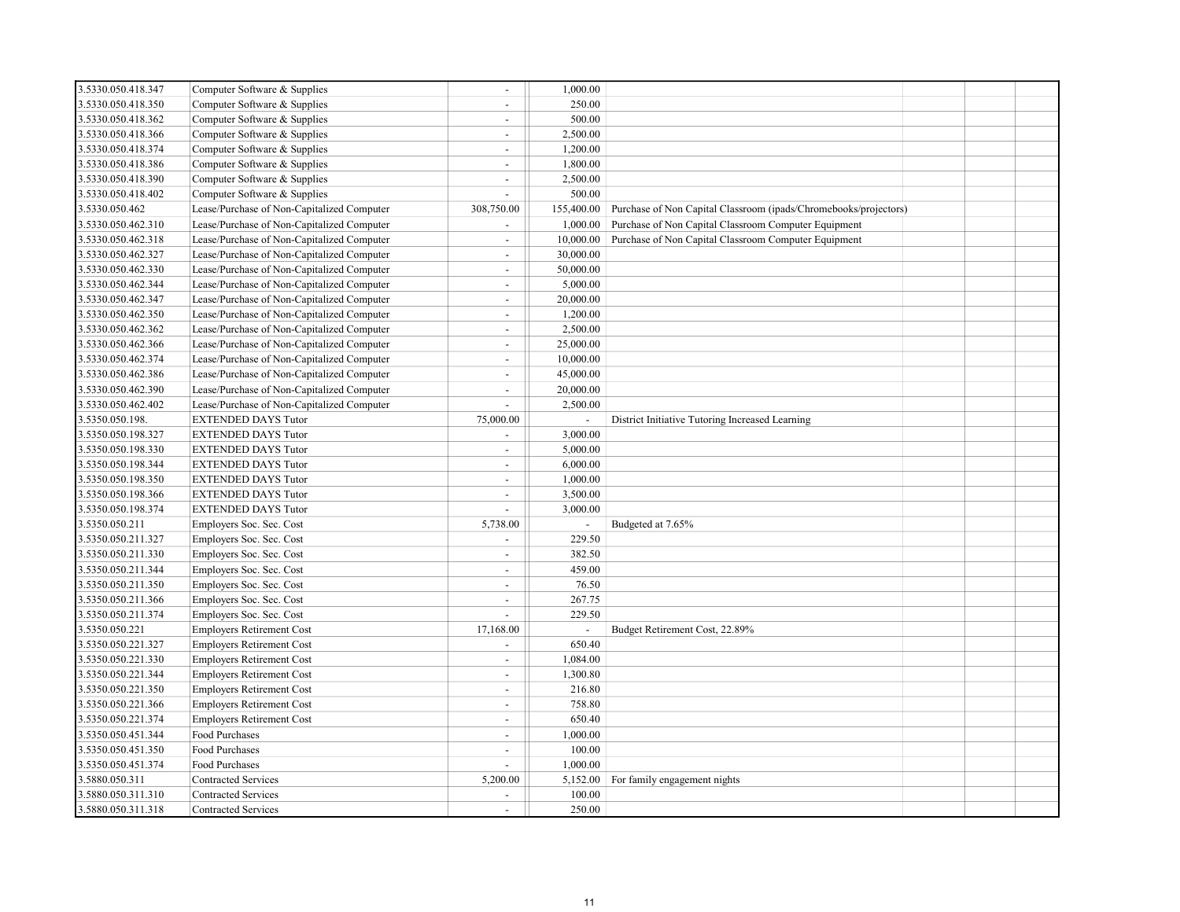| | | | | | | | |
|---|---|---|---|---|---|---|---|
| 3.5330.050.418.347 | Computer Software & Supplies | - | 1,000.00 | | | | |
| 3.5330.050.418.350 | Computer Software & Supplies | - | 250.00 | | | | |
| 3.5330.050.418.362 | Computer Software & Supplies | - | 500.00 | | | | |
| 3.5330.050.418.366 | Computer Software & Supplies | - | 2,500.00 | | | | |
| 3.5330.050.418.374 | Computer Software & Supplies | - | 1,200.00 | | | | |
| 3.5330.050.418.386 | Computer Software & Supplies | - | 1,800.00 | | | | |
| 3.5330.050.418.390 | Computer Software & Supplies | - | 2,500.00 | | | | |
| 3.5330.050.418.402 | Computer Software & Supplies | - | 500.00 | | | | |
| 3.5330.050.462 | Lease/Purchase of Non-Capitalized Computer | 308,750.00 | 155,400.00 | Purchase of Non Capital Classroom (ipads/Chromebooks/projectors) | | | |
| 3.5330.050.462.310 | Lease/Purchase of Non-Capitalized Computer | - | 1,000.00 | Purchase of Non Capital Classroom Computer Equipment | | | |
| 3.5330.050.462.318 | Lease/Purchase of Non-Capitalized Computer | - | 10,000.00 | Purchase of Non Capital Classroom Computer Equipment | | | |
| 3.5330.050.462.327 | Lease/Purchase of Non-Capitalized Computer | - | 30,000.00 | | | | |
| 3.5330.050.462.330 | Lease/Purchase of Non-Capitalized Computer | - | 50,000.00 | | | | |
| 3.5330.050.462.344 | Lease/Purchase of Non-Capitalized Computer | - | 5,000.00 | | | | |
| 3.5330.050.462.347 | Lease/Purchase of Non-Capitalized Computer | - | 20,000.00 | | | | |
| 3.5330.050.462.350 | Lease/Purchase of Non-Capitalized Computer | - | 1,200.00 | | | | |
| 3.5330.050.462.362 | Lease/Purchase of Non-Capitalized Computer | - | 2,500.00 | | | | |
| 3.5330.050.462.366 | Lease/Purchase of Non-Capitalized Computer | - | 25,000.00 | | | | |
| 3.5330.050.462.374 | Lease/Purchase of Non-Capitalized Computer | - | 10,000.00 | | | | |
| 3.5330.050.462.386 | Lease/Purchase of Non-Capitalized Computer | - | 45,000.00 | | | | |
| 3.5330.050.462.390 | Lease/Purchase of Non-Capitalized Computer | - | 20,000.00 | | | | |
| 3.5330.050.462.402 | Lease/Purchase of Non-Capitalized Computer | - | 2,500.00 | | | | |
| 3.5350.050.198. | EXTENDED DAYS Tutor | 75,000.00 | - | District Initiative Tutoring Increased Learning | | | |
| 3.5350.050.198.327 | EXTENDED DAYS Tutor | - | 3,000.00 | | | | |
| 3.5350.050.198.330 | EXTENDED DAYS Tutor | - | 5,000.00 | | | | |
| 3.5350.050.198.344 | EXTENDED DAYS Tutor | - | 6,000.00 | | | | |
| 3.5350.050.198.350 | EXTENDED DAYS Tutor | - | 1,000.00 | | | | |
| 3.5350.050.198.366 | EXTENDED DAYS Tutor | - | 3,500.00 | | | | |
| 3.5350.050.198.374 | EXTENDED DAYS Tutor | - | 3,000.00 | | | | |
| 3.5350.050.211 | Employers Soc. Sec. Cost | 5,738.00 | - | Budgeted at 7.65% | | | |
| 3.5350.050.211.327 | Employers Soc. Sec. Cost | - | 229.50 | | | | |
| 3.5350.050.211.330 | Employers Soc. Sec. Cost | - | 382.50 | | | | |
| 3.5350.050.211.344 | Employers Soc. Sec. Cost | - | 459.00 | | | | |
| 3.5350.050.211.350 | Employers Soc. Sec. Cost | - | 76.50 | | | | |
| 3.5350.050.211.366 | Employers Soc. Sec. Cost | - | 267.75 | | | | |
| 3.5350.050.211.374 | Employers Soc. Sec. Cost | - | 229.50 | | | | |
| 3.5350.050.221 | Employers Retirement Cost | 17,168.00 | - | Budget Retirement Cost, 22.89% | | | |
| 3.5350.050.221.327 | Employers Retirement Cost | - | 650.40 | | | | |
| 3.5350.050.221.330 | Employers Retirement Cost | - | 1,084.00 | | | | |
| 3.5350.050.221.344 | Employers Retirement Cost | - | 1,300.80 | | | | |
| 3.5350.050.221.350 | Employers Retirement Cost | - | 216.80 | | | | |
| 3.5350.050.221.366 | Employers Retirement Cost | - | 758.80 | | | | |
| 3.5350.050.221.374 | Employers Retirement Cost | - | 650.40 | | | | |
| 3.5350.050.451.344 | Food Purchases | - | 1,000.00 | | | | |
| 3.5350.050.451.350 | Food Purchases | - | 100.00 | | | | |
| 3.5350.050.451.374 | Food Purchases | - | 1,000.00 | | | | |
| 3.5880.050.311 | Contracted Services | 5,200.00 | 5,152.00 | For family engagement nights | | | |
| 3.5880.050.311.310 | Contracted Services | - | 100.00 | | | | |
| 3.5880.050.311.318 | Contracted Services | - | 250.00 | | | | |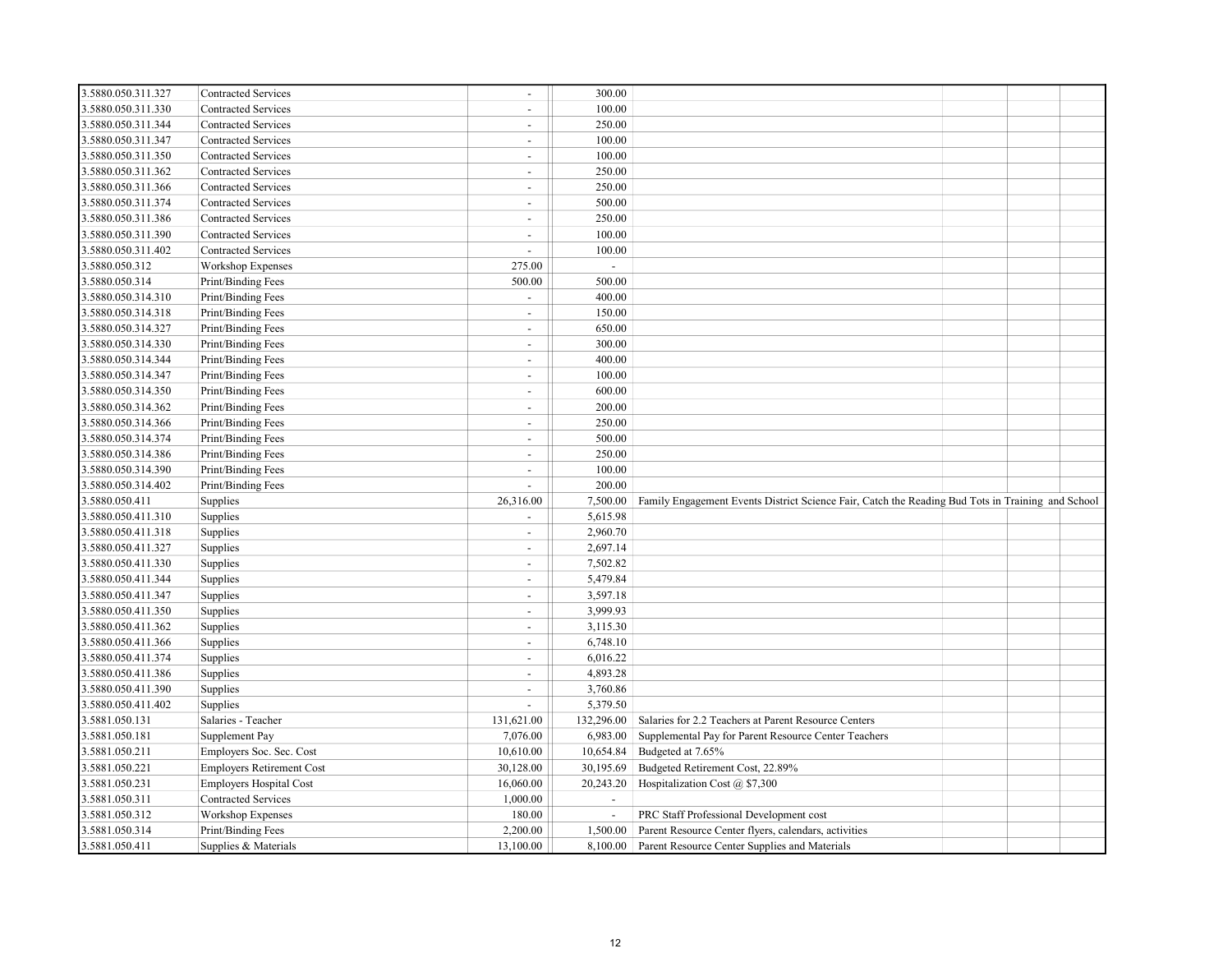| | | | | | | | |
|---|---|---|---|---|---|---|---|
| 3.5880.050.311.327 | Contracted Services | - | 300.00 | | | | |
| 3.5880.050.311.330 | Contracted Services | - | 100.00 | | | | |
| 3.5880.050.311.344 | Contracted Services | - | 250.00 | | | | |
| 3.5880.050.311.347 | Contracted Services | - | 100.00 | | | | |
| 3.5880.050.311.350 | Contracted Services | - | 100.00 | | | | |
| 3.5880.050.311.362 | Contracted Services | - | 250.00 | | | | |
| 3.5880.050.311.366 | Contracted Services | - | 250.00 | | | | |
| 3.5880.050.311.374 | Contracted Services | - | 500.00 | | | | |
| 3.5880.050.311.386 | Contracted Services | - | 250.00 | | | | |
| 3.5880.050.311.390 | Contracted Services | - | 100.00 | | | | |
| 3.5880.050.311.402 | Contracted Services | - | 100.00 | | | | |
| 3.5880.050.312 | Workshop Expenses | 275.00 | - | | | | |
| 3.5880.050.314 | Print/Binding Fees | 500.00 | 500.00 | | | | |
| 3.5880.050.314.310 | Print/Binding Fees | - | 400.00 | | | | |
| 3.5880.050.314.318 | Print/Binding Fees | - | 150.00 | | | | |
| 3.5880.050.314.327 | Print/Binding Fees | - | 650.00 | | | | |
| 3.5880.050.314.330 | Print/Binding Fees | - | 300.00 | | | | |
| 3.5880.050.314.344 | Print/Binding Fees | - | 400.00 | | | | |
| 3.5880.050.314.347 | Print/Binding Fees | - | 100.00 | | | | |
| 3.5880.050.314.350 | Print/Binding Fees | - | 600.00 | | | | |
| 3.5880.050.314.362 | Print/Binding Fees | - | 200.00 | | | | |
| 3.5880.050.314.366 | Print/Binding Fees | - | 250.00 | | | | |
| 3.5880.050.314.374 | Print/Binding Fees | - | 500.00 | | | | |
| 3.5880.050.314.386 | Print/Binding Fees | - | 250.00 | | | | |
| 3.5880.050.314.390 | Print/Binding Fees | - | 100.00 | | | | |
| 3.5880.050.314.402 | Print/Binding Fees | - | 200.00 | | | | |
| 3.5880.050.411 | Supplies | 26,316.00 | 7,500.00 | Family Engagement Events District Science Fair, Catch the Reading Bud Tots in Training and School | | | |
| 3.5880.050.411.310 | Supplies | - | 5,615.98 | | | | |
| 3.5880.050.411.318 | Supplies | - | 2,960.70 | | | | |
| 3.5880.050.411.327 | Supplies | - | 2,697.14 | | | | |
| 3.5880.050.411.330 | Supplies | - | 7,502.82 | | | | |
| 3.5880.050.411.344 | Supplies | - | 5,479.84 | | | | |
| 3.5880.050.411.347 | Supplies | - | 3,597.18 | | | | |
| 3.5880.050.411.350 | Supplies | - | 3,999.93 | | | | |
| 3.5880.050.411.362 | Supplies | - | 3,115.30 | | | | |
| 3.5880.050.411.366 | Supplies | - | 6,748.10 | | | | |
| 3.5880.050.411.374 | Supplies | - | 6,016.22 | | | | |
| 3.5880.050.411.386 | Supplies | - | 4,893.28 | | | | |
| 3.5880.050.411.390 | Supplies | - | 3,760.86 | | | | |
| 3.5880.050.411.402 | Supplies | - | 5,379.50 | | | | |
| 3.5881.050.131 | Salaries - Teacher | 131,621.00 | 132,296.00 | Salaries for 2.2 Teachers at Parent Resource Centers | | | |
| 3.5881.050.181 | Supplement Pay | 7,076.00 | 6,983.00 | Supplemental Pay for Parent Resource Center Teachers | | | |
| 3.5881.050.211 | Employers Soc. Sec. Cost | 10,610.00 | 10,654.84 | Budgeted at 7.65% | | | |
| 3.5881.050.221 | Employers Retirement Cost | 30,128.00 | 30,195.69 | Budgeted Retirement Cost, 22.89% | | | |
| 3.5881.050.231 | Employers Hospital Cost | 16,060.00 | 20,243.20 | Hospitalization Cost @ $7,300 | | | |
| 3.5881.050.311 | Contracted Services | 1,000.00 | - | | | | |
| 3.5881.050.312 | Workshop Expenses | 180.00 | - | PRC Staff Professional Development cost | | | |
| 3.5881.050.314 | Print/Binding Fees | 2,200.00 | 1,500.00 | Parent Resource Center flyers, calendars, activities | | | |
| 3.5881.050.411 | Supplies & Materials | 13,100.00 | 8,100.00 | Parent Resource Center Supplies and Materials | | | |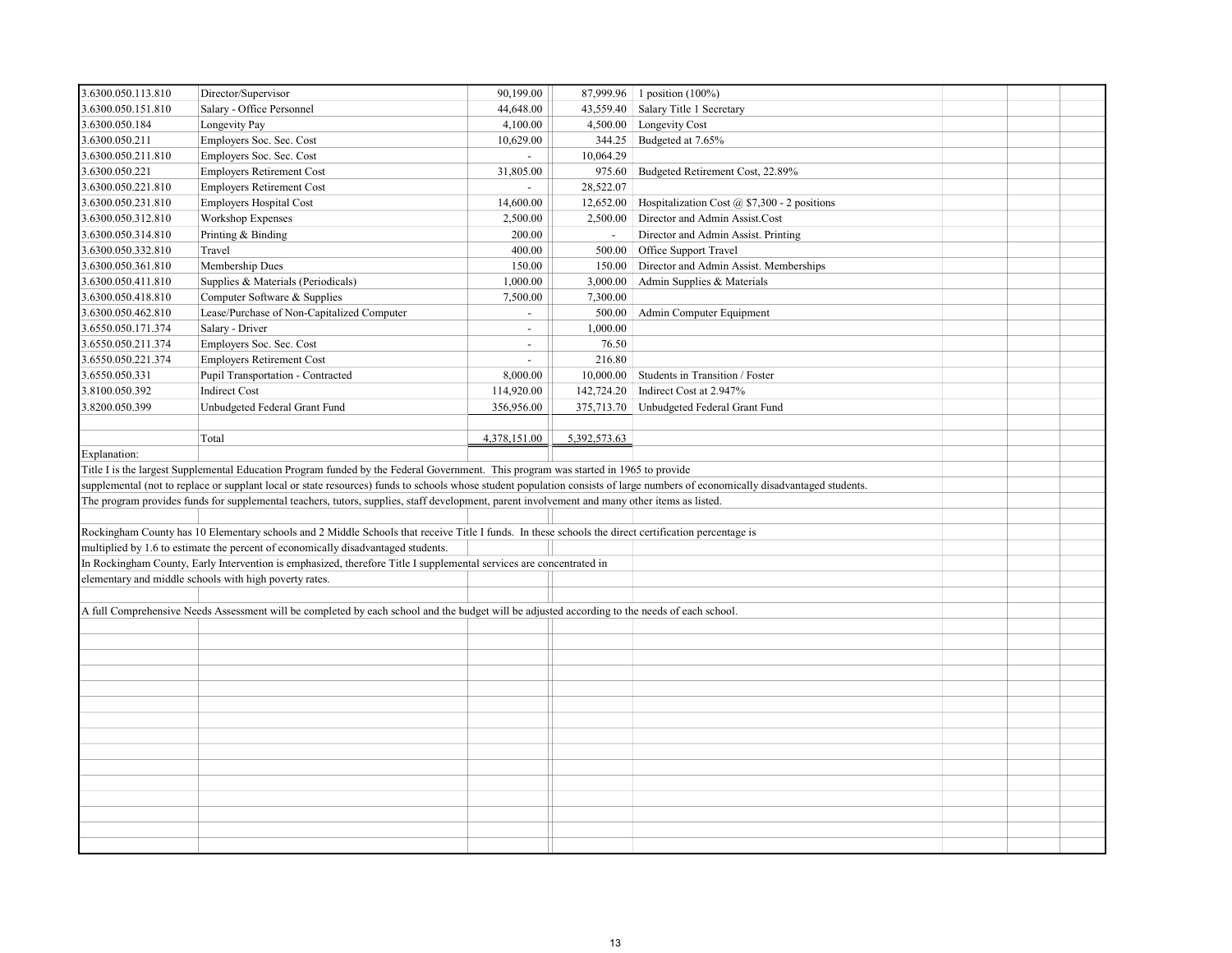| | | | | | | | |
|---|---|---|---|---|---|---|---|
| 3.6300.050.113.810 | Director/Supervisor | 90,199.00 | 87,999.96 | 1 position (100%) | | | |
| 3.6300.050.151.810 | Salary - Office Personnel | 44,648.00 | 43,559.40 | Salary Title 1 Secretary | | | |
| 3.6300.050.184 | Longevity Pay | 4,100.00 | 4,500.00 | Longevity Cost | | | |
| 3.6300.050.211 | Employers Soc. Sec. Cost | 10,629.00 | 344.25 | Budgeted at 7.65% | | | |
| 3.6300.050.211.810 | Employers Soc. Sec. Cost | - | 10,064.29 | | | | |
| 3.6300.050.221 | Employers Retirement Cost | 31,805.00 | 975.60 | Budgeted Retirement Cost, 22.89% | | | |
| 3.6300.050.221.810 | Employers Retirement Cost | - | 28,522.07 | | | | |
| 3.6300.050.231.810 | Employers Hospital Cost | 14,600.00 | 12,652.00 | Hospitalization Cost @ $7,300 - 2 positions | | | |
| 3.6300.050.312.810 | Workshop Expenses | 2,500.00 | 2,500.00 | Director and Admin Assist.Cost | | | |
| 3.6300.050.314.810 | Printing & Binding | 200.00 | - | Director and Admin Assist. Printing | | | |
| 3.6300.050.332.810 | Travel | 400.00 | 500.00 | Office Support Travel | | | |
| 3.6300.050.361.810 | Membership Dues | 150.00 | 150.00 | Director and Admin Assist. Memberships | | | |
| 3.6300.050.411.810 | Supplies & Materials (Periodicals) | 1,000.00 | 3,000.00 | Admin Supplies & Materials | | | |
| 3.6300.050.418.810 | Computer Software & Supplies | 7,500.00 | 7,300.00 | | | | |
| 3.6300.050.462.810 | Lease/Purchase of Non-Capitalized Computer | - | 500.00 | Admin Computer Equipment | | | |
| 3.6550.050.171.374 | Salary - Driver | - | 1,000.00 | | | | |
| 3.6550.050.211.374 | Employers Soc. Sec. Cost | - | 76.50 | | | | |
| 3.6550.050.221.374 | Employers Retirement Cost | - | 216.80 | | | | |
| 3.6550.050.331 | Pupil Transportation - Contracted | 8,000.00 | 10,000.00 | Students in Transition / Foster | | | |
| 3.8100.050.392 | Indirect Cost | 114,920.00 | 142,724.20 | Indirect Cost at 2.947% | | | |
| 3.8200.050.399 | Unbudgeted Federal Grant Fund | 356,956.00 | 375,713.70 | Unbudgeted Federal Grant Fund | | | |
| | | | | | | | |
| | Total | 4,378,151.00 | 5,392,573.63 | | | | |

Explanation:

Title I is the largest Supplemental Education Program funded by the Federal Government. This program was started in 1965 to provide supplemental (not to replace or supplant local or state resources) funds to schools whose student population consists of large numbers of economically disadvantaged students. The program provides funds for supplemental teachers, tutors, supplies, staff development, parent involvement and many other items as listed.

Rockingham County has 10 Elementary schools and 2 Middle Schools that receive Title I funds. In these schools the direct certification percentage is multiplied by 1.6 to estimate the percent of economically disadvantaged students.

In Rockingham County, Early Intervention is emphasized, therefore Title I supplemental services are concentrated in elementary and middle schools with high poverty rates.

A full Comprehensive Needs Assessment will be completed by each school and the budget will be adjusted according to the needs of each school.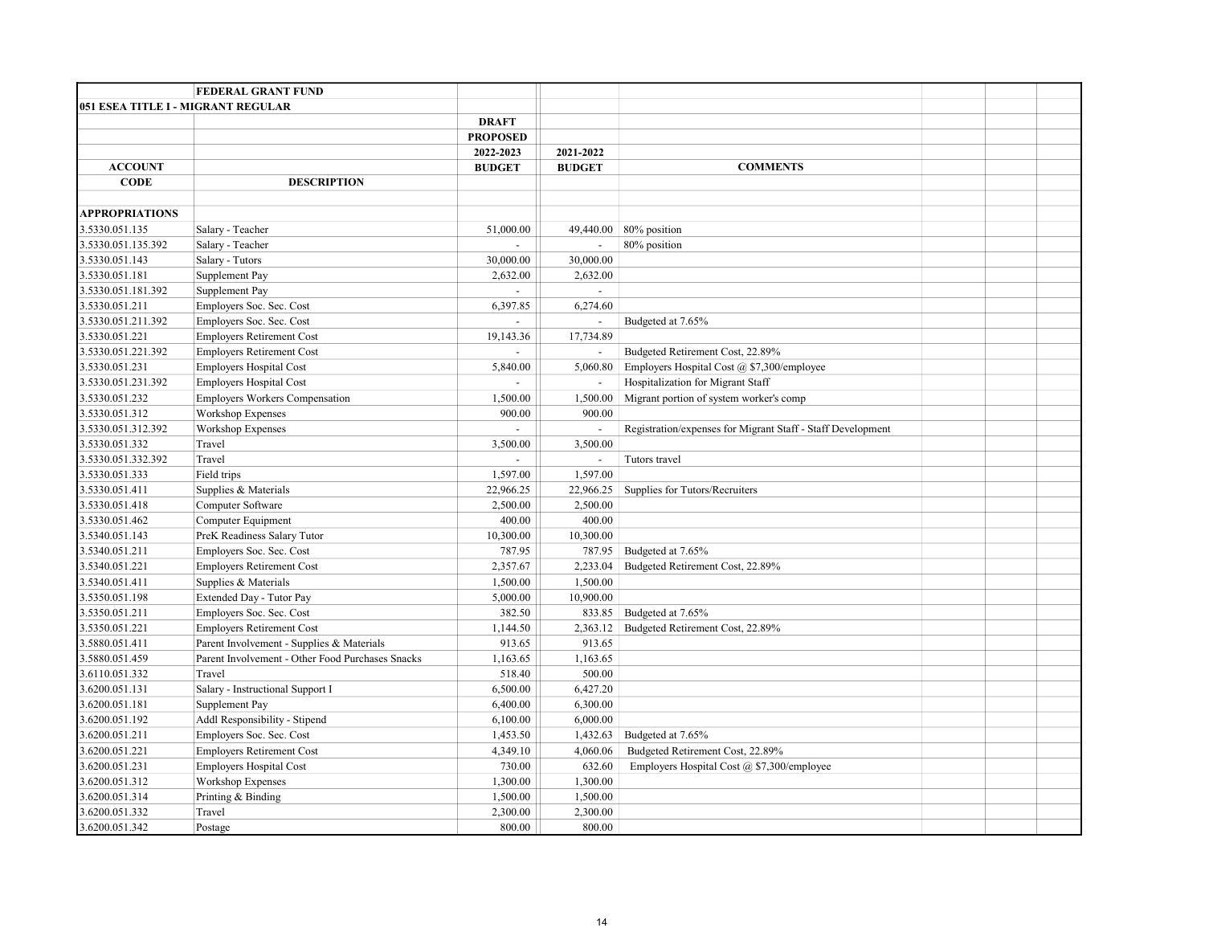| | FEDERAL GRANT FUND | | | |
|---|---|---|---|---|
| **051 ESEA TITLE I - MIGRANT REGULAR** | | | | |
| | | **DRAFT** | | |
| | | **PROPOSED** | | |
| | | **2022-2023** | **2021-2022** | |
| **ACCOUNT** | | **BUDGET** | **BUDGET** | **COMMENTS** |
| **CODE** | **DESCRIPTION** | | | |
| **APPROPRIATIONS** | | | | |
| 3.5330.051.135 | Salary - Teacher | 51,000.00 | 49,440.00 | 80% position |
| 3.5330.051.135.392 | Salary - Teacher | - | - | 80% position |
| 3.5330.051.143 | Salary - Tutors | 30,000.00 | 30,000.00 | |
| 3.5330.051.181 | Supplement Pay | 2,632.00 | 2,632.00 | |
| 3.5330.051.181.392 | Supplement Pay | - | - | |
| 3.5330.051.211 | Employers Soc. Sec. Cost | 6,397.85 | 6,274.60 | |
| 3.5330.051.211.392 | Employers Soc. Sec. Cost | - | - | Budgeted at 7.65% |
| 3.5330.051.221 | Employers Retirement Cost | 19,143.36 | 17,734.89 | |
| 3.5330.051.221.392 | Employers Retirement Cost | - | - | Budgeted Retirement Cost, 22.89% |
| 3.5330.051.231 | Employers Hospital Cost | 5,840.00 | 5,060.80 | Employers Hospital Cost @ $7,300/employee |
| 3.5330.051.231.392 | Employers Hospital Cost | - | - | Hospitalization for Migrant Staff |
| 3.5330.051.232 | Employers Workers Compensation | 1,500.00 | 1,500.00 | Migrant portion of system worker's comp |
| 3.5330.051.312 | Workshop Expenses | 900.00 | 900.00 | |
| 3.5330.051.312.392 | Workshop Expenses | - | - | Registration/expenses for Migrant Staff - Staff Development |
| 3.5330.051.332 | Travel | 3,500.00 | 3,500.00 | |
| 3.5330.051.332.392 | Travel | - | - | Tutors travel |
| 3.5330.051.333 | Field trips | 1,597.00 | 1,597.00 | |
| 3.5330.051.411 | Supplies & Materials | 22,966.25 | 22,966.25 | Supplies for Tutors/Recruiters |
| 3.5330.051.418 | Computer Software | 2,500.00 | 2,500.00 | |
| 3.5330.051.462 | Computer Equipment | 400.00 | 400.00 | |
| 3.5340.051.143 | PreK Readiness Salary Tutor | 10,300.00 | 10,300.00 | |
| 3.5340.051.211 | Employers Soc. Sec. Cost | 787.95 | 787.95 | Budgeted at 7.65% |
| 3.5340.051.221 | Employers Retirement Cost | 2,357.67 | 2,233.04 | Budgeted Retirement Cost, 22.89% |
| 3.5340.051.411 | Supplies & Materials | 1,500.00 | 1,500.00 | |
| 3.5350.051.198 | Extended Day - Tutor Pay | 5,000.00 | 10,900.00 | |
| 3.5350.051.211 | Employers Soc. Sec. Cost | 382.50 | 833.85 | Budgeted at 7.65% |
| 3.5350.051.221 | Employers Retirement Cost | 1,144.50 | 2,363.12 | Budgeted Retirement Cost, 22.89% |
| 3.5880.051.411 | Parent Involvement - Supplies & Materials | 913.65 | 913.65 | |
| 3.5880.051.459 | Parent Involvement - Other Food Purchases Snacks | 1,163.65 | 1,163.65 | |
| 3.6110.051.332 | Travel | 518.40 | 500.00 | |
| 3.6200.051.131 | Salary - Instructional Support I | 6,500.00 | 6,427.20 | |
| 3.6200.051.181 | Supplement Pay | 6,400.00 | 6,300.00 | |
| 3.6200.051.192 | Addl Responsibility - Stipend | 6,100.00 | 6,000.00 | |
| 3.6200.051.211 | Employers Soc. Sec. Cost | 1,453.50 | 1,432.63 | Budgeted at 7.65% |
| 3.6200.051.221 | Employers Retirement Cost | 4,349.10 | 4,060.06 | Budgeted Retirement Cost, 22.89% |
| 3.6200.051.231 | Employers Hospital Cost | 730.00 | 632.60 | Employers Hospital Cost @ $7,300/employee |
| 3.6200.051.312 | Workshop Expenses | 1,300.00 | 1,300.00 | |
| 3.6200.051.314 | Printing & Binding | 1,500.00 | 1,500.00 | |
| 3.6200.051.332 | Travel | 2,300.00 | 2,300.00 | |
| 3.6200.051.342 | Postage | 800.00 | 800.00 | |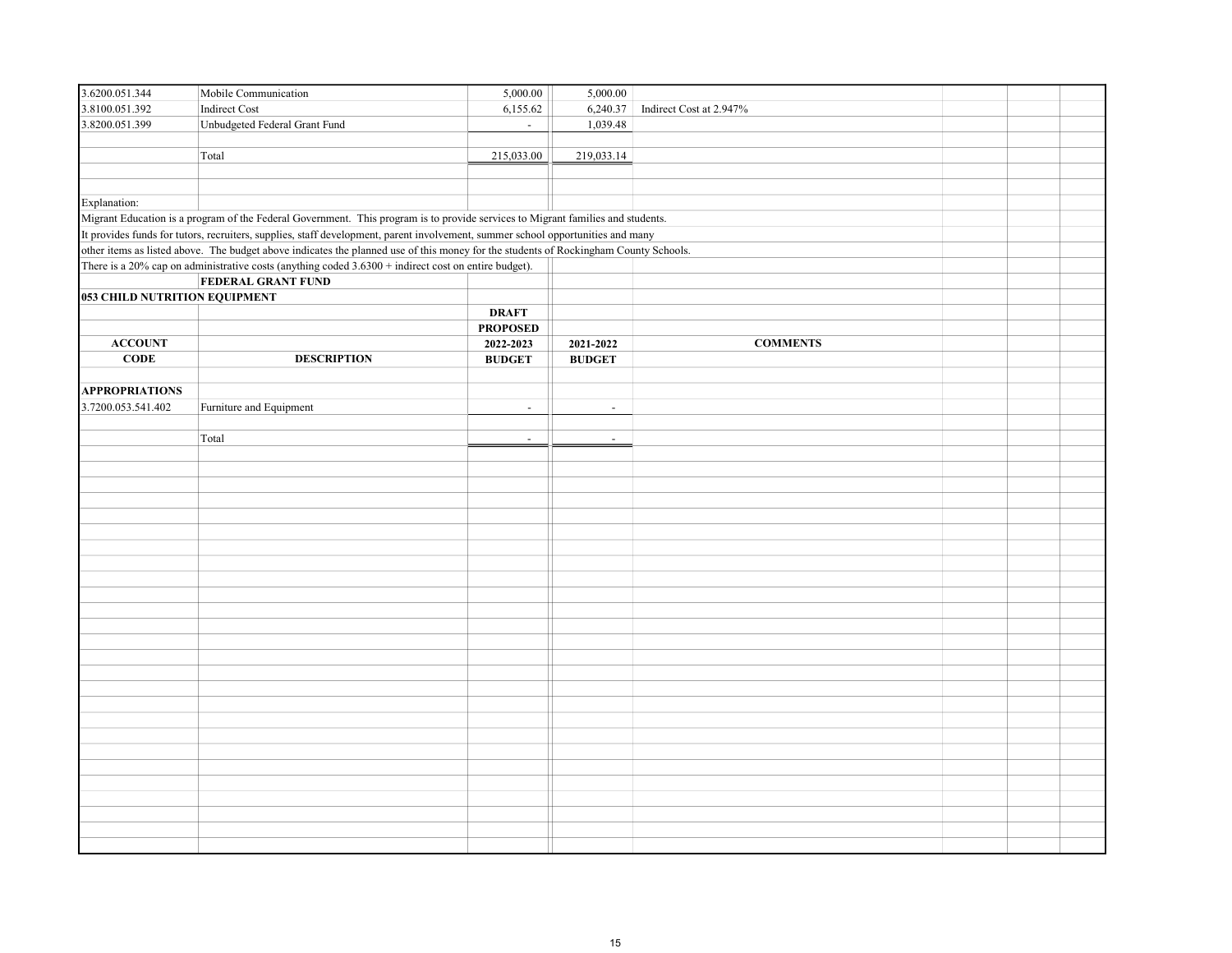| | | | | |
|---|---|---|---|---|
| 3.6200.051.344 | Mobile Communication | 5,000.00 | 5,000.00 | |
| 3.8100.051.392 | Indirect Cost | 6,155.62 | 6,240.37 | Indirect Cost at 2.947% |
| 3.8200.051.399 | Unbudgeted Federal Grant Fund | - | 1,039.48 | |
| | Total | 215,033.00 | 219,033.14 | |

Explanation:

Migrant Education is a program of the Federal Government. This program is to provide services to Migrant families and students.
It provides funds for tutors, recruiters, supplies, staff development, parent involvement, summer school opportunities and many
other items as listed above. The budget above indicates the planned use of this money for the students of Rockingham County Schools.
There is a 20% cap on administrative costs (anything coded 3.6300 + indirect cost on entire budget).

**FEDERAL GRANT FUND**

**053 CHILD NUTRITION EQUIPMENT**

| ACCOUNT CODE | DESCRIPTION | DRAFT PROPOSED 2022-2023 BUDGET | 2021-2022 BUDGET | COMMENTS |
|---|---|---|---|---|
| **APPROPRIATIONS** | | | | |
| 3.7200.053.541.402 | Furniture and Equipment | - | - | |
| | Total | - | - | |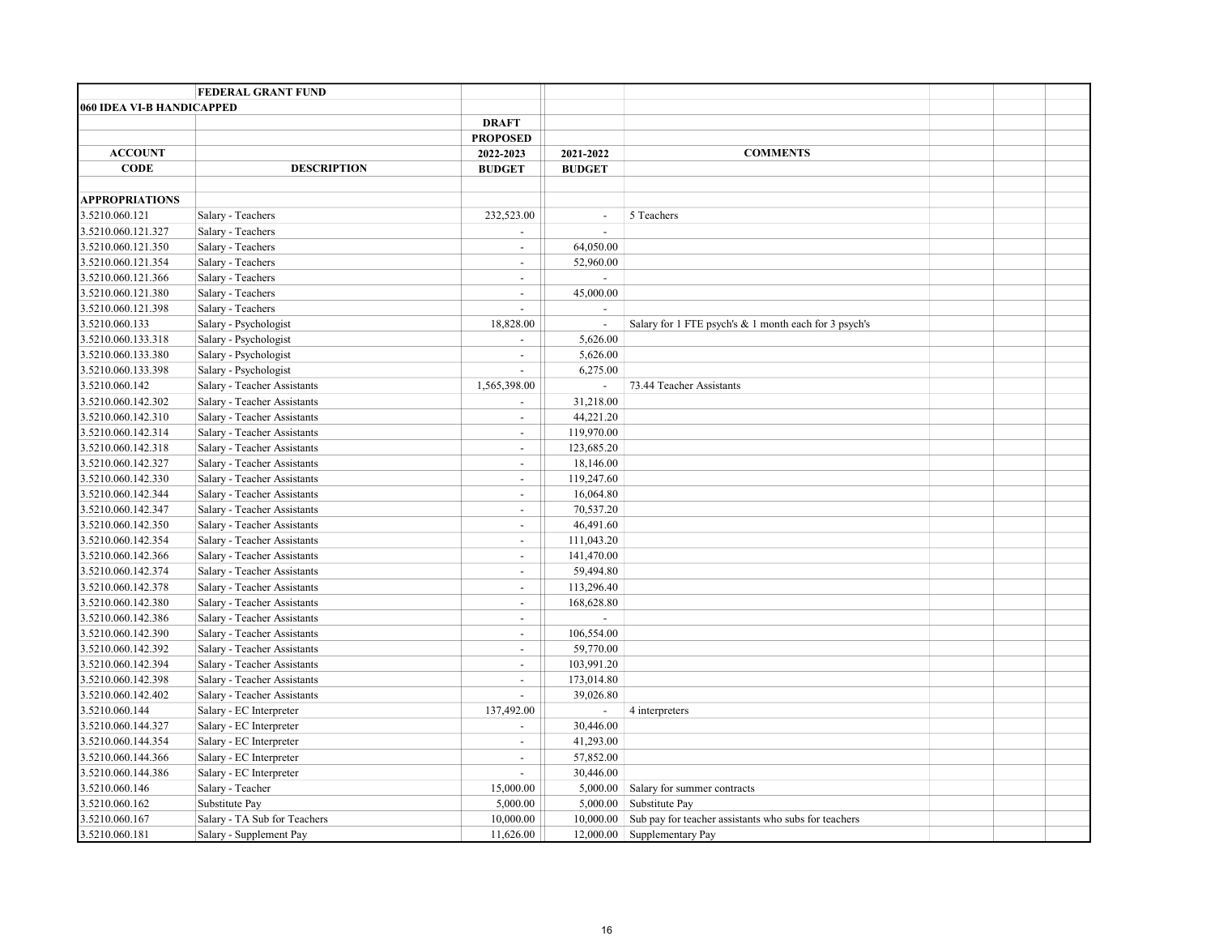| | FEDERAL GRANT FUND | | | |
|---|---|---|---|---|
| **060 IDEA VI-B HANDICAPPED** | | | | |
| | | **DRAFT** | | |
| | | **PROPOSED** | | |
| **ACCOUNT** | | **2022-2023** | **2021-2022** | **COMMENTS** |
| **CODE** | **DESCRIPTION** | **BUDGET** | **BUDGET** | |
| | | | | |
| **APPROPRIATIONS** | | | | |
| 3.5210.060.121 | Salary - Teachers | 232,523.00 | - | 5 Teachers |
| 3.5210.060.121.327 | Salary - Teachers | - | - | |
| 3.5210.060.121.350 | Salary - Teachers | - | 64,050.00 | |
| 3.5210.060.121.354 | Salary - Teachers | - | 52,960.00 | |
| 3.5210.060.121.366 | Salary - Teachers | - | - | |
| 3.5210.060.121.380 | Salary - Teachers | - | 45,000.00 | |
| 3.5210.060.121.398 | Salary - Teachers | - | - | |
| 3.5210.060.133 | Salary - Psychologist | 18,828.00 | - | Salary for 1 FTE psych's & 1 month each for 3 psych's |
| 3.5210.060.133.318 | Salary - Psychologist | - | 5,626.00 | |
| 3.5210.060.133.380 | Salary - Psychologist | - | 5,626.00 | |
| 3.5210.060.133.398 | Salary - Psychologist | - | 6,275.00 | |
| 3.5210.060.142 | Salary - Teacher Assistants | 1,565,398.00 | - | 73.44 Teacher Assistants |
| 3.5210.060.142.302 | Salary - Teacher Assistants | - | 31,218.00 | |
| 3.5210.060.142.310 | Salary - Teacher Assistants | - | 44,221.20 | |
| 3.5210.060.142.314 | Salary - Teacher Assistants | - | 119,970.00 | |
| 3.5210.060.142.318 | Salary - Teacher Assistants | - | 123,685.20 | |
| 3.5210.060.142.327 | Salary - Teacher Assistants | - | 18,146.00 | |
| 3.5210.060.142.330 | Salary - Teacher Assistants | - | 119,247.60 | |
| 3.5210.060.142.344 | Salary - Teacher Assistants | - | 16,064.80 | |
| 3.5210.060.142.347 | Salary - Teacher Assistants | - | 70,537.20 | |
| 3.5210.060.142.350 | Salary - Teacher Assistants | - | 46,491.60 | |
| 3.5210.060.142.354 | Salary - Teacher Assistants | - | 111,043.20 | |
| 3.5210.060.142.366 | Salary - Teacher Assistants | - | 141,470.00 | |
| 3.5210.060.142.374 | Salary - Teacher Assistants | - | 59,494.80 | |
| 3.5210.060.142.378 | Salary - Teacher Assistants | - | 113,296.40 | |
| 3.5210.060.142.380 | Salary - Teacher Assistants | - | 168,628.80 | |
| 3.5210.060.142.386 | Salary - Teacher Assistants | - | - | |
| 3.5210.060.142.390 | Salary - Teacher Assistants | - | 106,554.00 | |
| 3.5210.060.142.392 | Salary - Teacher Assistants | - | 59,770.00 | |
| 3.5210.060.142.394 | Salary - Teacher Assistants | - | 103,991.20 | |
| 3.5210.060.142.398 | Salary - Teacher Assistants | - | 173,014.80 | |
| 3.5210.060.142.402 | Salary - Teacher Assistants | - | 39,026.80 | |
| 3.5210.060.144 | Salary - EC Interpreter | 137,492.00 | - | 4 interpreters |
| 3.5210.060.144.327 | Salary - EC Interpreter | - | 30,446.00 | |
| 3.5210.060.144.354 | Salary - EC Interpreter | - | 41,293.00 | |
| 3.5210.060.144.366 | Salary - EC Interpreter | - | 57,852.00 | |
| 3.5210.060.144.386 | Salary - EC Interpreter | - | 30,446.00 | |
| 3.5210.060.146 | Salary - Teacher | 15,000.00 | 5,000.00 | Salary for summer contracts |
| 3.5210.060.162 | Substitute Pay | 5,000.00 | 5,000.00 | Substitute Pay |
| 3.5210.060.167 | Salary - TA Sub for Teachers | 10,000.00 | 10,000.00 | Sub pay for teacher assistants who subs for teachers |
| 3.5210.060.181 | Salary - Supplement Pay | 11,626.00 | 12,000.00 | Supplementary Pay |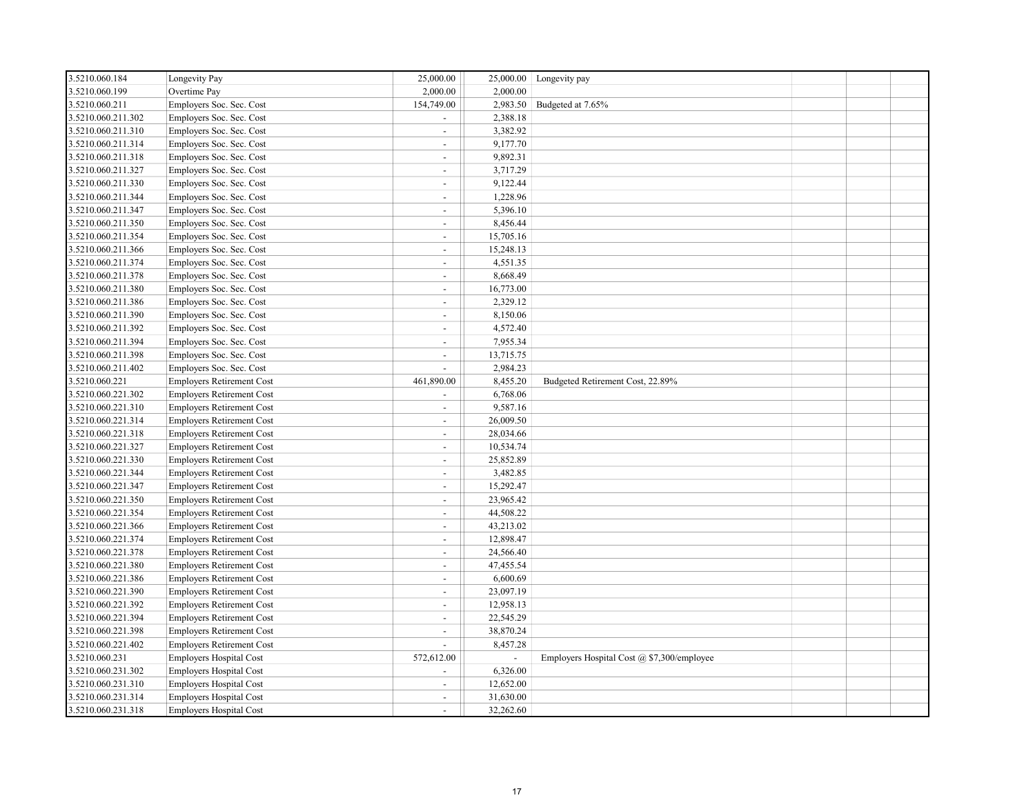| | | | | | | | |
|---|---|---|---|---|---|---|---|
| 3.5210.060.184 | Longevity Pay | 25,000.00 | 25,000.00 | Longevity pay | | | |
| 3.5210.060.199 | Overtime Pay | 2,000.00 | 2,000.00 | | | | |
| 3.5210.060.211 | Employers Soc. Sec. Cost | 154,749.00 | 2,983.50 | Budgeted at 7.65% | | | |
| 3.5210.060.211.302 | Employers Soc. Sec. Cost | - | 2,388.18 | | | | |
| 3.5210.060.211.310 | Employers Soc. Sec. Cost | - | 3,382.92 | | | | |
| 3.5210.060.211.314 | Employers Soc. Sec. Cost | - | 9,177.70 | | | | |
| 3.5210.060.211.318 | Employers Soc. Sec. Cost | - | 9,892.31 | | | | |
| 3.5210.060.211.327 | Employers Soc. Sec. Cost | - | 3,717.29 | | | | |
| 3.5210.060.211.330 | Employers Soc. Sec. Cost | - | 9,122.44 | | | | |
| 3.5210.060.211.344 | Employers Soc. Sec. Cost | - | 1,228.96 | | | | |
| 3.5210.060.211.347 | Employers Soc. Sec. Cost | - | 5,396.10 | | | | |
| 3.5210.060.211.350 | Employers Soc. Sec. Cost | - | 8,456.44 | | | | |
| 3.5210.060.211.354 | Employers Soc. Sec. Cost | - | 15,705.16 | | | | |
| 3.5210.060.211.366 | Employers Soc. Sec. Cost | - | 15,248.13 | | | | |
| 3.5210.060.211.374 | Employers Soc. Sec. Cost | - | 4,551.35 | | | | |
| 3.5210.060.211.378 | Employers Soc. Sec. Cost | - | 8,668.49 | | | | |
| 3.5210.060.211.380 | Employers Soc. Sec. Cost | - | 16,773.00 | | | | |
| 3.5210.060.211.386 | Employers Soc. Sec. Cost | - | 2,329.12 | | | | |
| 3.5210.060.211.390 | Employers Soc. Sec. Cost | - | 8,150.06 | | | | |
| 3.5210.060.211.392 | Employers Soc. Sec. Cost | - | 4,572.40 | | | | |
| 3.5210.060.211.394 | Employers Soc. Sec. Cost | - | 7,955.34 | | | | |
| 3.5210.060.211.398 | Employers Soc. Sec. Cost | - | 13,715.75 | | | | |
| 3.5210.060.211.402 | Employers Soc. Sec. Cost | - | 2,984.23 | | | | |
| 3.5210.060.221 | Employers Retirement Cost | 461,890.00 | 8,455.20 | Budgeted Retirement Cost, 22.89% | | | |
| 3.5210.060.221.302 | Employers Retirement Cost | - | 6,768.06 | | | | |
| 3.5210.060.221.310 | Employers Retirement Cost | - | 9,587.16 | | | | |
| 3.5210.060.221.314 | Employers Retirement Cost | - | 26,009.50 | | | | |
| 3.5210.060.221.318 | Employers Retirement Cost | - | 28,034.66 | | | | |
| 3.5210.060.221.327 | Employers Retirement Cost | - | 10,534.74 | | | | |
| 3.5210.060.221.330 | Employers Retirement Cost | - | 25,852.89 | | | | |
| 3.5210.060.221.344 | Employers Retirement Cost | - | 3,482.85 | | | | |
| 3.5210.060.221.347 | Employers Retirement Cost | - | 15,292.47 | | | | |
| 3.5210.060.221.350 | Employers Retirement Cost | - | 23,965.42 | | | | |
| 3.5210.060.221.354 | Employers Retirement Cost | - | 44,508.22 | | | | |
| 3.5210.060.221.366 | Employers Retirement Cost | - | 43,213.02 | | | | |
| 3.5210.060.221.374 | Employers Retirement Cost | - | 12,898.47 | | | | |
| 3.5210.060.221.378 | Employers Retirement Cost | - | 24,566.40 | | | | |
| 3.5210.060.221.380 | Employers Retirement Cost | - | 47,455.54 | | | | |
| 3.5210.060.221.386 | Employers Retirement Cost | - | 6,600.69 | | | | |
| 3.5210.060.221.390 | Employers Retirement Cost | - | 23,097.19 | | | | |
| 3.5210.060.221.392 | Employers Retirement Cost | - | 12,958.13 | | | | |
| 3.5210.060.221.394 | Employers Retirement Cost | - | 22,545.29 | | | | |
| 3.5210.060.221.398 | Employers Retirement Cost | - | 38,870.24 | | | | |
| 3.5210.060.221.402 | Employers Retirement Cost | - | 8,457.28 | | | | |
| 3.5210.060.231 | Employers Hospital Cost | 572,612.00 | - | Employers Hospital Cost @ $7,300/employee | | | |
| 3.5210.060.231.302 | Employers Hospital Cost | - | 6,326.00 | | | | |
| 3.5210.060.231.310 | Employers Hospital Cost | - | 12,652.00 | | | | |
| 3.5210.060.231.314 | Employers Hospital Cost | - | 31,630.00 | | | | |
| 3.5210.060.231.318 | Employers Hospital Cost | - | 32,262.60 | | | | |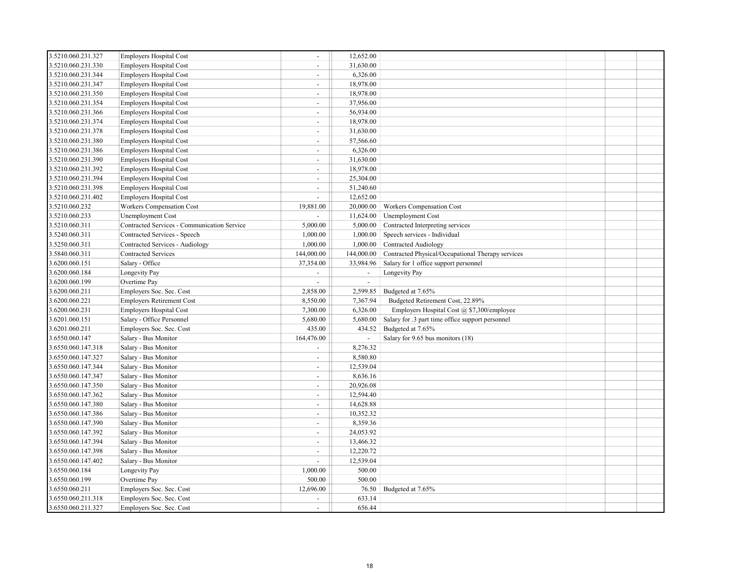| | | | | | | | |
|---|---|---|---|---|---|---|---|
| 3.5210.060.231.327 | Employers Hospital Cost | - | 12,652.00 | | | | |
| 3.5210.060.231.330 | Employers Hospital Cost | - | 31,630.00 | | | | |
| 3.5210.060.231.344 | Employers Hospital Cost | - | 6,326.00 | | | | |
| 3.5210.060.231.347 | Employers Hospital Cost | - | 18,978.00 | | | | |
| 3.5210.060.231.350 | Employers Hospital Cost | - | 18,978.00 | | | | |
| 3.5210.060.231.354 | Employers Hospital Cost | - | 37,956.00 | | | | |
| 3.5210.060.231.366 | Employers Hospital Cost | - | 56,934.00 | | | | |
| 3.5210.060.231.374 | Employers Hospital Cost | - | 18,978.00 | | | | |
| 3.5210.060.231.378 | Employers Hospital Cost | - | 31,630.00 | | | | |
| 3.5210.060.231.380 | Employers Hospital Cost | - | 57,566.60 | | | | |
| 3.5210.060.231.386 | Employers Hospital Cost | - | 6,326.00 | | | | |
| 3.5210.060.231.390 | Employers Hospital Cost | - | 31,630.00 | | | | |
| 3.5210.060.231.392 | Employers Hospital Cost | - | 18,978.00 | | | | |
| 3.5210.060.231.394 | Employers Hospital Cost | - | 25,304.00 | | | | |
| 3.5210.060.231.398 | Employers Hospital Cost | - | 51,240.60 | | | | |
| 3.5210.060.231.402 | Employers Hospital Cost | - | 12,652.00 | | | | |
| 3.5210.060.232 | Workers Compensation Cost | 19,881.00 | 20,000.00 | Workers Compensation Cost | | | |
| 3.5210.060.233 | Unemployment Cost | - | 11,624.00 | Unemployment Cost | | | |
| 3.5210.060.311 | Contracted Services - Communication Service | 5,000.00 | 5,000.00 | Contracted Interpreting services | | | |
| 3.5240.060.311 | Contracted Services - Speech | 1,000.00 | 1,000.00 | Speech services - Individual | | | |
| 3.5250.060.311 | Contracted Services - Audiology | 1,000.00 | 1,000.00 | Contracted Audiology | | | |
| 3.5840.060.311 | Contracted Services | 144,000.00 | 144,000.00 | Contracted Physical/Occupational Therapy services | | | |
| 3.6200.060.151 | Salary - Office | 37,354.00 | 33,984.96 | Salary for 1 office support personnel | | | |
| 3.6200.060.184 | Longevity Pay | - | - | Longevity Pay | | | |
| 3.6200.060.199 | Overtime Pay | - | - | | | | |
| 3.6200.060.211 | Employers Soc. Sec. Cost | 2,858.00 | 2,599.85 | Budgeted at 7.65% | | | |
| 3.6200.060.221 | Employers Retirement Cost | 8,550.00 | 7,367.94 | Budgeted Retirement Cost, 22.89% | | | |
| 3.6200.060.231 | Employers Hospital Cost | 7,300.00 | 6,326.00 | Employers Hospital Cost @ $7,300/employee | | | |
| 3.6201.060.151 | Salary - Office Personnel | 5,680.00 | 5,680.00 | Salary for .3 part time office support personnel | | | |
| 3.6201.060.211 | Employers Soc. Sec. Cost | 435.00 | 434.52 | Budgeted at 7.65% | | | |
| 3.6550.060.147 | Salary - Bus Monitor | 164,476.00 | - | Salary for 9.65 bus monitors (18) | | | |
| 3.6550.060.147.318 | Salary - Bus Monitor | - | 8,276.32 | | | | |
| 3.6550.060.147.327 | Salary - Bus Monitor | - | 8,580.80 | | | | |
| 3.6550.060.147.344 | Salary - Bus Monitor | - | 12,539.04 | | | | |
| 3.6550.060.147.347 | Salary - Bus Monitor | - | 8,636.16 | | | | |
| 3.6550.060.147.350 | Salary - Bus Monitor | - | 20,926.08 | | | | |
| 3.6550.060.147.362 | Salary - Bus Monitor | - | 12,594.40 | | | | |
| 3.6550.060.147.380 | Salary - Bus Monitor | - | 14,628.88 | | | | |
| 3.6550.060.147.386 | Salary - Bus Monitor | - | 10,352.32 | | | | |
| 3.6550.060.147.390 | Salary - Bus Monitor | - | 8,359.36 | | | | |
| 3.6550.060.147.392 | Salary - Bus Monitor | - | 24,053.92 | | | | |
| 3.6550.060.147.394 | Salary - Bus Monitor | - | 13,466.32 | | | | |
| 3.6550.060.147.398 | Salary - Bus Monitor | - | 12,220.72 | | | | |
| 3.6550.060.147.402 | Salary - Bus Monitor | - | 12,539.04 | | | | |
| 3.6550.060.184 | Longevity Pay | 1,000.00 | 500.00 | | | | |
| 3.6550.060.199 | Overtime Pay | 500.00 | 500.00 | | | | |
| 3.6550.060.211 | Employers Soc. Sec. Cost | 12,696.00 | 76.50 | Budgeted at 7.65% | | | |
| 3.6550.060.211.318 | Employers Soc. Sec. Cost | - | 633.14 | | | | |
| 3.6550.060.211.327 | Employers Soc. Sec. Cost | - | 656.44 | | | | |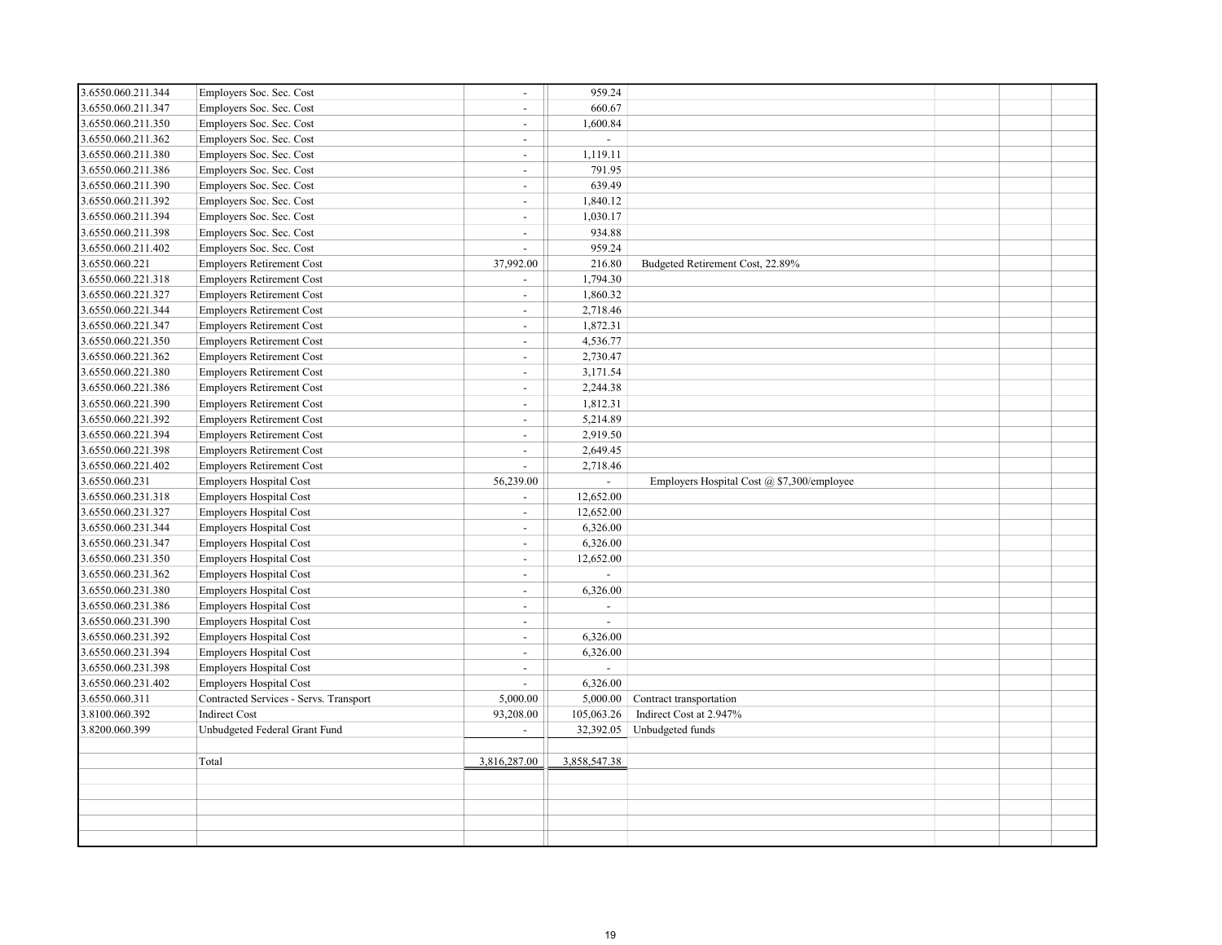| | | | | | | | |
|---|---|---|---|---|---|---|---|
| 3.6550.060.211.344 | Employers Soc. Sec. Cost | - | 959.24 | | | | |
| 3.6550.060.211.347 | Employers Soc. Sec. Cost | - | 660.67 | | | | |
| 3.6550.060.211.350 | Employers Soc. Sec. Cost | - | 1,600.84 | | | | |
| 3.6550.060.211.362 | Employers Soc. Sec. Cost | - | - | | | | |
| 3.6550.060.211.380 | Employers Soc. Sec. Cost | - | 1,119.11 | | | | |
| 3.6550.060.211.386 | Employers Soc. Sec. Cost | - | 791.95 | | | | |
| 3.6550.060.211.390 | Employers Soc. Sec. Cost | - | 639.49 | | | | |
| 3.6550.060.211.392 | Employers Soc. Sec. Cost | - | 1,840.12 | | | | |
| 3.6550.060.211.394 | Employers Soc. Sec. Cost | - | 1,030.17 | | | | |
| 3.6550.060.211.398 | Employers Soc. Sec. Cost | - | 934.88 | | | | |
| 3.6550.060.211.402 | Employers Soc. Sec. Cost | - | 959.24 | | | | |
| 3.6550.060.221 | Employers Retirement Cost | 37,992.00 | 216.80 | Budgeted Retirement Cost, 22.89% | | | |
| 3.6550.060.221.318 | Employers Retirement Cost | - | 1,794.30 | | | | |
| 3.6550.060.221.327 | Employers Retirement Cost | - | 1,860.32 | | | | |
| 3.6550.060.221.344 | Employers Retirement Cost | - | 2,718.46 | | | | |
| 3.6550.060.221.347 | Employers Retirement Cost | - | 1,872.31 | | | | |
| 3.6550.060.221.350 | Employers Retirement Cost | - | 4,536.77 | | | | |
| 3.6550.060.221.362 | Employers Retirement Cost | - | 2,730.47 | | | | |
| 3.6550.060.221.380 | Employers Retirement Cost | - | 3,171.54 | | | | |
| 3.6550.060.221.386 | Employers Retirement Cost | - | 2,244.38 | | | | |
| 3.6550.060.221.390 | Employers Retirement Cost | - | 1,812.31 | | | | |
| 3.6550.060.221.392 | Employers Retirement Cost | - | 5,214.89 | | | | |
| 3.6550.060.221.394 | Employers Retirement Cost | - | 2,919.50 | | | | |
| 3.6550.060.221.398 | Employers Retirement Cost | - | 2,649.45 | | | | |
| 3.6550.060.221.402 | Employers Retirement Cost | - | 2,718.46 | | | | |
| 3.6550.060.231 | Employers Hospital Cost | 56,239.00 | - | Employers Hospital Cost @ $7,300/employee | | | |
| 3.6550.060.231.318 | Employers Hospital Cost | - | 12,652.00 | | | | |
| 3.6550.060.231.327 | Employers Hospital Cost | - | 12,652.00 | | | | |
| 3.6550.060.231.344 | Employers Hospital Cost | - | 6,326.00 | | | | |
| 3.6550.060.231.347 | Employers Hospital Cost | - | 6,326.00 | | | | |
| 3.6550.060.231.350 | Employers Hospital Cost | - | 12,652.00 | | | | |
| 3.6550.060.231.362 | Employers Hospital Cost | - | - | | | | |
| 3.6550.060.231.380 | Employers Hospital Cost | - | 6,326.00 | | | | |
| 3.6550.060.231.386 | Employers Hospital Cost | - | - | | | | |
| 3.6550.060.231.390 | Employers Hospital Cost | - | - | | | | |
| 3.6550.060.231.392 | Employers Hospital Cost | - | 6,326.00 | | | | |
| 3.6550.060.231.394 | Employers Hospital Cost | - | 6,326.00 | | | | |
| 3.6550.060.231.398 | Employers Hospital Cost | - | - | | | | |
| 3.6550.060.231.402 | Employers Hospital Cost | - | 6,326.00 | | | | |
| 3.6550.060.311 | Contracted Services - Servs. Transport | 5,000.00 | 5,000.00 | Contract transportation | | | |
| 3.8100.060.392 | Indirect Cost | 93,208.00 | 105,063.26 | Indirect Cost at 2.947% | | | |
| 3.8200.060.399 | Unbudgeted Federal Grant Fund | - | 32,392.05 | Unbudgeted funds | | | |
| | | | | | | | |
| | Total | 3,816,287.00 | 3,858,547.38 | | | | |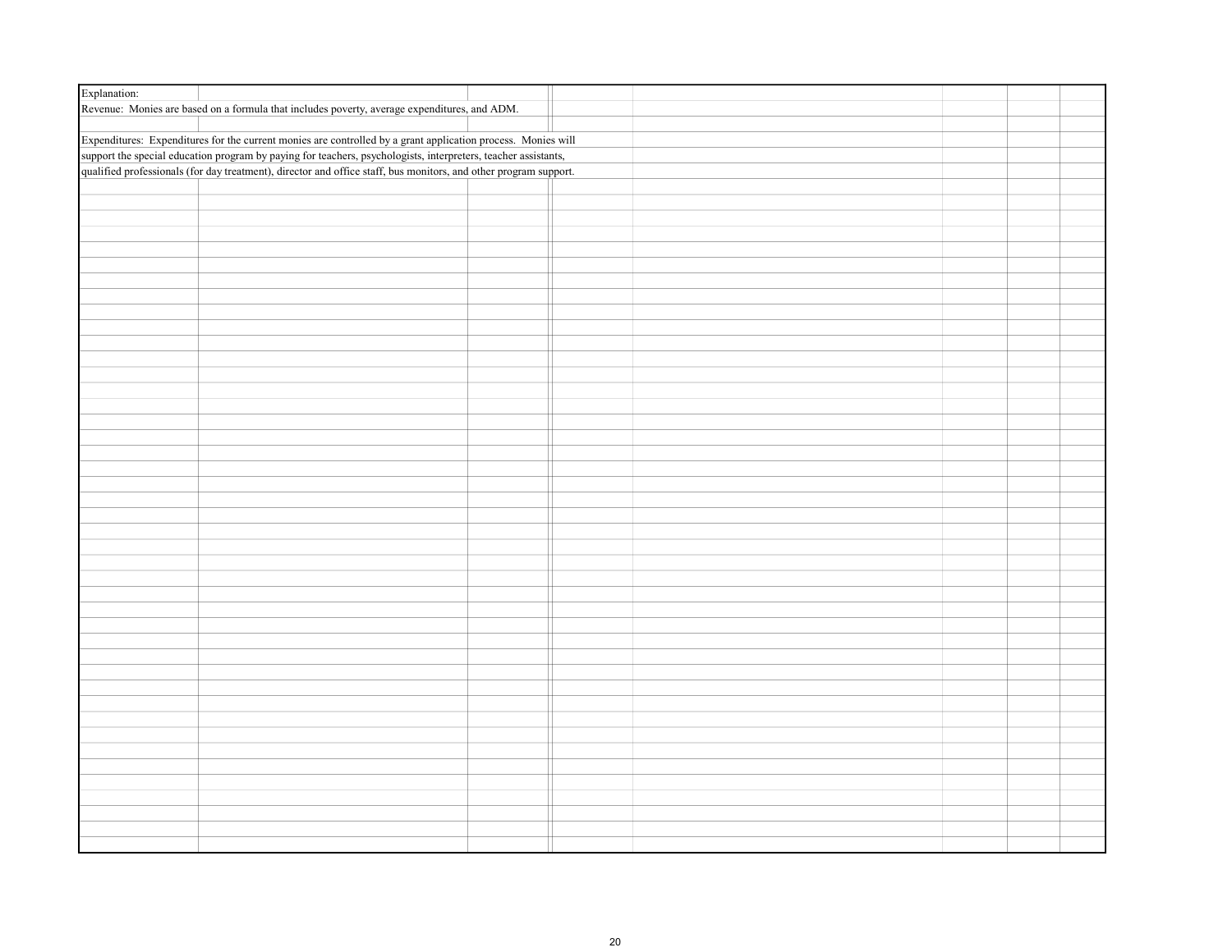Explanation:

Revenue: Monies are based on a formula that includes poverty, average expenditures, and ADM.

Expenditures: Expenditures for the current monies are controlled by a grant application process. Monies will support the special education program by paying for teachers, psychologists, interpreters, teacher assistants, qualified professionals (for day treatment), director and office staff, bus monitors, and other program support.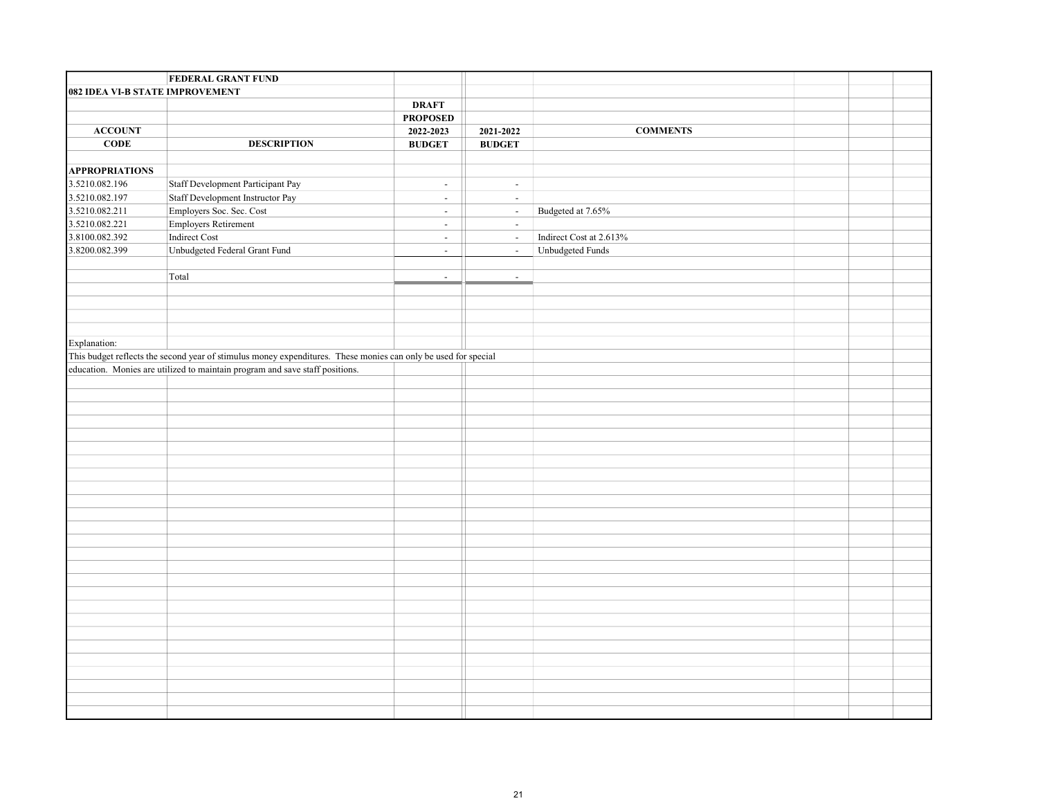**FEDERAL GRANT FUND**

**082 IDEA VI-B STATE IMPROVEMENT**

| ACCOUNT CODE | DESCRIPTION | DRAFT PROPOSED 2022-2023 BUDGET | 2021-2022 BUDGET | COMMENTS |
|---|---|---|---|---|
| **APPROPRIATIONS** | | | | |
| 3.5210.082.196 | Staff Development Participant Pay | - | - | |
| 3.5210.082.197 | Staff Development Instructor Pay | - | - | |
| 3.5210.082.211 | Employers Soc. Sec. Cost | - | - | Budgeted at 7.65% |
| 3.5210.082.221 | Employers Retirement | - | - | |
| 3.8100.082.392 | Indirect Cost | - | - | Indirect Cost at 2.613% |
| 3.8200.082.399 | Unbudgeted Federal Grant Fund | - | - | Unbudgeted Funds |
| | Total | - | - | |

Explanation:

This budget reflects the second year of stimulus money expenditures. These monies can only be used for special education. Monies are utilized to maintain program and save staff positions.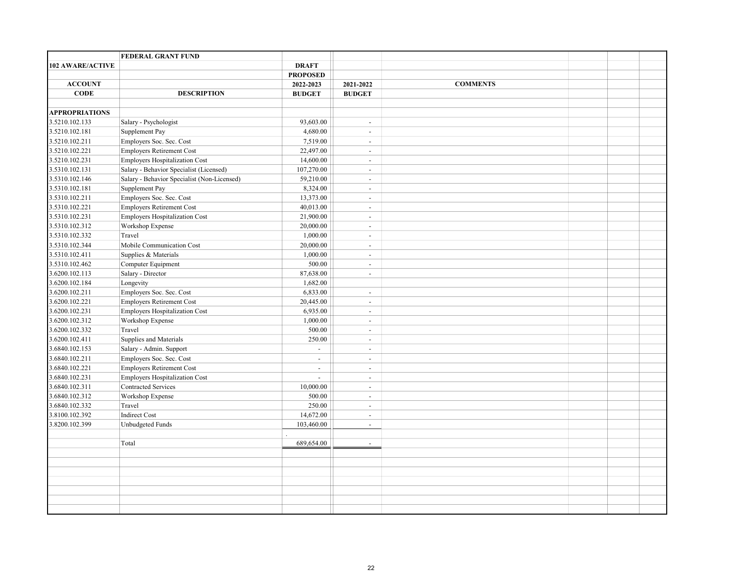| 102 AWARE/ACTIVE | FEDERAL GRANT FUND | DRAFT PROPOSED 2022-2023 | 2021-2022 | COMMENTS |
|---|---|---|---|---|
| ACCOUNT CODE | DESCRIPTION | BUDGET | BUDGET | |
| | | | | |
| APPROPRIATIONS | | | | |
| 3.5210.102.133 | Salary - Psychologist | 93,603.00 | - | |
| 3.5210.102.181 | Supplement Pay | 4,680.00 | - | |
| 3.5210.102.211 | Employers Soc. Sec. Cost | 7,519.00 | - | |
| 3.5210.102.221 | Employers Retirement Cost | 22,497.00 | - | |
| 3.5210.102.231 | Employers Hospitalization Cost | 14,600.00 | - | |
| 3.5310.102.131 | Salary - Behavior Specialist (Licensed) | 107,270.00 | - | |
| 3.5310.102.146 | Salary - Behavior Specialist (Non-Licensed) | 59,210.00 | - | |
| 3.5310.102.181 | Supplement Pay | 8,324.00 | - | |
| 3.5310.102.211 | Employers Soc. Sec. Cost | 13,373.00 | - | |
| 3.5310.102.221 | Employers Retirement Cost | 40,013.00 | - | |
| 3.5310.102.231 | Employers Hospitalization Cost | 21,900.00 | - | |
| 3.5310.102.312 | Workshop Expense | 20,000.00 | - | |
| 3.5310.102.332 | Travel | 1,000.00 | - | |
| 3.5310.102.344 | Mobile Communication Cost | 20,000.00 | - | |
| 3.5310.102.411 | Supplies & Materials | 1,000.00 | - | |
| 3.5310.102.462 | Computer Equipment | 500.00 | - | |
| 3.6200.102.113 | Salary - Director | 87,638.00 | - | |
| 3.6200.102.184 | Longevity | 1,682.00 | | |
| 3.6200.102.211 | Employers Soc. Sec. Cost | 6,833.00 | - | |
| 3.6200.102.221 | Employers Retirement Cost | 20,445.00 | - | |
| 3.6200.102.231 | Employers Hospitalization Cost | 6,935.00 | - | |
| 3.6200.102.312 | Workshop Expense | 1,000.00 | - | |
| 3.6200.102.332 | Travel | 500.00 | - | |
| 3.6200.102.411 | Supplies and Materials | 250.00 | - | |
| 3.6840.102.153 | Salary - Admin. Support | - | - | |
| 3.6840.102.211 | Employers Soc. Sec. Cost | - | - | |
| 3.6840.102.221 | Employers Retirement Cost | - | - | |
| 3.6840.102.231 | Employers Hospitalization Cost | - | - | |
| 3.6840.102.311 | Contracted Services | 10,000.00 | - | |
| 3.6840.102.312 | Workshop Expense | 500.00 | - | |
| 3.6840.102.332 | Travel | 250.00 | - | |
| 3.8100.102.392 | Indirect Cost | 14,672.00 | - | |
| 3.8200.102.399 | Unbudgeted Funds | 103,460.00 | - | |
| | | | | |
| | Total | 689,654.00 | - | |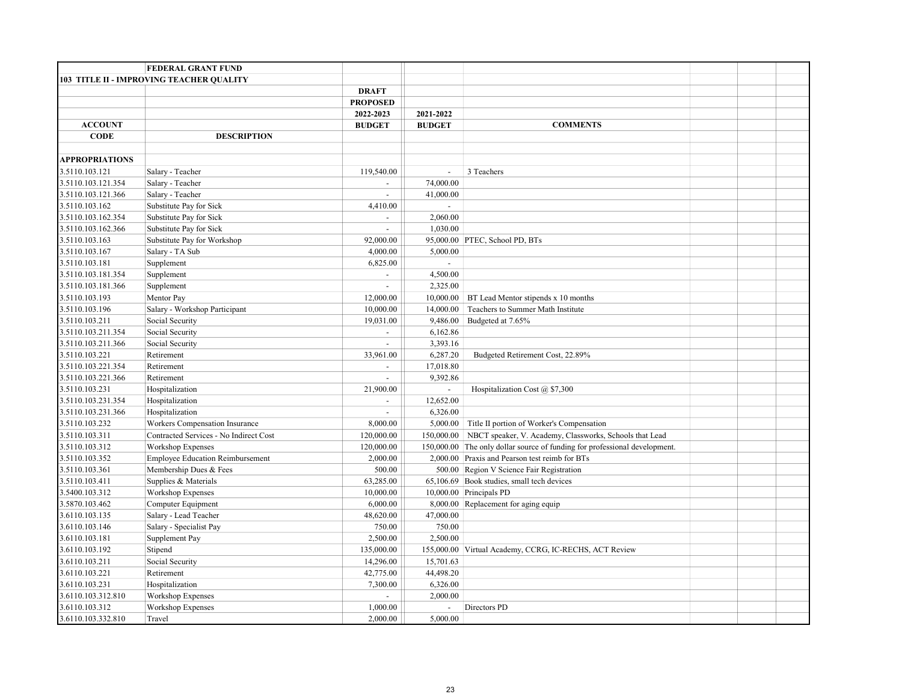| | FEDERAL GRANT FUND | | | |
|---|---|---|---|---|
| 103 TITLE II - IMPROVING TEACHER QUALITY | | | | |
| | | DRAFT | | |
| | | PROPOSED | | |
| | | 2022-2023 | 2021-2022 | |
| ACCOUNT | | BUDGET | BUDGET | COMMENTS |
| CODE | DESCRIPTION | | | |
| | | | | |
| APPROPRIATIONS | | | | |
| 3.5110.103.121 | Salary - Teacher | 119,540.00 | - | 3 Teachers |
| 3.5110.103.121.354 | Salary - Teacher | - | 74,000.00 | |
| 3.5110.103.121.366 | Salary - Teacher | - | 41,000.00 | |
| 3.5110.103.162 | Substitute Pay for Sick | 4,410.00 | - | |
| 3.5110.103.162.354 | Substitute Pay for Sick | - | 2,060.00 | |
| 3.5110.103.162.366 | Substitute Pay for Sick | - | 1,030.00 | |
| 3.5110.103.163 | Substitute Pay for Workshop | 92,000.00 | 95,000.00 | PTEC, School PD, BTs |
| 3.5110.103.167 | Salary - TA Sub | 4,000.00 | 5,000.00 | |
| 3.5110.103.181 | Supplement | 6,825.00 | - | |
| 3.5110.103.181.354 | Supplement | - | 4,500.00 | |
| 3.5110.103.181.366 | Supplement | - | 2,325.00 | |
| 3.5110.103.193 | Mentor Pay | 12,000.00 | 10,000.00 | BT Lead Mentor stipends x 10 months |
| 3.5110.103.196 | Salary - Workshop Participant | 10,000.00 | 14,000.00 | Teachers to Summer Math Institute |
| 3.5110.103.211 | Social Security | 19,031.00 | 9,486.00 | Budgeted at 7.65% |
| 3.5110.103.211.354 | Social Security | - | 6,162.86 | |
| 3.5110.103.211.366 | Social Security | - | 3,393.16 | |
| 3.5110.103.221 | Retirement | 33,961.00 | 6,287.20 | Budgeted Retirement Cost, 22.89% |
| 3.5110.103.221.354 | Retirement | - | 17,018.80 | |
| 3.5110.103.221.366 | Retirement | - | 9,392.86 | |
| 3.5110.103.231 | Hospitalization | 21,900.00 | - | Hospitalization Cost @ $7,300 |
| 3.5110.103.231.354 | Hospitalization | - | 12,652.00 | |
| 3.5110.103.231.366 | Hospitalization | - | 6,326.00 | |
| 3.5110.103.232 | Workers Compensation Insurance | 8,000.00 | 5,000.00 | Title II portion of Worker's Compensation |
| 3.5110.103.311 | Contracted Services - No Indirect Cost | 120,000.00 | 150,000.00 | NBCT speaker, V. Academy, Classworks, Schools that Lead |
| 3.5110.103.312 | Workshop Expenses | 120,000.00 | 150,000.00 | The only dollar source of funding for professional development. |
| 3.5110.103.352 | Employee Education Reimbursement | 2,000.00 | 2,000.00 | Praxis and Pearson test reimb for BTs |
| 3.5110.103.361 | Membership Dues & Fees | 500.00 | 500.00 | Region V Science Fair Registration |
| 3.5110.103.411 | Supplies & Materials | 63,285.00 | 65,106.69 | Book studies, small tech devices |
| 3.5400.103.312 | Workshop Expenses | 10,000.00 | 10,000.00 | Principals PD |
| 3.5870.103.462 | Computer Equipment | 6,000.00 | 8,000.00 | Replacement for aging equip |
| 3.6110.103.135 | Salary - Lead Teacher | 48,620.00 | 47,000.00 | |
| 3.6110.103.146 | Salary - Specialist Pay | 750.00 | 750.00 | |
| 3.6110.103.181 | Supplement Pay | 2,500.00 | 2,500.00 | |
| 3.6110.103.192 | Stipend | 135,000.00 | 155,000.00 | Virtual Academy, CCRG, IC-RECHS, ACT Review |
| 3.6110.103.211 | Social Security | 14,296.00 | 15,701.63 | |
| 3.6110.103.221 | Retirement | 42,775.00 | 44,498.20 | |
| 3.6110.103.231 | Hospitalization | 7,300.00 | 6,326.00 | |
| 3.6110.103.312.810 | Workshop Expenses | - | 2,000.00 | |
| 3.6110.103.312 | Workshop Expenses | 1,000.00 | - | Directors PD |
| 3.6110.103.332.810 | Travel | 2,000.00 | 5,000.00 | |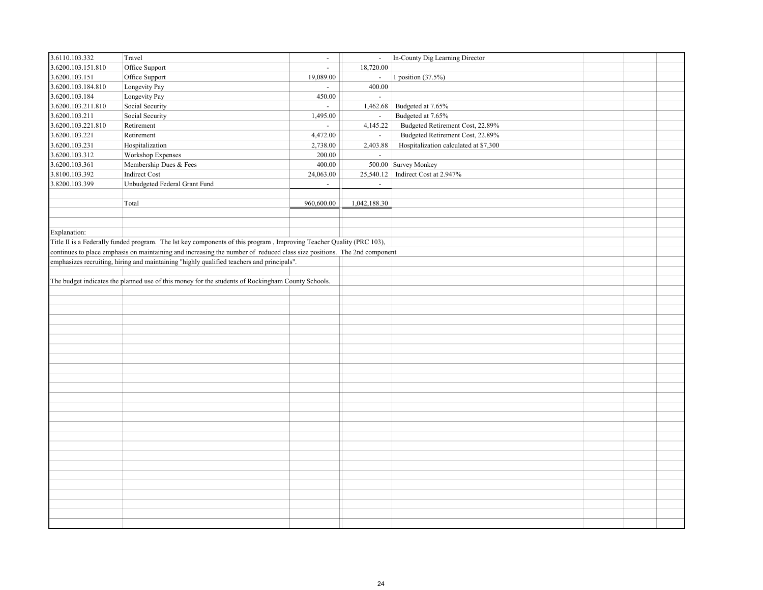| | | | | |
|---|---|---|---|---|
| 3.6110.103.332 | Travel | - | - | In-County Dig Learning Director |
| 3.6200.103.151.810 | Office Support | - | 18,720.00 | |
| 3.6200.103.151 | Office Support | 19,089.00 | - | 1 position (37.5%) |
| 3.6200.103.184.810 | Longevity Pay | - | 400.00 | |
| 3.6200.103.184 | Longevity Pay | 450.00 | - | |
| 3.6200.103.211.810 | Social Security | - | 1,462.68 | Budgeted at 7.65% |
| 3.6200.103.211 | Social Security | 1,495.00 | - | Budgeted at 7.65% |
| 3.6200.103.221.810 | Retirement | - | 4,145.22 | Budgeted Retirement Cost, 22.89% |
| 3.6200.103.221 | Retirement | 4,472.00 | - | Budgeted Retirement Cost, 22.89% |
| 3.6200.103.231 | Hospitalization | 2,738.00 | 2,403.88 | Hospitalization calculated at $7,300 |
| 3.6200.103.312 | Workshop Expenses | 200.00 | - | |
| 3.6200.103.361 | Membership Dues & Fees | 400.00 | 500.00 | Survey Monkey |
| 3.8100.103.392 | Indirect Cost | 24,063.00 | 25,540.12 | Indirect Cost at 2.947% |
| 3.8200.103.399 | Unbudgeted Federal Grant Fund | - | - | |
| | | | | |
| | Total | 960,600.00 | 1,042,188.30 | |

Explanation:

Title II is a Federally funded program. The lst key components of this program , Improving Teacher Quality (PRC 103), continues to place emphasis on maintaining and increasing the number of reduced class size positions. The 2nd component emphasizes recruiting, hiring and maintaining "highly qualified teachers and principals".

The budget indicates the planned use of this money for the students of Rockingham County Schools.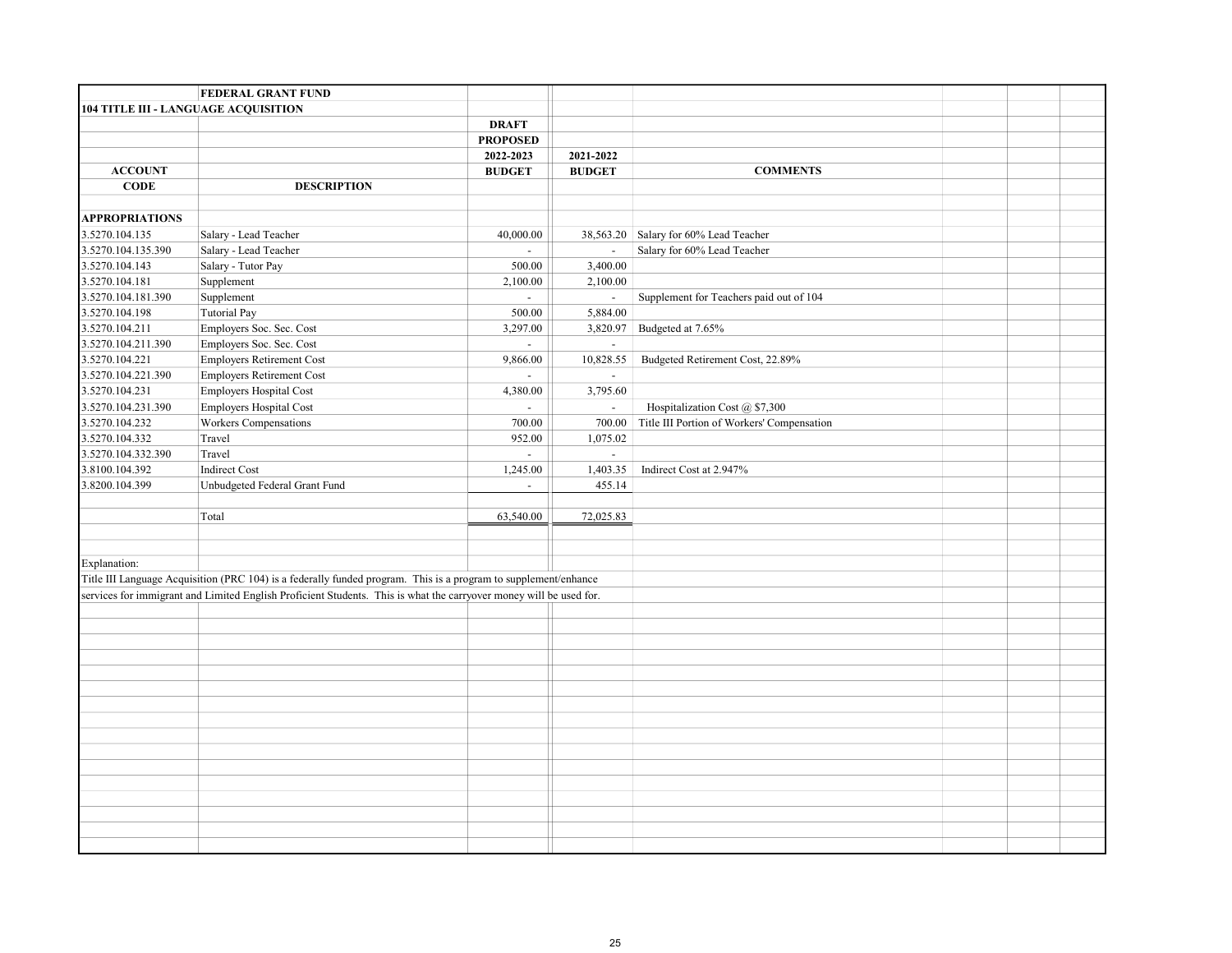**FEDERAL GRANT FUND**

**104 TITLE III - LANGUAGE ACQUISITION**

| ACCOUNT CODE | DESCRIPTION | DRAFT PROPOSED 2022-2023 BUDGET | 2021-2022 BUDGET | COMMENTS |
|---|---|---|---|---|
| **APPROPRIATIONS** | | | | |
| 3.5270.104.135 | Salary - Lead Teacher | 40,000.00 | 38,563.20 | Salary for 60% Lead Teacher |
| 3.5270.104.135.390 | Salary - Lead Teacher | - | - | Salary for 60% Lead Teacher |
| 3.5270.104.143 | Salary - Tutor Pay | 500.00 | 3,400.00 | |
| 3.5270.104.181 | Supplement | 2,100.00 | 2,100.00 | |
| 3.5270.104.181.390 | Supplement | - | - | Supplement for Teachers paid out of 104 |
| 3.5270.104.198 | Tutorial Pay | 500.00 | 5,884.00 | |
| 3.5270.104.211 | Employers Soc. Sec. Cost | 3,297.00 | 3,820.97 | Budgeted at 7.65% |
| 3.5270.104.211.390 | Employers Soc. Sec. Cost | - | - | |
| 3.5270.104.221 | Employers Retirement Cost | 9,866.00 | 10,828.55 | Budgeted Retirement Cost, 22.89% |
| 3.5270.104.221.390 | Employers Retirement Cost | - | - | |
| 3.5270.104.231 | Employers Hospital Cost | 4,380.00 | 3,795.60 | |
| 3.5270.104.231.390 | Employers Hospital Cost | - | - | Hospitalization Cost @ $7,300 |
| 3.5270.104.232 | Workers Compensations | 700.00 | 700.00 | Title III Portion of Workers' Compensation |
| 3.5270.104.332 | Travel | 952.00 | 1,075.02 | |
| 3.5270.104.332.390 | Travel | - | - | |
| 3.8100.104.392 | Indirect Cost | 1,245.00 | 1,403.35 | Indirect Cost at 2.947% |
| 3.8200.104.399 | Unbudgeted Federal Grant Fund | - | 455.14 | |
| | Total | 63,540.00 | 72,025.83 | |

Explanation:

Title III Language Acquisition (PRC 104) is a federally funded program. This is a program to supplement/enhance services for immigrant and Limited English Proficient Students. This is what the carryover money will be used for.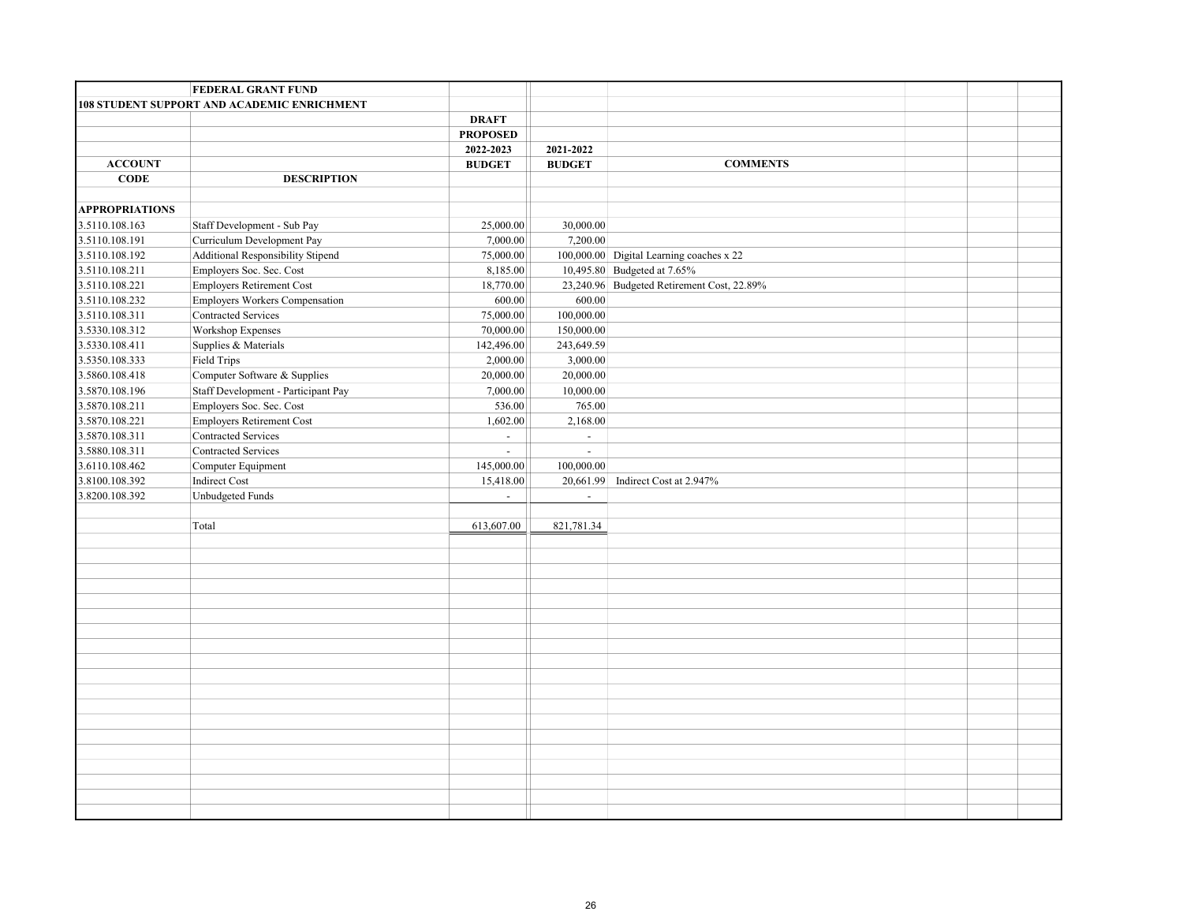| | FEDERAL GRANT FUND | | | |
|---|---|---|---|---|
| 108 STUDENT SUPPORT AND ACADEMIC ENRICHMENT | | | | |
| | | DRAFT | | |
| | | PROPOSED | | |
| | | 2022-2023 | 2021-2022 | |
| ACCOUNT | | BUDGET | BUDGET | COMMENTS |
| CODE | DESCRIPTION | | | |
| | | | | |
| APPROPRIATIONS | | | | |
| 3.5110.108.163 | Staff Development - Sub Pay | 25,000.00 | 30,000.00 | |
| 3.5110.108.191 | Curriculum Development Pay | 7,000.00 | 7,200.00 | |
| 3.5110.108.192 | Additional Responsibility Stipend | 75,000.00 | 100,000.00 | Digital Learning coaches x 22 |
| 3.5110.108.211 | Employers Soc. Sec. Cost | 8,185.00 | 10,495.80 | Budgeted at 7.65% |
| 3.5110.108.221 | Employers Retirement Cost | 18,770.00 | 23,240.96 | Budgeted Retirement Cost, 22.89% |
| 3.5110.108.232 | Employers Workers Compensation | 600.00 | 600.00 | |
| 3.5110.108.311 | Contracted Services | 75,000.00 | 100,000.00 | |
| 3.5330.108.312 | Workshop Expenses | 70,000.00 | 150,000.00 | |
| 3.5330.108.411 | Supplies & Materials | 142,496.00 | 243,649.59 | |
| 3.5350.108.333 | Field Trips | 2,000.00 | 3,000.00 | |
| 3.5860.108.418 | Computer Software & Supplies | 20,000.00 | 20,000.00 | |
| 3.5870.108.196 | Staff Development - Participant Pay | 7,000.00 | 10,000.00 | |
| 3.5870.108.211 | Employers Soc. Sec. Cost | 536.00 | 765.00 | |
| 3.5870.108.221 | Employers Retirement Cost | 1,602.00 | 2,168.00 | |
| 3.5870.108.311 | Contracted Services | - | - | |
| 3.5880.108.311 | Contracted Services | - | - | |
| 3.6110.108.462 | Computer Equipment | 145,000.00 | 100,000.00 | |
| 3.8100.108.392 | Indirect Cost | 15,418.00 | 20,661.99 | Indirect Cost at 2.947% |
| 3.8200.108.392 | Unbudgeted Funds | - | - | |
| | | | | |
| | Total | 613,607.00 | 821,781.34 | |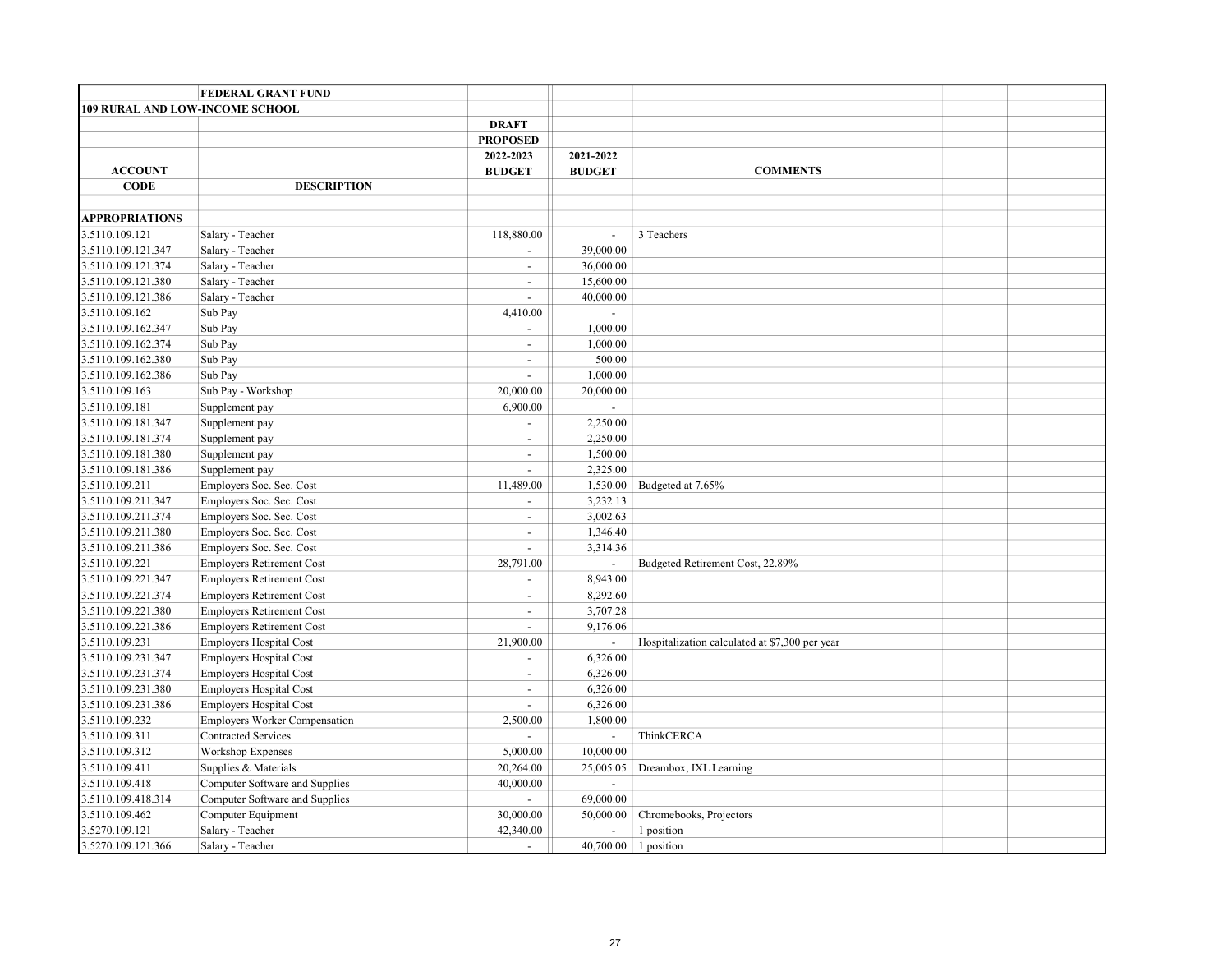| | FEDERAL GRANT FUND | | | |
|---|---|---|---|---|
| **109 RURAL AND LOW-INCOME SCHOOL** | | | | |
| | | **DRAFT** | | |
| | | **PROPOSED** | | |
| | | **2022-2023** | **2021-2022** | |
| **ACCOUNT** | | **BUDGET** | **BUDGET** | **COMMENTS** |
| **CODE** | **DESCRIPTION** | | | |
| | | | | |
| **APPROPRIATIONS** | | | | |
| 3.5110.109.121 | Salary - Teacher | 118,880.00 | - | 3 Teachers |
| 3.5110.109.121.347 | Salary - Teacher | - | 39,000.00 | |
| 3.5110.109.121.374 | Salary - Teacher | - | 36,000.00 | |
| 3.5110.109.121.380 | Salary - Teacher | - | 15,600.00 | |
| 3.5110.109.121.386 | Salary - Teacher | - | 40,000.00 | |
| 3.5110.109.162 | Sub Pay | 4,410.00 | - | |
| 3.5110.109.162.347 | Sub Pay | - | 1,000.00 | |
| 3.5110.109.162.374 | Sub Pay | - | 1,000.00 | |
| 3.5110.109.162.380 | Sub Pay | - | 500.00 | |
| 3.5110.109.162.386 | Sub Pay | - | 1,000.00 | |
| 3.5110.109.163 | Sub Pay - Workshop | 20,000.00 | 20,000.00 | |
| 3.5110.109.181 | Supplement pay | 6,900.00 | - | |
| 3.5110.109.181.347 | Supplement pay | - | 2,250.00 | |
| 3.5110.109.181.374 | Supplement pay | - | 2,250.00 | |
| 3.5110.109.181.380 | Supplement pay | - | 1,500.00 | |
| 3.5110.109.181.386 | Supplement pay | - | 2,325.00 | |
| 3.5110.109.211 | Employers Soc. Sec. Cost | 11,489.00 | 1,530.00 | Budgeted at 7.65% |
| 3.5110.109.211.347 | Employers Soc. Sec. Cost | - | 3,232.13 | |
| 3.5110.109.211.374 | Employers Soc. Sec. Cost | - | 3,002.63 | |
| 3.5110.109.211.380 | Employers Soc. Sec. Cost | - | 1,346.40 | |
| 3.5110.109.211.386 | Employers Soc. Sec. Cost | - | 3,314.36 | |
| 3.5110.109.221 | Employers Retirement Cost | 28,791.00 | - | Budgeted Retirement Cost, 22.89% |
| 3.5110.109.221.347 | Employers Retirement Cost | - | 8,943.00 | |
| 3.5110.109.221.374 | Employers Retirement Cost | - | 8,292.60 | |
| 3.5110.109.221.380 | Employers Retirement Cost | - | 3,707.28 | |
| 3.5110.109.221.386 | Employers Retirement Cost | - | 9,176.06 | |
| 3.5110.109.231 | Employers Hospital Cost | 21,900.00 | - | Hospitalization calculated at $7,300 per year |
| 3.5110.109.231.347 | Employers Hospital Cost | - | 6,326.00 | |
| 3.5110.109.231.374 | Employers Hospital Cost | - | 6,326.00 | |
| 3.5110.109.231.380 | Employers Hospital Cost | - | 6,326.00 | |
| 3.5110.109.231.386 | Employers Hospital Cost | - | 6,326.00 | |
| 3.5110.109.232 | Employers Worker Compensation | 2,500.00 | 1,800.00 | |
| 3.5110.109.311 | Contracted Services | - | - | ThinkCERCA |
| 3.5110.109.312 | Workshop Expenses | 5,000.00 | 10,000.00 | |
| 3.5110.109.411 | Supplies & Materials | 20,264.00 | 25,005.05 | Dreambox, IXL Learning |
| 3.5110.109.418 | Computer Software and Supplies | 40,000.00 | - | |
| 3.5110.109.418.314 | Computer Software and Supplies | - | 69,000.00 | |
| 3.5110.109.462 | Computer Equipment | 30,000.00 | 50,000.00 | Chromebooks, Projectors |
| 3.5270.109.121 | Salary - Teacher | 42,340.00 | - | 1 position |
| 3.5270.109.121.366 | Salary - Teacher | - | 40,700.00 | 1 position |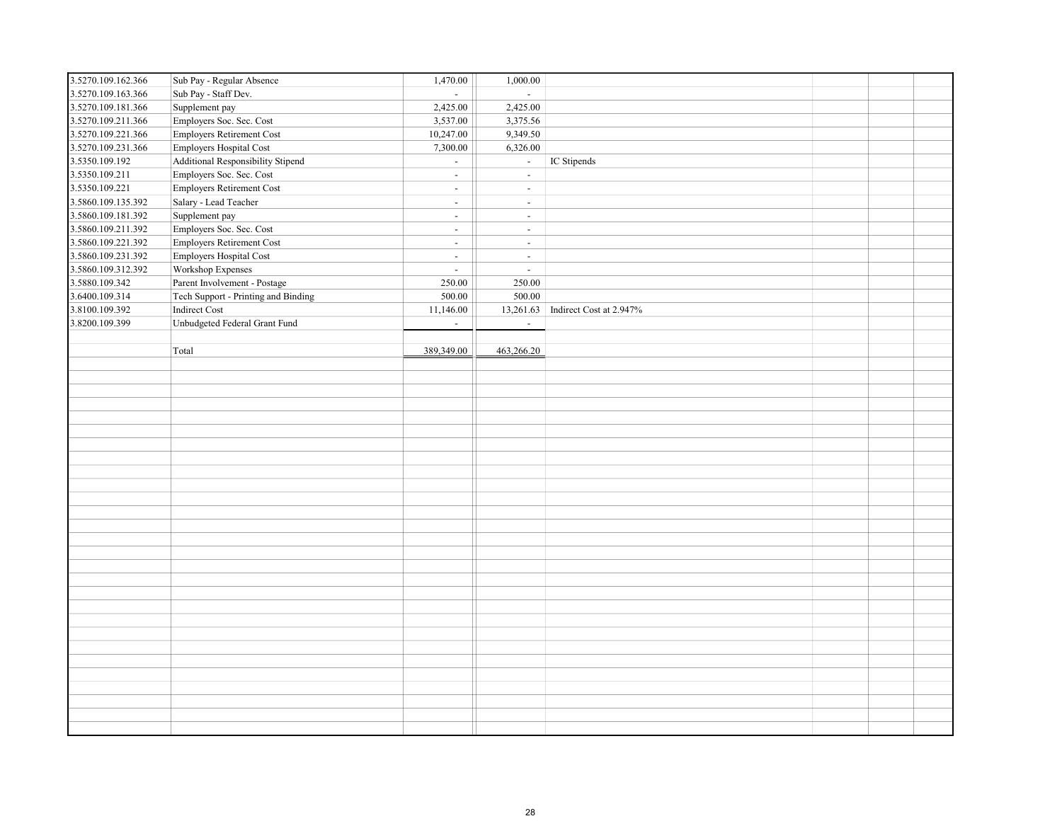| | | | | | | | |
|---|---|---|---|---|---|---|---|
| 3.5270.109.162.366 | Sub Pay - Regular Absence | 1,470.00 | 1,000.00 | | | | |
| 3.5270.109.163.366 | Sub Pay - Staff Dev. | - | - | | | | |
| 3.5270.109.181.366 | Supplement pay | 2,425.00 | 2,425.00 | | | | |
| 3.5270.109.211.366 | Employers Soc. Sec. Cost | 3,537.00 | 3,375.56 | | | | |
| 3.5270.109.221.366 | Employers Retirement Cost | 10,247.00 | 9,349.50 | | | | |
| 3.5270.109.231.366 | Employers Hospital Cost | 7,300.00 | 6,326.00 | | | | |
| 3.5350.109.192 | Additional Responsibility Stipend | - | - | IC Stipends | | | |
| 3.5350.109.211 | Employers Soc. Sec. Cost | - | - | | | | |
| 3.5350.109.221 | Employers Retirement Cost | - | - | | | | |
| 3.5860.109.135.392 | Salary - Lead Teacher | - | - | | | | |
| 3.5860.109.181.392 | Supplement pay | - | - | | | | |
| 3.5860.109.211.392 | Employers Soc. Sec. Cost | - | - | | | | |
| 3.5860.109.221.392 | Employers Retirement Cost | - | - | | | | |
| 3.5860.109.231.392 | Employers Hospital Cost | - | - | | | | |
| 3.5860.109.312.392 | Workshop Expenses | - | - | | | | |
| 3.5880.109.342 | Parent Involvement - Postage | 250.00 | 250.00 | | | | |
| 3.6400.109.314 | Tech Support - Printing and Binding | 500.00 | 500.00 | | | | |
| 3.8100.109.392 | Indirect Cost | 11,146.00 | 13,261.63 | Indirect Cost at 2.947% | | | |
| 3.8200.109.399 | Unbudgeted Federal Grant Fund | - | - | | | | |
| | | | | | | | |
| | Total | 389,349.00 | 463,266.20 | | | | |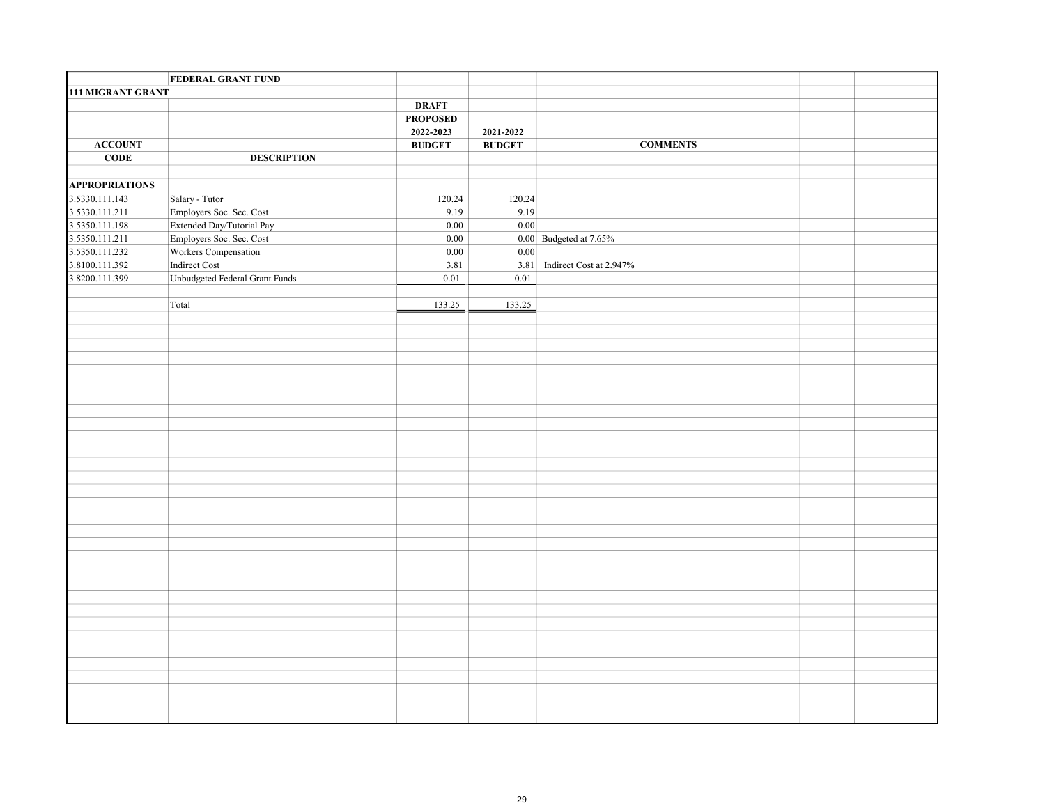| | FEDERAL GRANT FUND | | | |
|---|---|---|---|---|
| **111 MIGRANT GRANT** | | | | |
| | | **DRAFT** | | |
| | | **PROPOSED** | | |
| | | **2022-2023** | **2021-2022** | |
| **ACCOUNT** | | **BUDGET** | **BUDGET** | **COMMENTS** |
| **CODE** | **DESCRIPTION** | | | |
| | | | | |
| **APPROPRIATIONS** | | | | |
| 3.5330.111.143 | Salary - Tutor | 120.24 | 120.24 | |
| 3.5330.111.211 | Employers Soc. Sec. Cost | 9.19 | 9.19 | |
| 3.5350.111.198 | Extended Day/Tutorial Pay | 0.00 | 0.00 | |
| 3.5350.111.211 | Employers Soc. Sec. Cost | 0.00 | 0.00 | Budgeted at 7.65% |
| 3.5350.111.232 | Workers Compensation | 0.00 | 0.00 | |
| 3.8100.111.392 | Indirect Cost | 3.81 | 3.81 | Indirect Cost at 2.947% |
| 3.8200.111.399 | Unbudgeted Federal Grant Funds | 0.01 | 0.01 | |
| | | | | |
| | Total | 133.25 | 133.25 | |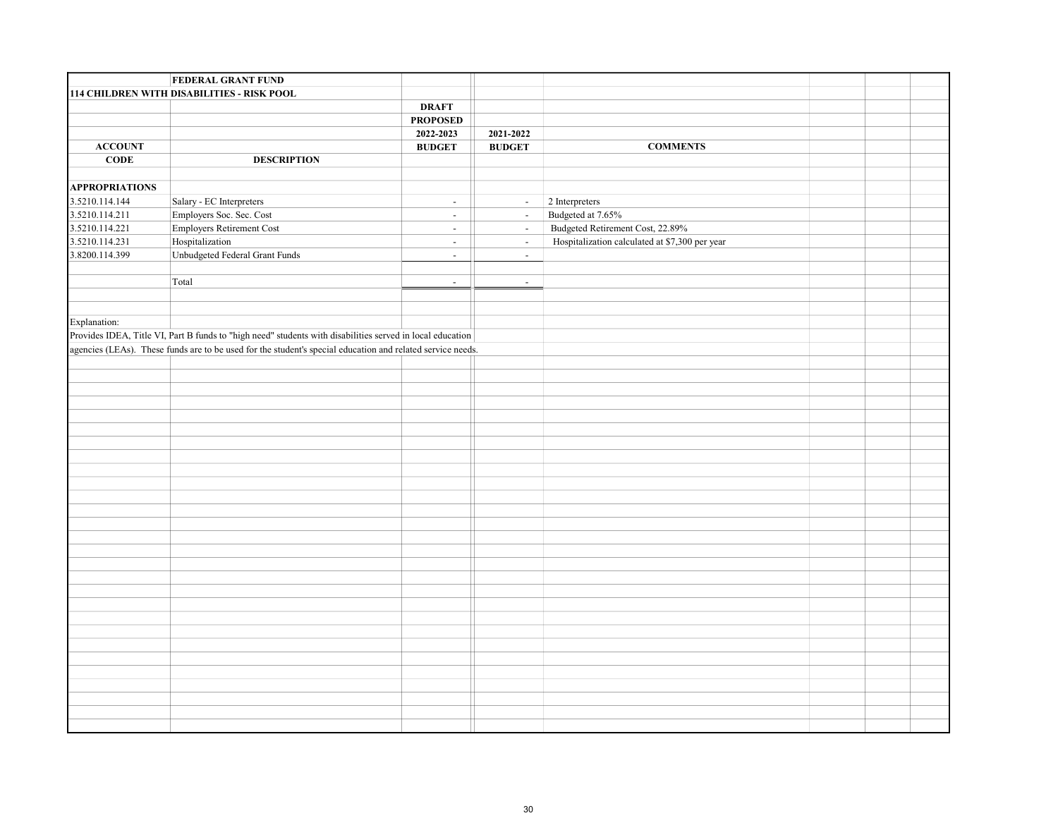**FEDERAL GRANT FUND**

**114 CHILDREN WITH DISABILITIES - RISK POOL**

| ACCOUNT CODE | DESCRIPTION | DRAFT PROPOSED 2022-2023 BUDGET | 2021-2022 BUDGET | COMMENTS |
|---|---|---|---|---|
| **APPROPRIATIONS** | | | | |
| 3.5210.114.144 | Salary - EC Interpreters | - | - | 2 Interpreters |
| 3.5210.114.211 | Employers Soc. Sec. Cost | - | - | Budgeted at 7.65% |
| 3.5210.114.221 | Employers Retirement Cost | - | - | Budgeted Retirement Cost, 22.89% |
| 3.5210.114.231 | Hospitalization | - | - | Hospitalization calculated at $7,300 per year |
| 3.8200.114.399 | Unbudgeted Federal Grant Funds | - | - | |
| | Total | - | - | |

Explanation:

Provides IDEA, Title VI, Part B funds to "high need" students with disabilities served in local education agencies (LEAs). These funds are to be used for the student's special education and related service needs.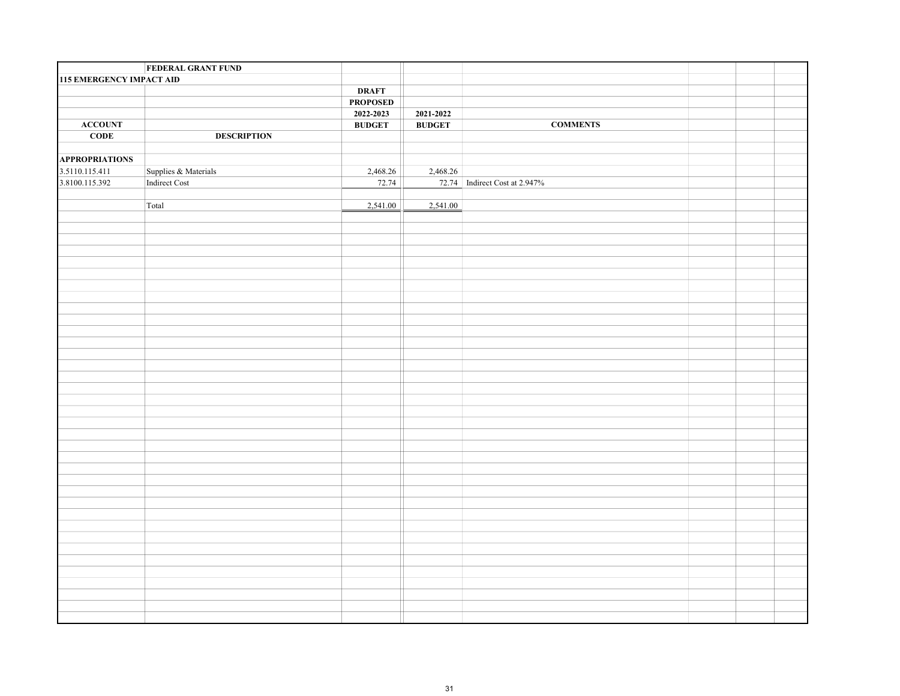| | FEDERAL GRANT FUND | | | |
|---|---|---|---|---|
| 115 EMERGENCY IMPACT AID | | | | |
| | | DRAFT | | |
| | | PROPOSED | | |
| | | 2022-2023 | 2021-2022 | |
| ACCOUNT | | BUDGET | BUDGET | COMMENTS |
| CODE | DESCRIPTION | | | |
| | | | | |
| APPROPRIATIONS | | | | |
| 3.5110.115.411 | Supplies & Materials | 2,468.26 | 2,468.26 | |
| 3.8100.115.392 | Indirect Cost | 72.74 | 72.74 | Indirect Cost at 2.947% |
| | | | | |
| | Total | 2,541.00 | 2,541.00 | |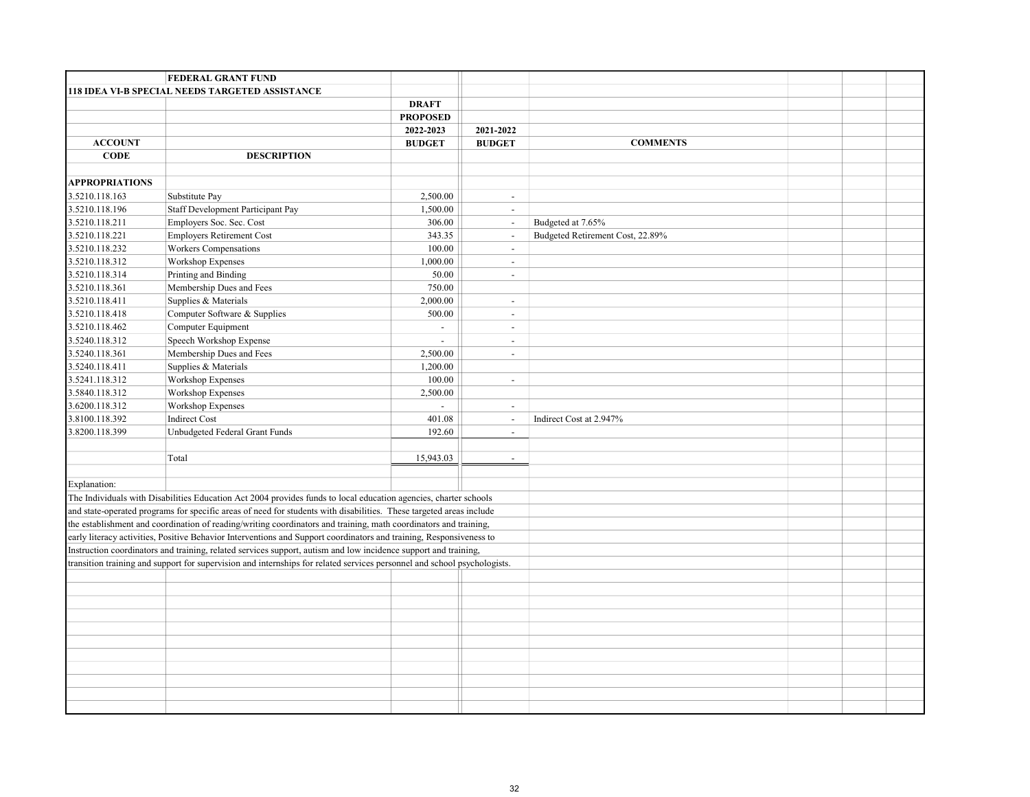**FEDERAL GRANT FUND**

**118 IDEA VI-B SPECIAL NEEDS TARGETED ASSISTANCE**

| ACCOUNT CODE | DESCRIPTION | DRAFT PROPOSED 2022-2023 BUDGET | 2021-2022 BUDGET | COMMENTS |
|---|---|---|---|---|
| **APPROPRIATIONS** | | | | |
| 3.5210.118.163 | Substitute Pay | 2,500.00 | - | |
| 3.5210.118.196 | Staff Development Participant Pay | 1,500.00 | - | |
| 3.5210.118.211 | Employers Soc. Sec. Cost | 306.00 | - | Budgeted at 7.65% |
| 3.5210.118.221 | Employers Retirement Cost | 343.35 | - | Budgeted Retirement Cost, 22.89% |
| 3.5210.118.232 | Workers Compensations | 100.00 | - | |
| 3.5210.118.312 | Workshop Expenses | 1,000.00 | - | |
| 3.5210.118.314 | Printing and Binding | 50.00 | - | |
| 3.5210.118.361 | Membership Dues and Fees | 750.00 | | |
| 3.5210.118.411 | Supplies & Materials | 2,000.00 | - | |
| 3.5210.118.418 | Computer Software & Supplies | 500.00 | - | |
| 3.5210.118.462 | Computer Equipment | - | - | |
| 3.5240.118.312 | Speech Workshop Expense | - | - | |
| 3.5240.118.361 | Membership Dues and Fees | 2,500.00 | - | |
| 3.5240.118.411 | Supplies & Materials | 1,200.00 | | |
| 3.5241.118.312 | Workshop Expenses | 100.00 | - | |
| 3.5840.118.312 | Workshop Expenses | 2,500.00 | | |
| 3.6200.118.312 | Workshop Expenses | - | - | |
| 3.8100.118.392 | Indirect Cost | 401.08 | - | Indirect Cost at 2.947% |
| 3.8200.118.399 | Unbudgeted Federal Grant Funds | 192.60 | - | |
| | Total | 15,943.03 | - | |

Explanation:

The Individuals with Disabilities Education Act 2004 provides funds to local education agencies, charter schools and state-operated programs for specific areas of need for students with disabilities. These targeted areas include the establishment and coordination of reading/writing coordinators and training, math coordinators and training, early literacy activities, Positive Behavior Interventions and Support coordinators and training, Responsiveness to Instruction coordinators and training, related services support, autism and low incidence support and training, transition training and support for supervision and internships for related services personnel and school psychologists.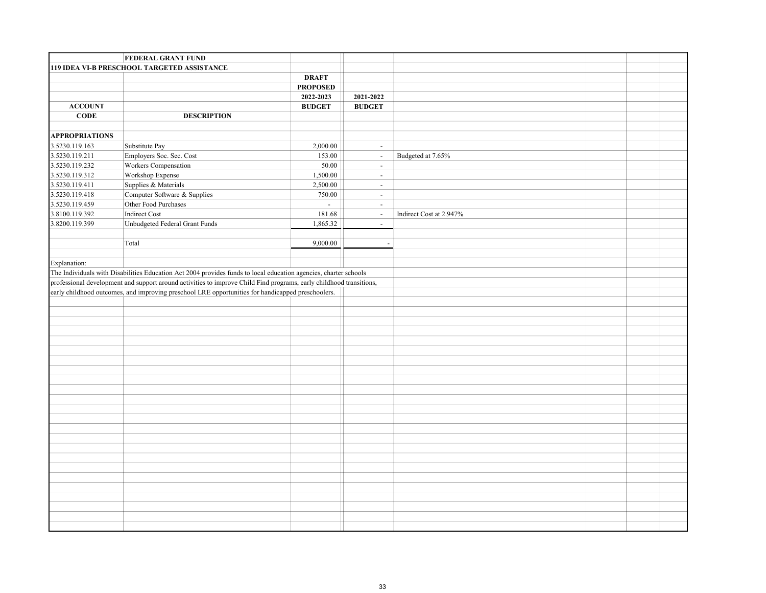**FEDERAL GRANT FUND**

**119 IDEA VI-B PRESCHOOL TARGETED ASSISTANCE**

| ACCOUNT CODE | DESCRIPTION | DRAFT PROPOSED 2022-2023 BUDGET | 2021-2022 BUDGET | |
|---|---|---|---|---|
| **APPROPRIATIONS** | | | | |
| 3.5230.119.163 | Substitute Pay | 2,000.00 | - | |
| 3.5230.119.211 | Employers Soc. Sec. Cost | 153.00 | - | Budgeted at 7.65% |
| 3.5230.119.232 | Workers Compensation | 50.00 | - | |
| 3.5230.119.312 | Workshop Expense | 1,500.00 | - | |
| 3.5230.119.411 | Supplies & Materials | 2,500.00 | - | |
| 3.5230.119.418 | Computer Software & Supplies | 750.00 | - | |
| 3.5230.119.459 | Other Food Purchases | - | - | |
| 3.8100.119.392 | Indirect Cost | 181.68 | - | Indirect Cost at 2.947% |
| 3.8200.119.399 | Unbudgeted Federal Grant Funds | 1,865.32 | - | |
| | Total | 9,000.00 | - | |

Explanation:

The Individuals with Disabilities Education Act 2004 provides funds to local education agencies, charter schools professional development and support around activities to improve Child Find programs, early childhood transitions, early childhood outcomes, and improving preschool LRE opportunities for handicapped preschoolers.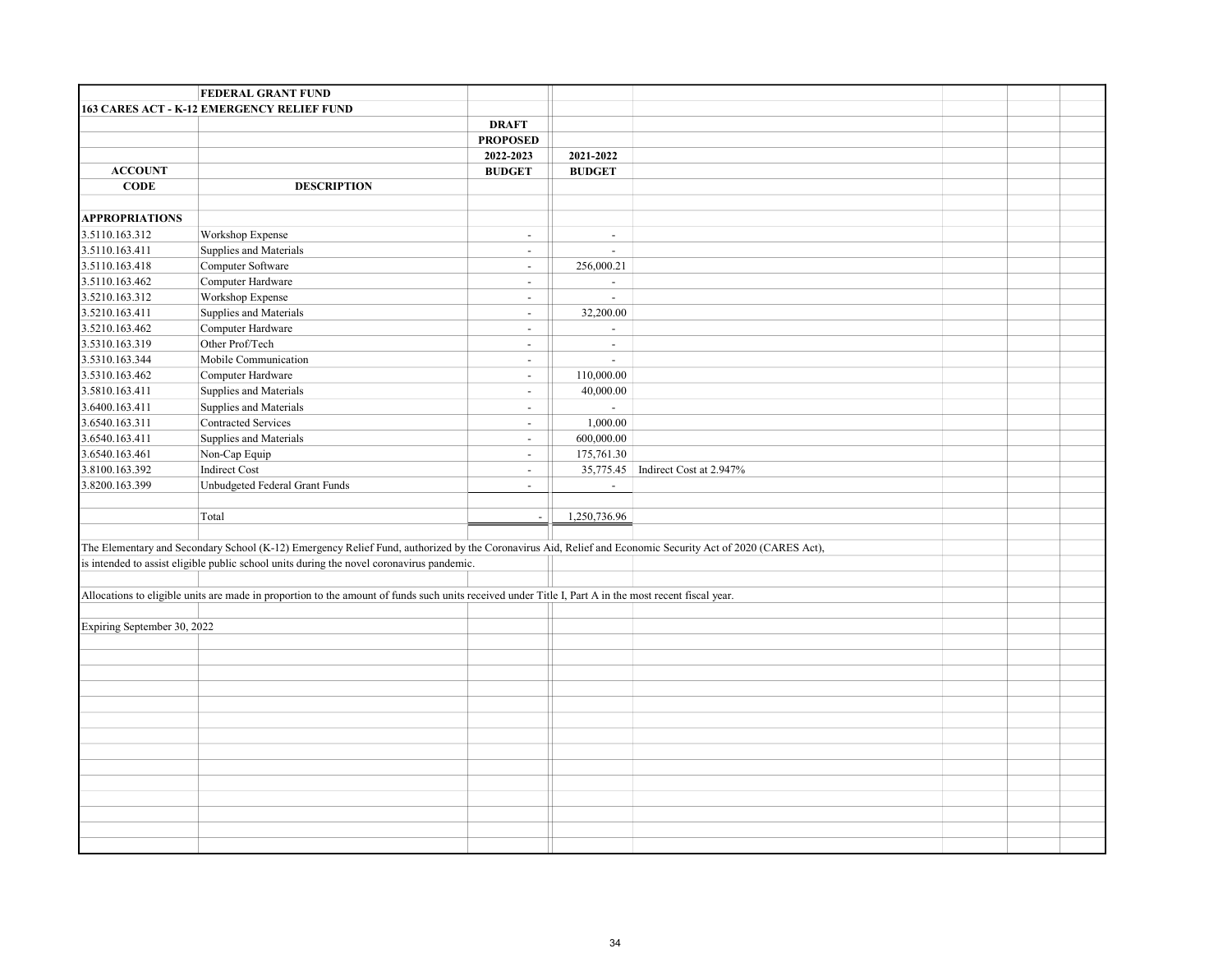**FEDERAL GRANT FUND**

**163 CARES ACT - K-12 EMERGENCY RELIEF FUND**

| ACCOUNT CODE | DESCRIPTION | DRAFT PROPOSED 2022-2023 BUDGET | 2021-2022 BUDGET | |
|---|---|---|---|---|
| **APPROPRIATIONS** | | | | |
| 3.5110.163.312 | Workshop Expense | - | - | |
| 3.5110.163.411 | Supplies and Materials | - | - | |
| 3.5110.163.418 | Computer Software | - | 256,000.21 | |
| 3.5110.163.462 | Computer Hardware | - | - | |
| 3.5210.163.312 | Workshop Expense | - | - | |
| 3.5210.163.411 | Supplies and Materials | - | 32,200.00 | |
| 3.5210.163.462 | Computer Hardware | - | - | |
| 3.5310.163.319 | Other Prof/Tech | - | - | |
| 3.5310.163.344 | Mobile Communication | - | - | |
| 3.5310.163.462 | Computer Hardware | - | 110,000.00 | |
| 3.5810.163.411 | Supplies and Materials | - | 40,000.00 | |
| 3.6400.163.411 | Supplies and Materials | - | - | |
| 3.6540.163.311 | Contracted Services | - | 1,000.00 | |
| 3.6540.163.411 | Supplies and Materials | - | 600,000.00 | |
| 3.6540.163.461 | Non-Cap Equip | - | 175,761.30 | |
| 3.8100.163.392 | Indirect Cost | - | 35,775.45 | Indirect Cost at 2.947% |
| 3.8200.163.399 | Unbudgeted Federal Grant Funds | - | - | |
| | Total | - | 1,250,736.96 | |

The Elementary and Secondary School (K-12) Emergency Relief Fund, authorized by the Coronavirus Aid, Relief and Economic Security Act of 2020 (CARES Act), is intended to assist eligible public school units during the novel coronavirus pandemic.

Allocations to eligible units are made in proportion to the amount of funds such units received under Title I, Part A in the most recent fiscal year.

Expiring September 30, 2022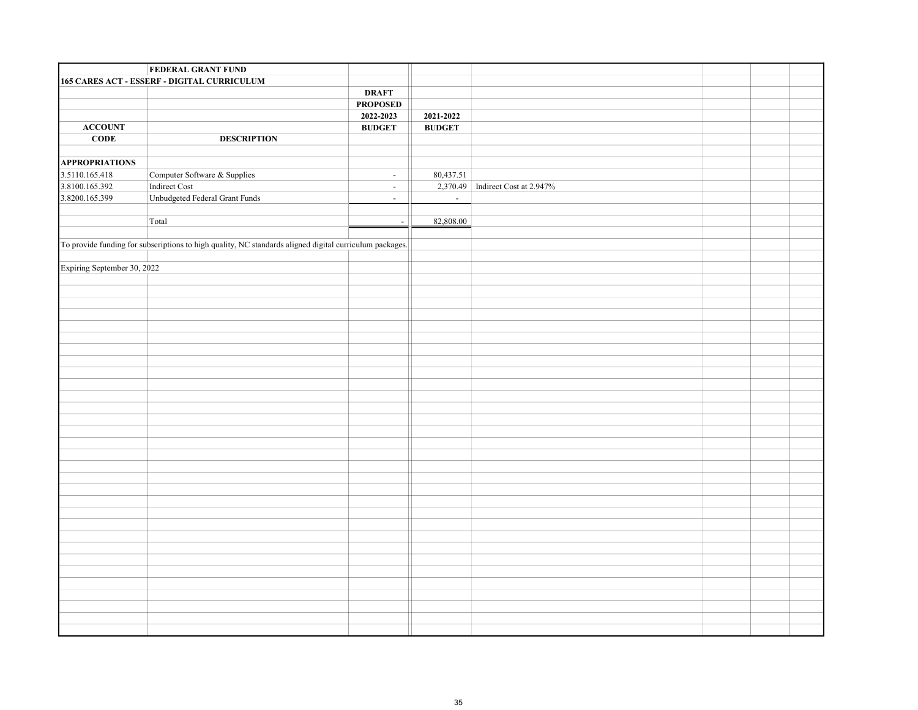| | FEDERAL GRANT FUND | | | |
|---|---|---|---|---|
| 165 CARES ACT - ESSERF - DIGITAL CURRICULUM | | | | |
| | | DRAFT | | |
| | | PROPOSED | | |
| | | 2022-2023 | 2021-2022 | |
| ACCOUNT | | BUDGET | BUDGET | |
| CODE | DESCRIPTION | | | |
| | | | | |
| APPROPRIATIONS | | | | |
| 3.5110.165.418 | Computer Software & Supplies | - | 80,437.51 | |
| 3.8100.165.392 | Indirect Cost | - | 2,370.49 | Indirect Cost at 2.947% |
| 3.8200.165.399 | Unbudgeted Federal Grant Funds | - | - | |
| | | | | |
| | Total | - | 82,808.00 | |

To provide funding for subscriptions to high quality, NC standards aligned digital curriculum packages.

Expiring September 30, 2022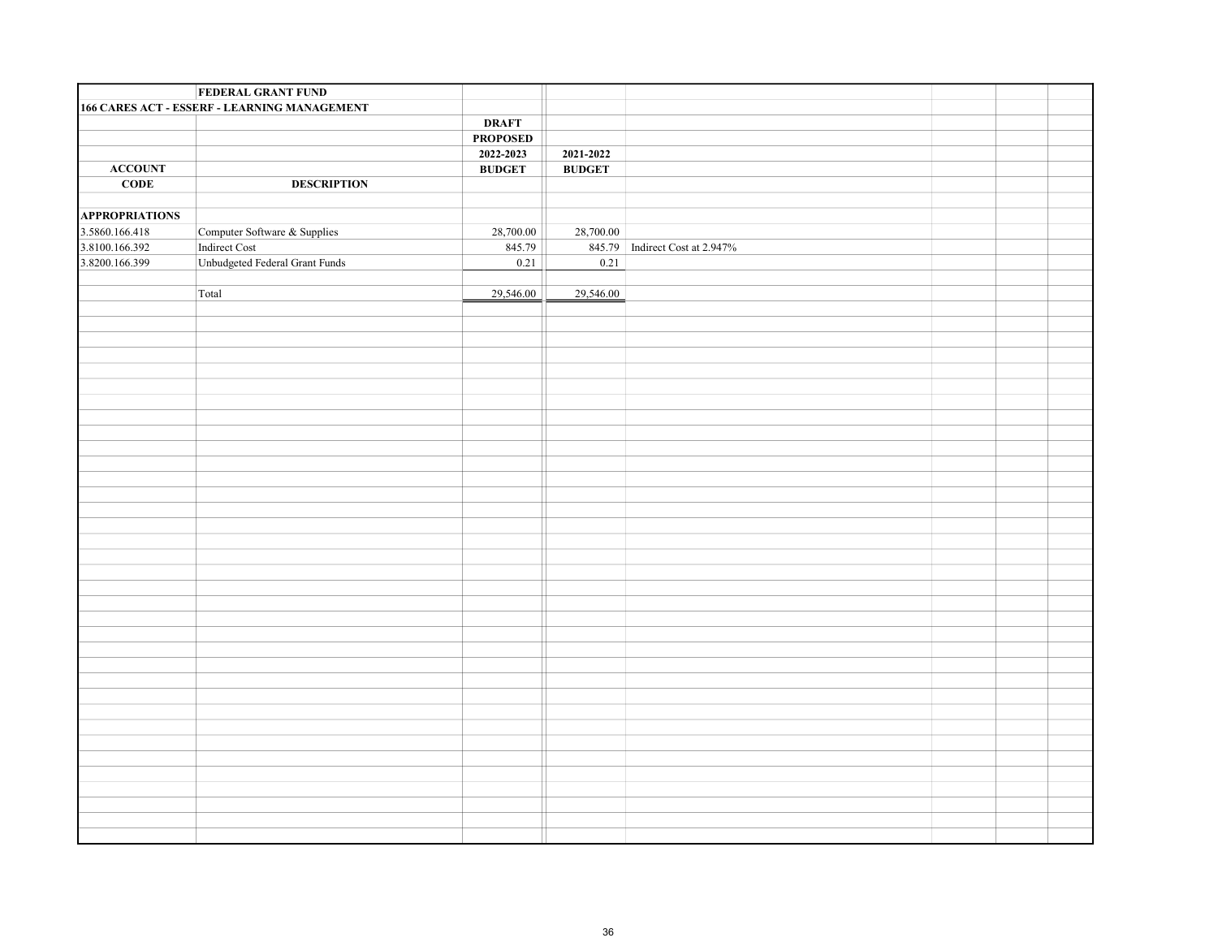| | FEDERAL GRANT FUND | | | |
|---|---|---|---|---|
| 166 CARES ACT - ESSERF - LEARNING MANAGEMENT | | | | |
| | | DRAFT | | |
| | | PROPOSED | | |
| | | 2022-2023 | 2021-2022 | |
| ACCOUNT | | BUDGET | BUDGET | |
| CODE | DESCRIPTION | | | |
| | | | | |
| APPROPRIATIONS | | | | |
| 3.5860.166.418 | Computer Software & Supplies | 28,700.00 | 28,700.00 | |
| 3.8100.166.392 | Indirect Cost | 845.79 | 845.79 | Indirect Cost at 2.947% |
| 3.8200.166.399 | Unbudgeted Federal Grant Funds | 0.21 | 0.21 | |
| | | | | |
| | Total | 29,546.00 | 29,546.00 | |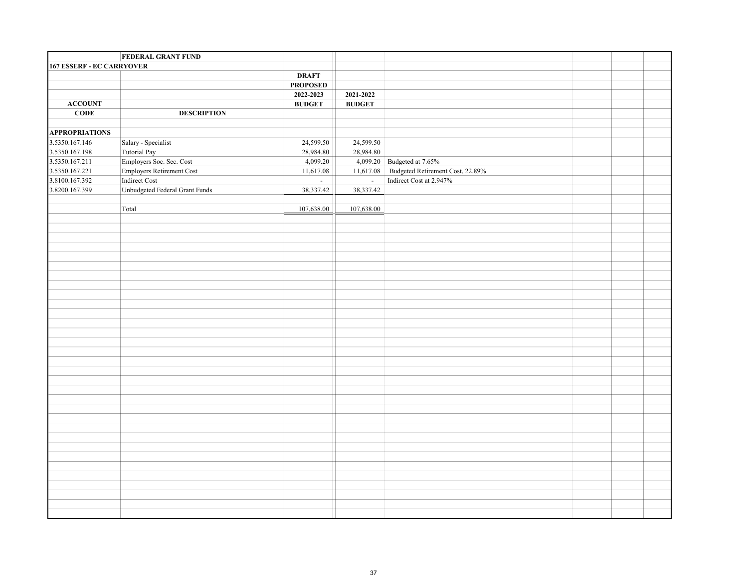| | FEDERAL GRANT FUND | | | |
|---|---|---|---|---|
| 167 ESSERF - EC CARRYOVER | | | | |
| | | DRAFT | | |
| | | PROPOSED | | |
| | | 2022-2023 | 2021-2022 | |
| ACCOUNT | | BUDGET | BUDGET | |
| CODE | DESCRIPTION | | | |
| | | | | |
| APPROPRIATIONS | | | | |
| 3.5350.167.146 | Salary - Specialist | 24,599.50 | 24,599.50 | |
| 3.5350.167.198 | Tutorial Pay | 28,984.80 | 28,984.80 | |
| 3.5350.167.211 | Employers Soc. Sec. Cost | 4,099.20 | 4,099.20 | Budgeted at 7.65% |
| 3.5350.167.221 | Employers Retirement Cost | 11,617.08 | 11,617.08 | Budgeted Retirement Cost, 22.89% |
| 3.8100.167.392 | Indirect Cost | - | - | Indirect Cost at 2.947% |
| 3.8200.167.399 | Unbudgeted Federal Grant Funds | 38,337.42 | 38,337.42 | |
| | | | | |
| | Total | 107,638.00 | 107,638.00 | |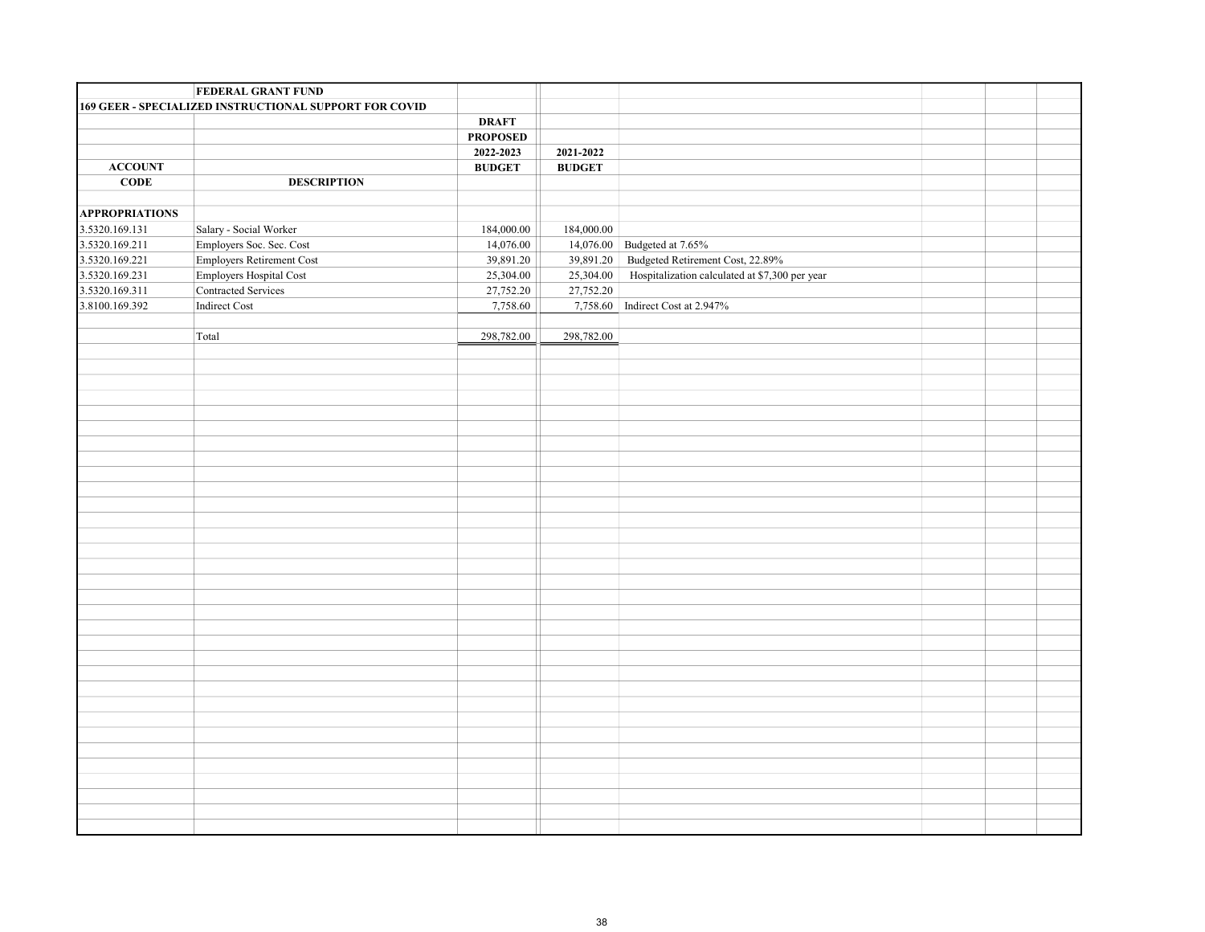| | FEDERAL GRANT FUND | | | |
|---|---|---|---|---|
| 169 GEER - SPECIALIZED INSTRUCTIONAL SUPPORT FOR COVID | | | | |
| | | DRAFT | | |
| | | PROPOSED | | |
| | | 2022-2023 | 2021-2022 | |
| ACCOUNT | | BUDGET | BUDGET | |
| CODE | DESCRIPTION | | | |
| | | | | |
| APPROPRIATIONS | | | | |
| 3.5320.169.131 | Salary - Social Worker | 184,000.00 | 184,000.00 | |
| 3.5320.169.211 | Employers Soc. Sec. Cost | 14,076.00 | 14,076.00 | Budgeted at 7.65% |
| 3.5320.169.221 | Employers Retirement Cost | 39,891.20 | 39,891.20 | Budgeted Retirement Cost, 22.89% |
| 3.5320.169.231 | Employers Hospital Cost | 25,304.00 | 25,304.00 | Hospitalization calculated at $7,300 per year |
| 3.5320.169.311 | Contracted Services | 27,752.20 | 27,752.20 | |
| 3.8100.169.392 | Indirect Cost | 7,758.60 | 7,758.60 | Indirect Cost at 2.947% |
| | | | | |
| | Total | 298,782.00 | 298,782.00 | |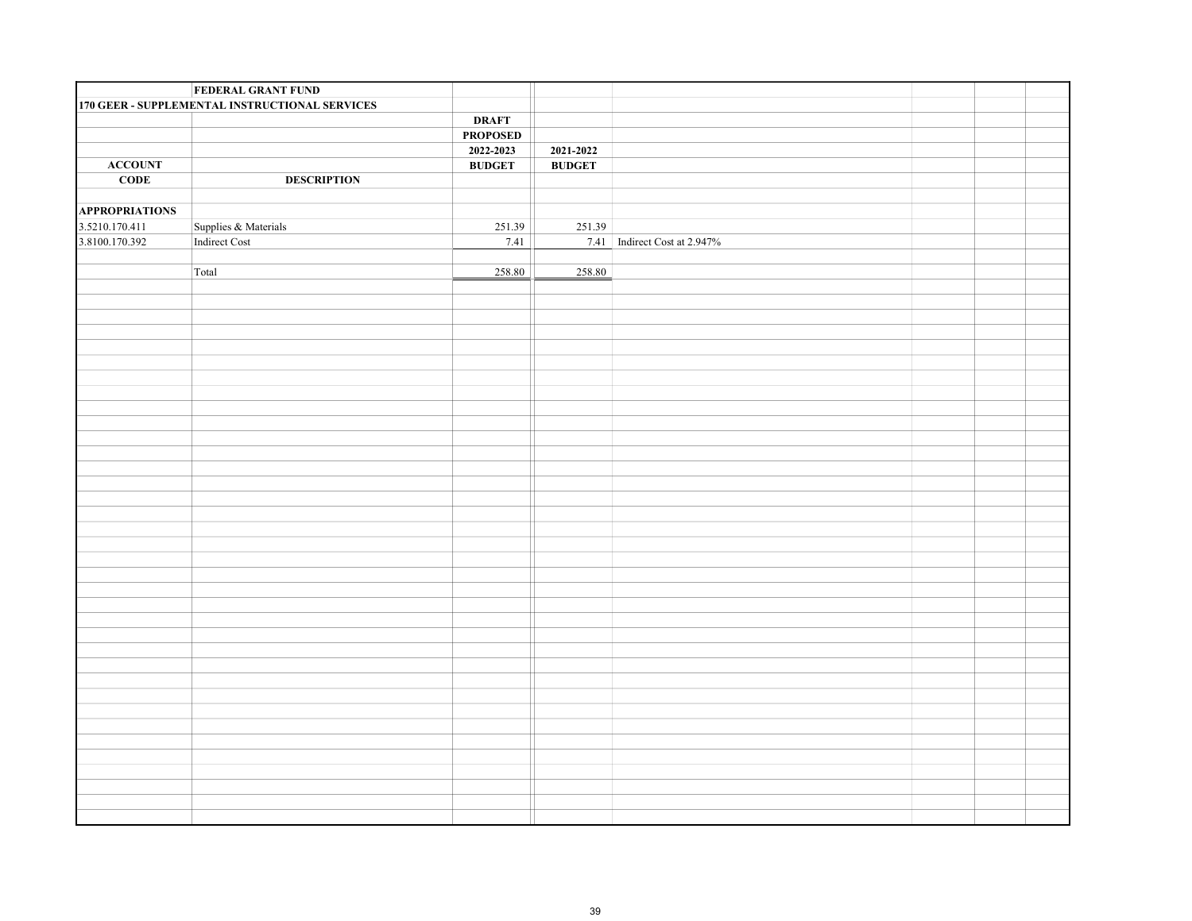| | FEDERAL GRANT FUND | | | |
|---|---|---|---|---|
| 170 GEER - SUPPLEMENTAL INSTRUCTIONAL SERVICES | | | | |
| | | DRAFT | | |
| | | PROPOSED | | |
| | | 2022-2023 | 2021-2022 | |
| ACCOUNT | | BUDGET | BUDGET | |
| CODE | DESCRIPTION | | | |
| | | | | |
| APPROPRIATIONS | | | | |
| 3.5210.170.411 | Supplies & Materials | 251.39 | 251.39 | |
| 3.8100.170.392 | Indirect Cost | 7.41 | 7.41 | Indirect Cost at 2.947% |
| | | | | |
| | Total | 258.80 | 258.80 | |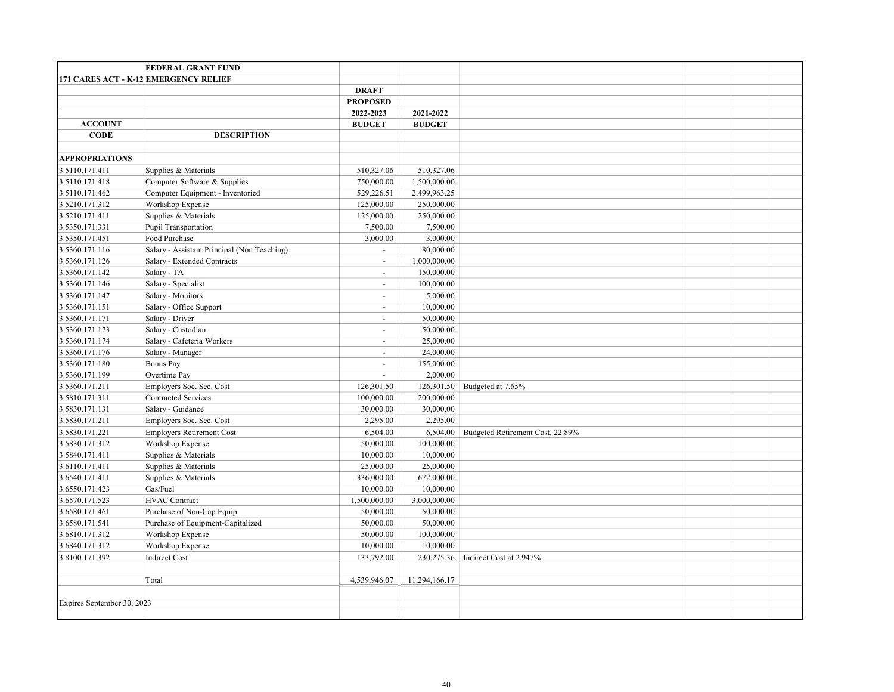| | FEDERAL GRANT FUND | | | |
|---|---|---|---|---|
| **171 CARES ACT - K-12 EMERGENCY RELIEF** | | | | |
| | | **DRAFT** | | |
| | | **PROPOSED** | | |
| | | **2022-2023** | **2021-2022** | |
| **ACCOUNT** | | **BUDGET** | **BUDGET** | |
| **CODE** | **DESCRIPTION** | | | |
| **APPROPRIATIONS** | | | | |
| 3.5110.171.411 | Supplies & Materials | 510,327.06 | 510,327.06 | |
| 3.5110.171.418 | Computer Software & Supplies | 750,000.00 | 1,500,000.00 | |
| 3.5110.171.462 | Computer Equipment - Inventoried | 529,226.51 | 2,499,963.25 | |
| 3.5210.171.312 | Workshop Expense | 125,000.00 | 250,000.00 | |
| 3.5210.171.411 | Supplies & Materials | 125,000.00 | 250,000.00 | |
| 3.5350.171.331 | Pupil Transportation | 7,500.00 | 7,500.00 | |
| 3.5350.171.451 | Food Purchase | 3,000.00 | 3,000.00 | |
| 3.5360.171.116 | Salary - Assistant Principal (Non Teaching) | - | 80,000.00 | |
| 3.5360.171.126 | Salary - Extended Contracts | - | 1,000,000.00 | |
| 3.5360.171.142 | Salary - TA | - | 150,000.00 | |
| 3.5360.171.146 | Salary - Specialist | - | 100,000.00 | |
| 3.5360.171.147 | Salary - Monitors | - | 5,000.00 | |
| 3.5360.171.151 | Salary - Office Support | - | 10,000.00 | |
| 3.5360.171.171 | Salary - Driver | - | 50,000.00 | |
| 3.5360.171.173 | Salary - Custodian | - | 50,000.00 | |
| 3.5360.171.174 | Salary - Cafeteria Workers | - | 25,000.00 | |
| 3.5360.171.176 | Salary - Manager | - | 24,000.00 | |
| 3.5360.171.180 | Bonus Pay | - | 155,000.00 | |
| 3.5360.171.199 | Overtime Pay | - | 2,000.00 | |
| 3.5360.171.211 | Employers Soc. Sec. Cost | 126,301.50 | 126,301.50 | Budgeted at 7.65% |
| 3.5810.171.311 | Contracted Services | 100,000.00 | 200,000.00 | |
| 3.5830.171.131 | Salary - Guidance | 30,000.00 | 30,000.00 | |
| 3.5830.171.211 | Employers Soc. Sec. Cost | 2,295.00 | 2,295.00 | |
| 3.5830.171.221 | Employers Retirement Cost | 6,504.00 | 6,504.00 | Budgeted Retirement Cost, 22.89% |
| 3.5830.171.312 | Workshop Expense | 50,000.00 | 100,000.00 | |
| 3.5840.171.411 | Supplies & Materials | 10,000.00 | 10,000.00 | |
| 3.6110.171.411 | Supplies & Materials | 25,000.00 | 25,000.00 | |
| 3.6540.171.411 | Supplies & Materials | 336,000.00 | 672,000.00 | |
| 3.6550.171.423 | Gas/Fuel | 10,000.00 | 10,000.00 | |
| 3.6570.171.523 | HVAC Contract | 1,500,000.00 | 3,000,000.00 | |
| 3.6580.171.461 | Purchase of Non-Cap Equip | 50,000.00 | 50,000.00 | |
| 3.6580.171.541 | Purchase of Equipment-Capitalized | 50,000.00 | 50,000.00 | |
| 3.6810.171.312 | Workshop Expense | 50,000.00 | 100,000.00 | |
| 3.6840.171.312 | Workshop Expense | 10,000.00 | 10,000.00 | |
| 3.8100.171.392 | Indirect Cost | 133,792.00 | 230,275.36 | Indirect Cost at 2.947% |
| | Total | 4,539,946.07 | 11,294,166.17 | |
| Expires September 30, 2023 | | | | |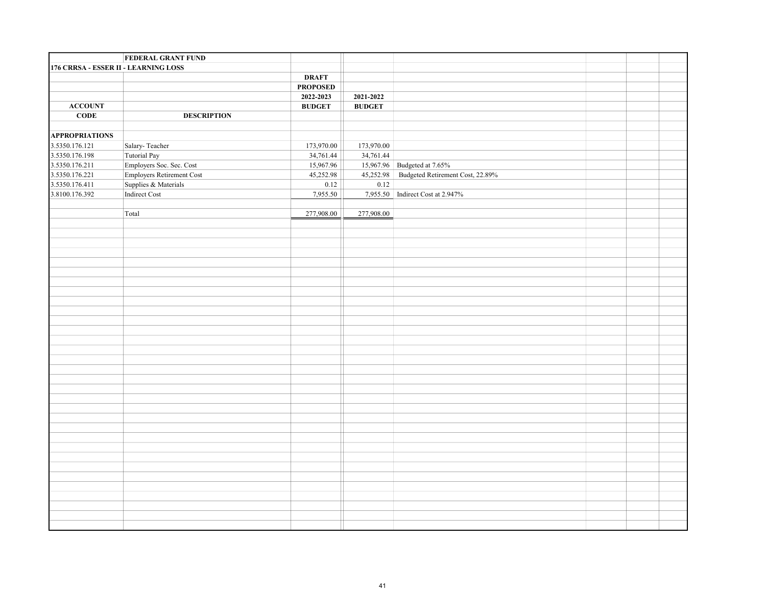| | FEDERAL GRANT FUND | | | |
|---|---|---|---|---|
| 176 CRRSA - ESSER II - LEARNING LOSS | | | | |
| | | DRAFT | | |
| | | PROPOSED | | |
| | | 2022-2023 | 2021-2022 | |
| ACCOUNT | | BUDGET | BUDGET | |
| CODE | DESCRIPTION | | | |
| | | | | |
| APPROPRIATIONS | | | | |
| 3.5350.176.121 | Salary- Teacher | 173,970.00 | 173,970.00 | |
| 3.5350.176.198 | Tutorial Pay | 34,761.44 | 34,761.44 | |
| 3.5350.176.211 | Employers Soc. Sec. Cost | 15,967.96 | 15,967.96 | Budgeted at 7.65% |
| 3.5350.176.221 | Employers Retirement Cost | 45,252.98 | 45,252.98 | Budgeted Retirement Cost, 22.89% |
| 3.5350.176.411 | Supplies & Materials | 0.12 | 0.12 | |
| 3.8100.176.392 | Indirect Cost | 7,955.50 | 7,955.50 | Indirect Cost at 2.947% |
| | | | | |
| | Total | 277,908.00 | 277,908.00 | |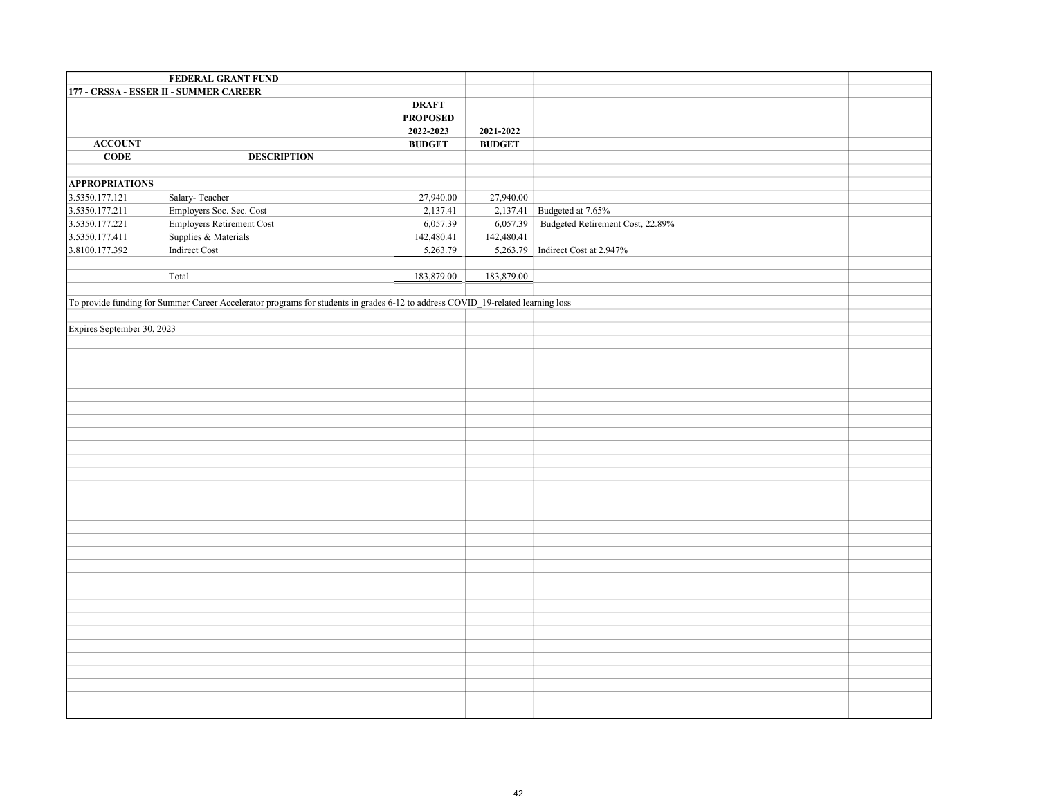| | FEDERAL GRANT FUND | | | |
|---|---|---|---|---|
| 177 - CRSSA - ESSER II - SUMMER CAREER | | | | |
| | | DRAFT | | |
| | | PROPOSED | | |
| | | 2022-2023 | 2021-2022 | |
| ACCOUNT | | BUDGET | BUDGET | |
| CODE | DESCRIPTION | | | |
| | | | | |
| APPROPRIATIONS | | | | |
| 3.5350.177.121 | Salary- Teacher | 27,940.00 | 27,940.00 | |
| 3.5350.177.211 | Employers Soc. Sec. Cost | 2,137.41 | 2,137.41 | Budgeted at 7.65% |
| 3.5350.177.221 | Employers Retirement Cost | 6,057.39 | 6,057.39 | Budgeted Retirement Cost, 22.89% |
| 3.5350.177.411 | Supplies & Materials | 142,480.41 | 142,480.41 | |
| 3.8100.177.392 | Indirect Cost | 5,263.79 | 5,263.79 | Indirect Cost at 2.947% |
| | | | | |
| | Total | 183,879.00 | 183,879.00 | |

To provide funding for Summer Career Accelerator programs for students in grades 6-12 to address COVID_19-related learning loss

Expires September 30, 2023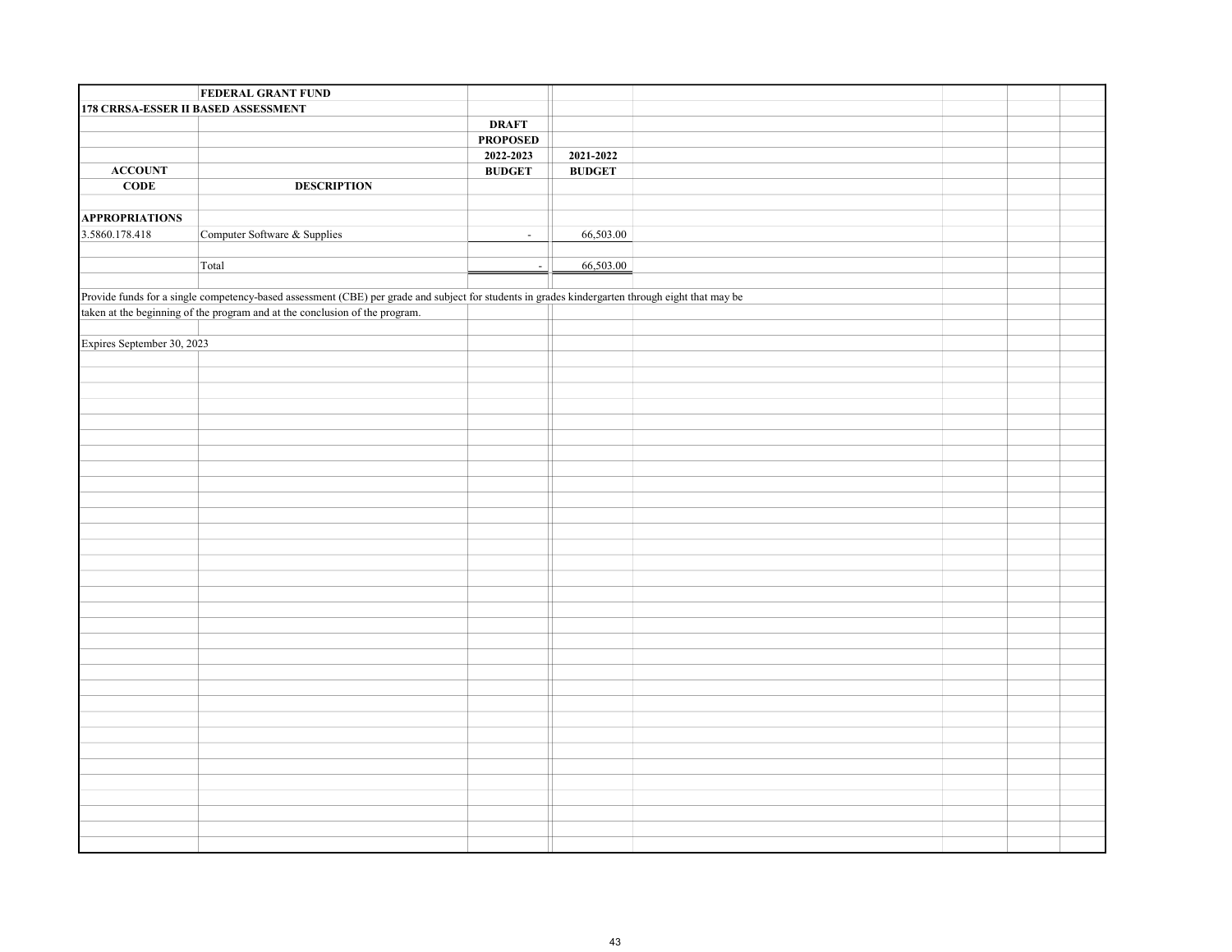**FEDERAL GRANT FUND**

**178 CRRSA-ESSER II BASED ASSESSMENT**

| ACCOUNT CODE | DESCRIPTION | DRAFT PROPOSED 2022-2023 BUDGET | 2021-2022 BUDGET |
|---|---|---|---|
| **APPROPRIATIONS** | | | |
| 3.5860.178.418 | Computer Software & Supplies | - | 66,503.00 |
| | Total | - | 66,503.00 |

Provide funds for a single competency-based assessment (CBE) per grade and subject for students in grades kindergarten through eight that may be taken at the beginning of the program and at the conclusion of the program.

Expires September 30, 2023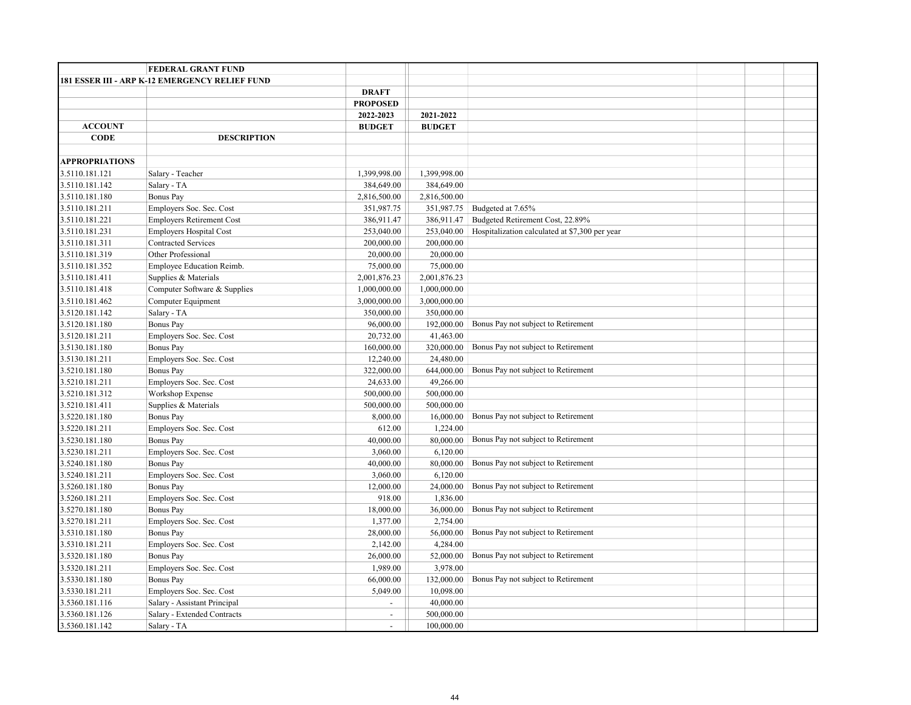| | FEDERAL GRANT FUND | | | |
|---|---|---|---|---|
| 181 ESSER III - ARP K-12 EMERGENCY RELIEF FUND | | | | |
| | | DRAFT | | |
| | | PROPOSED | | |
| | | 2022-2023 | 2021-2022 | |
| ACCOUNT | | BUDGET | BUDGET | |
| CODE | DESCRIPTION | | | |
| | | | | |
| APPROPRIATIONS | | | | |
| 3.5110.181.121 | Salary - Teacher | 1,399,998.00 | 1,399,998.00 | |
| 3.5110.181.142 | Salary - TA | 384,649.00 | 384,649.00 | |
| 3.5110.181.180 | Bonus Pay | 2,816,500.00 | 2,816,500.00 | |
| 3.5110.181.211 | Employers Soc. Sec. Cost | 351,987.75 | 351,987.75 | Budgeted at 7.65% |
| 3.5110.181.221 | Employers Retirement Cost | 386,911.47 | 386,911.47 | Budgeted Retirement Cost, 22.89% |
| 3.5110.181.231 | Employers Hospital Cost | 253,040.00 | 253,040.00 | Hospitalization calculated at $7,300 per year |
| 3.5110.181.311 | Contracted Services | 200,000.00 | 200,000.00 | |
| 3.5110.181.319 | Other Professional | 20,000.00 | 20,000.00 | |
| 3.5110.181.352 | Employee Education Reimb. | 75,000.00 | 75,000.00 | |
| 3.5110.181.411 | Supplies & Materials | 2,001,876.23 | 2,001,876.23 | |
| 3.5110.181.418 | Computer Software & Supplies | 1,000,000.00 | 1,000,000.00 | |
| 3.5110.181.462 | Computer Equipment | 3,000,000.00 | 3,000,000.00 | |
| 3.5120.181.142 | Salary - TA | 350,000.00 | 350,000.00 | |
| 3.5120.181.180 | Bonus Pay | 96,000.00 | 192,000.00 | Bonus Pay not subject to Retirement |
| 3.5120.181.211 | Employers Soc. Sec. Cost | 20,732.00 | 41,463.00 | |
| 3.5130.181.180 | Bonus Pay | 160,000.00 | 320,000.00 | Bonus Pay not subject to Retirement |
| 3.5130.181.211 | Employers Soc. Sec. Cost | 12,240.00 | 24,480.00 | |
| 3.5210.181.180 | Bonus Pay | 322,000.00 | 644,000.00 | Bonus Pay not subject to Retirement |
| 3.5210.181.211 | Employers Soc. Sec. Cost | 24,633.00 | 49,266.00 | |
| 3.5210.181.312 | Workshop Expense | 500,000.00 | 500,000.00 | |
| 3.5210.181.411 | Supplies & Materials | 500,000.00 | 500,000.00 | |
| 3.5220.181.180 | Bonus Pay | 8,000.00 | 16,000.00 | Bonus Pay not subject to Retirement |
| 3.5220.181.211 | Employers Soc. Sec. Cost | 612.00 | 1,224.00 | |
| 3.5230.181.180 | Bonus Pay | 40,000.00 | 80,000.00 | Bonus Pay not subject to Retirement |
| 3.5230.181.211 | Employers Soc. Sec. Cost | 3,060.00 | 6,120.00 | |
| 3.5240.181.180 | Bonus Pay | 40,000.00 | 80,000.00 | Bonus Pay not subject to Retirement |
| 3.5240.181.211 | Employers Soc. Sec. Cost | 3,060.00 | 6,120.00 | |
| 3.5260.181.180 | Bonus Pay | 12,000.00 | 24,000.00 | Bonus Pay not subject to Retirement |
| 3.5260.181.211 | Employers Soc. Sec. Cost | 918.00 | 1,836.00 | |
| 3.5270.181.180 | Bonus Pay | 18,000.00 | 36,000.00 | Bonus Pay not subject to Retirement |
| 3.5270.181.211 | Employers Soc. Sec. Cost | 1,377.00 | 2,754.00 | |
| 3.5310.181.180 | Bonus Pay | 28,000.00 | 56,000.00 | Bonus Pay not subject to Retirement |
| 3.5310.181.211 | Employers Soc. Sec. Cost | 2,142.00 | 4,284.00 | |
| 3.5320.181.180 | Bonus Pay | 26,000.00 | 52,000.00 | Bonus Pay not subject to Retirement |
| 3.5320.181.211 | Employers Soc. Sec. Cost | 1,989.00 | 3,978.00 | |
| 3.5330.181.180 | Bonus Pay | 66,000.00 | 132,000.00 | Bonus Pay not subject to Retirement |
| 3.5330.181.211 | Employers Soc. Sec. Cost | 5,049.00 | 10,098.00 | |
| 3.5360.181.116 | Salary - Assistant Principal | - | 40,000.00 | |
| 3.5360.181.126 | Salary - Extended Contracts | - | 500,000.00 | |
| 3.5360.181.142 | Salary - TA | - | 100,000.00 | |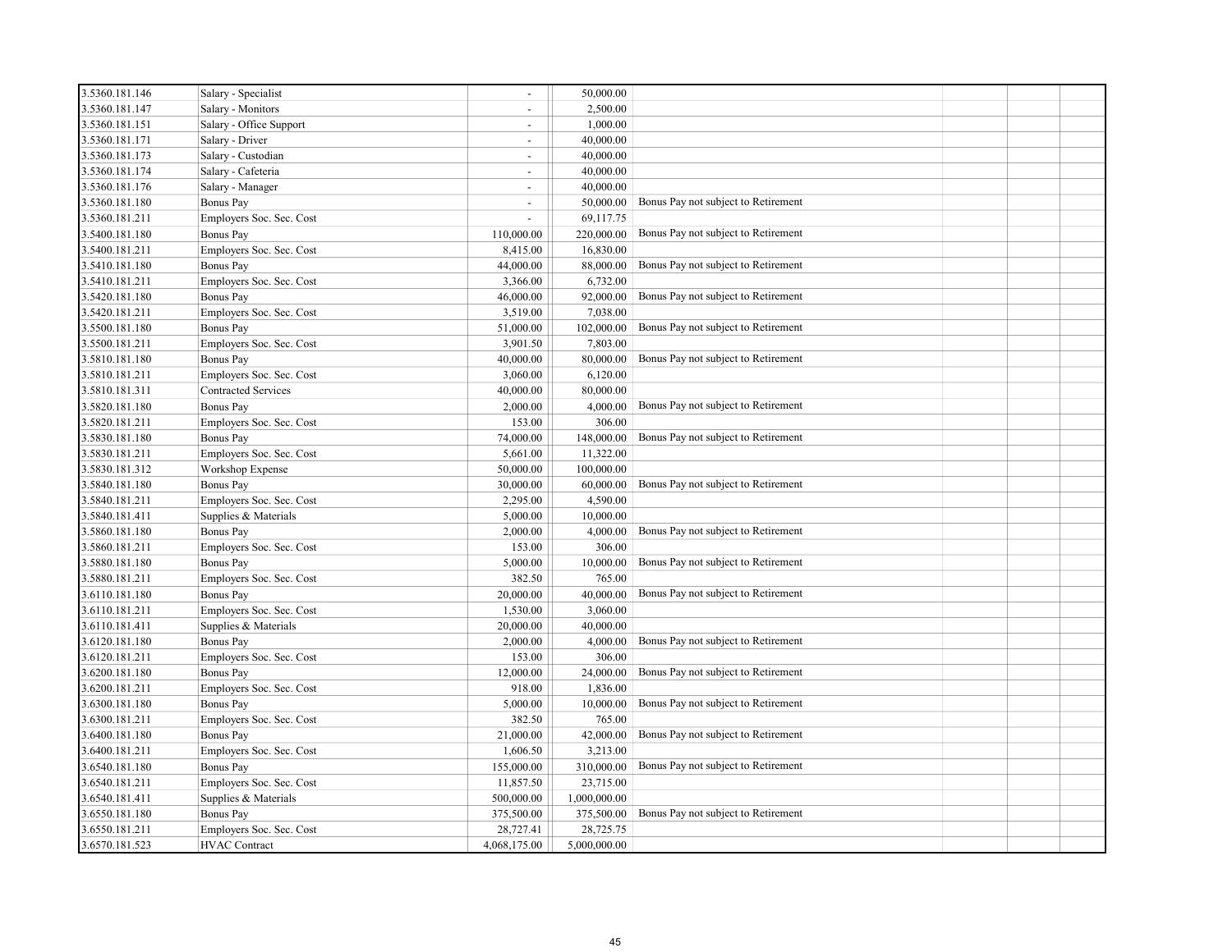| | | | | | | | |
|---|---|---|---|---|---|---|---|
| 3.5360.181.146 | Salary - Specialist | - | 50,000.00 | | | | |
| 3.5360.181.147 | Salary - Monitors | - | 2,500.00 | | | | |
| 3.5360.181.151 | Salary - Office Support | - | 1,000.00 | | | | |
| 3.5360.181.171 | Salary - Driver | - | 40,000.00 | | | | |
| 3.5360.181.173 | Salary - Custodian | - | 40,000.00 | | | | |
| 3.5360.181.174 | Salary - Cafeteria | - | 40,000.00 | | | | |
| 3.5360.181.176 | Salary - Manager | - | 40,000.00 | | | | |
| 3.5360.181.180 | Bonus Pay | - | 50,000.00 | Bonus Pay not subject to Retirement | | | |
| 3.5360.181.211 | Employers Soc. Sec. Cost | - | 69,117.75 | | | | |
| 3.5400.181.180 | Bonus Pay | 110,000.00 | 220,000.00 | Bonus Pay not subject to Retirement | | | |
| 3.5400.181.211 | Employers Soc. Sec. Cost | 8,415.00 | 16,830.00 | | | | |
| 3.5410.181.180 | Bonus Pay | 44,000.00 | 88,000.00 | Bonus Pay not subject to Retirement | | | |
| 3.5410.181.211 | Employers Soc. Sec. Cost | 3,366.00 | 6,732.00 | | | | |
| 3.5420.181.180 | Bonus Pay | 46,000.00 | 92,000.00 | Bonus Pay not subject to Retirement | | | |
| 3.5420.181.211 | Employers Soc. Sec. Cost | 3,519.00 | 7,038.00 | | | | |
| 3.5500.181.180 | Bonus Pay | 51,000.00 | 102,000.00 | Bonus Pay not subject to Retirement | | | |
| 3.5500.181.211 | Employers Soc. Sec. Cost | 3,901.50 | 7,803.00 | | | | |
| 3.5810.181.180 | Bonus Pay | 40,000.00 | 80,000.00 | Bonus Pay not subject to Retirement | | | |
| 3.5810.181.211 | Employers Soc. Sec. Cost | 3,060.00 | 6,120.00 | | | | |
| 3.5810.181.311 | Contracted Services | 40,000.00 | 80,000.00 | | | | |
| 3.5820.181.180 | Bonus Pay | 2,000.00 | 4,000.00 | Bonus Pay not subject to Retirement | | | |
| 3.5820.181.211 | Employers Soc. Sec. Cost | 153.00 | 306.00 | | | | |
| 3.5830.181.180 | Bonus Pay | 74,000.00 | 148,000.00 | Bonus Pay not subject to Retirement | | | |
| 3.5830.181.211 | Employers Soc. Sec. Cost | 5,661.00 | 11,322.00 | | | | |
| 3.5830.181.312 | Workshop Expense | 50,000.00 | 100,000.00 | | | | |
| 3.5840.181.180 | Bonus Pay | 30,000.00 | 60,000.00 | Bonus Pay not subject to Retirement | | | |
| 3.5840.181.211 | Employers Soc. Sec. Cost | 2,295.00 | 4,590.00 | | | | |
| 3.5840.181.411 | Supplies & Materials | 5,000.00 | 10,000.00 | | | | |
| 3.5860.181.180 | Bonus Pay | 2,000.00 | 4,000.00 | Bonus Pay not subject to Retirement | | | |
| 3.5860.181.211 | Employers Soc. Sec. Cost | 153.00 | 306.00 | | | | |
| 3.5880.181.180 | Bonus Pay | 5,000.00 | 10,000.00 | Bonus Pay not subject to Retirement | | | |
| 3.5880.181.211 | Employers Soc. Sec. Cost | 382.50 | 765.00 | | | | |
| 3.6110.181.180 | Bonus Pay | 20,000.00 | 40,000.00 | Bonus Pay not subject to Retirement | | | |
| 3.6110.181.211 | Employers Soc. Sec. Cost | 1,530.00 | 3,060.00 | | | | |
| 3.6110.181.411 | Supplies & Materials | 20,000.00 | 40,000.00 | | | | |
| 3.6120.181.180 | Bonus Pay | 2,000.00 | 4,000.00 | Bonus Pay not subject to Retirement | | | |
| 3.6120.181.211 | Employers Soc. Sec. Cost | 153.00 | 306.00 | | | | |
| 3.6200.181.180 | Bonus Pay | 12,000.00 | 24,000.00 | Bonus Pay not subject to Retirement | | | |
| 3.6200.181.211 | Employers Soc. Sec. Cost | 918.00 | 1,836.00 | | | | |
| 3.6300.181.180 | Bonus Pay | 5,000.00 | 10,000.00 | Bonus Pay not subject to Retirement | | | |
| 3.6300.181.211 | Employers Soc. Sec. Cost | 382.50 | 765.00 | | | | |
| 3.6400.181.180 | Bonus Pay | 21,000.00 | 42,000.00 | Bonus Pay not subject to Retirement | | | |
| 3.6400.181.211 | Employers Soc. Sec. Cost | 1,606.50 | 3,213.00 | | | | |
| 3.6540.181.180 | Bonus Pay | 155,000.00 | 310,000.00 | Bonus Pay not subject to Retirement | | | |
| 3.6540.181.211 | Employers Soc. Sec. Cost | 11,857.50 | 23,715.00 | | | | |
| 3.6540.181.411 | Supplies & Materials | 500,000.00 | 1,000,000.00 | | | | |
| 3.6550.181.180 | Bonus Pay | 375,500.00 | 375,500.00 | Bonus Pay not subject to Retirement | | | |
| 3.6550.181.211 | Employers Soc. Sec. Cost | 28,727.41 | 28,725.75 | | | | |
| 3.6570.181.523 | HVAC Contract | 4,068,175.00 | 5,000,000.00 | | | | |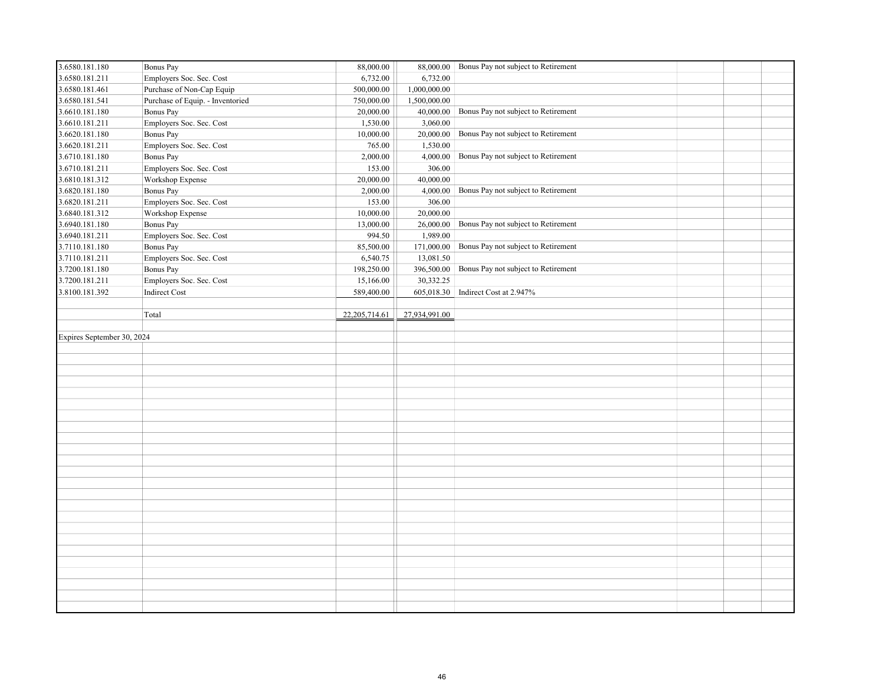| | | | | | | | |
|---|---|---|---|---|---|---|---|
| 3.6580.181.180 | Bonus Pay | 88,000.00 | 88,000.00 | Bonus Pay not subject to Retirement | | | |
| 3.6580.181.211 | Employers Soc. Sec. Cost | 6,732.00 | 6,732.00 | | | | |
| 3.6580.181.461 | Purchase of Non-Cap Equip | 500,000.00 | 1,000,000.00 | | | | |
| 3.6580.181.541 | Purchase of Equip. - Inventoried | 750,000.00 | 1,500,000.00 | | | | |
| 3.6610.181.180 | Bonus Pay | 20,000.00 | 40,000.00 | Bonus Pay not subject to Retirement | | | |
| 3.6610.181.211 | Employers Soc. Sec. Cost | 1,530.00 | 3,060.00 | | | | |
| 3.6620.181.180 | Bonus Pay | 10,000.00 | 20,000.00 | Bonus Pay not subject to Retirement | | | |
| 3.6620.181.211 | Employers Soc. Sec. Cost | 765.00 | 1,530.00 | | | | |
| 3.6710.181.180 | Bonus Pay | 2,000.00 | 4,000.00 | Bonus Pay not subject to Retirement | | | |
| 3.6710.181.211 | Employers Soc. Sec. Cost | 153.00 | 306.00 | | | | |
| 3.6810.181.312 | Workshop Expense | 20,000.00 | 40,000.00 | | | | |
| 3.6820.181.180 | Bonus Pay | 2,000.00 | 4,000.00 | Bonus Pay not subject to Retirement | | | |
| 3.6820.181.211 | Employers Soc. Sec. Cost | 153.00 | 306.00 | | | | |
| 3.6840.181.312 | Workshop Expense | 10,000.00 | 20,000.00 | | | | |
| 3.6940.181.180 | Bonus Pay | 13,000.00 | 26,000.00 | Bonus Pay not subject to Retirement | | | |
| 3.6940.181.211 | Employers Soc. Sec. Cost | 994.50 | 1,989.00 | | | | |
| 3.7110.181.180 | Bonus Pay | 85,500.00 | 171,000.00 | Bonus Pay not subject to Retirement | | | |
| 3.7110.181.211 | Employers Soc. Sec. Cost | 6,540.75 | 13,081.50 | | | | |
| 3.7200.181.180 | Bonus Pay | 198,250.00 | 396,500.00 | Bonus Pay not subject to Retirement | | | |
| 3.7200.181.211 | Employers Soc. Sec. Cost | 15,166.00 | 30,332.25 | | | | |
| 3.8100.181.392 | Indirect Cost | 589,400.00 | 605,018.30 | Indirect Cost at 2.947% | | | |
| | | | | | | | |
| | Total | 22,205,714.61 | 27,934,991.00 | | | | |
| | | | | | | | |
| Expires September 30, 2024 | | | | | | | |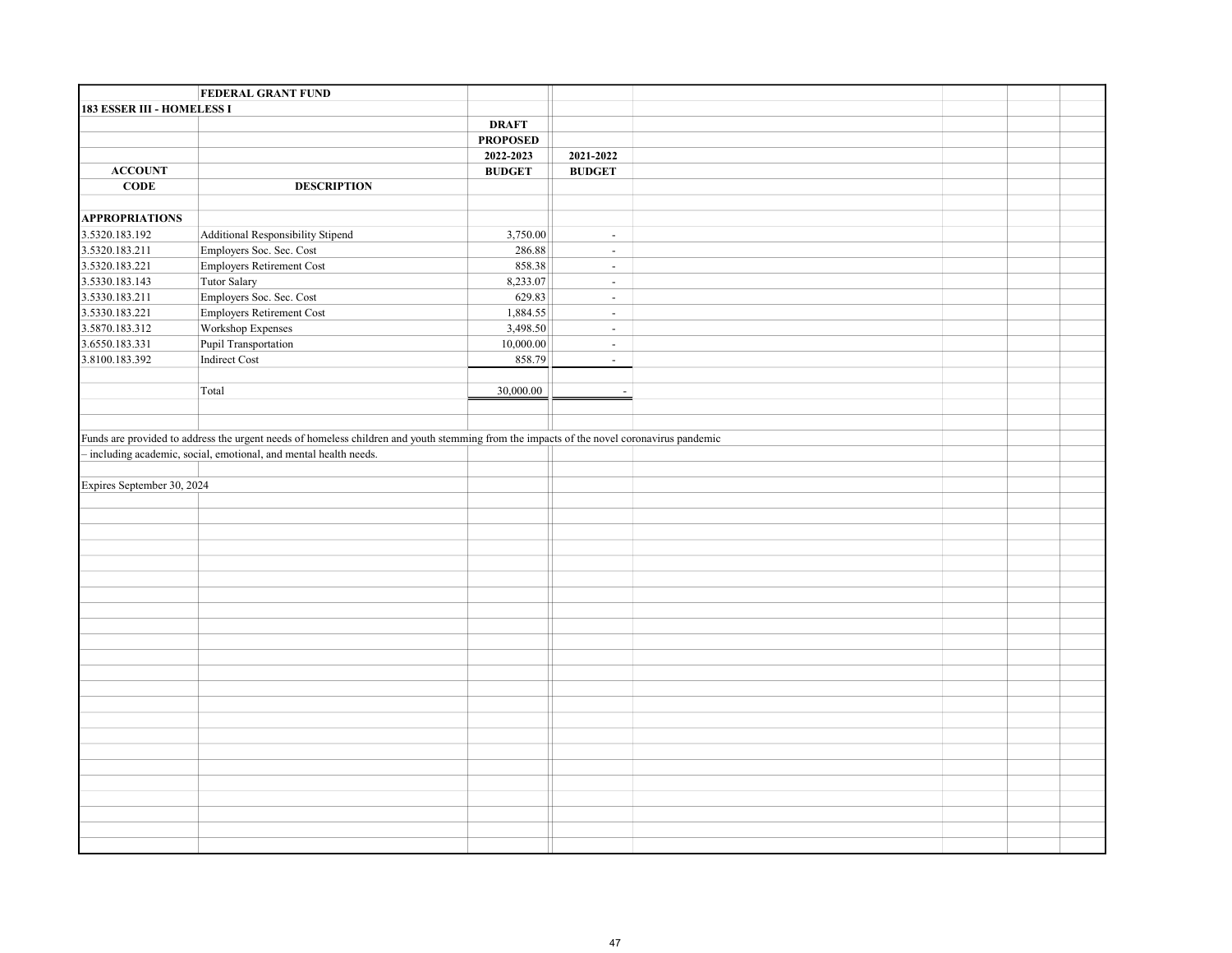**FEDERAL GRANT FUND**

**183 ESSER III - HOMELESS I**

| ACCOUNT CODE | DESCRIPTION | DRAFT PROPOSED 2022-2023 BUDGET | 2021-2022 BUDGET |
|---|---|---|---|
| **APPROPRIATIONS** | | | |
| 3.5320.183.192 | Additional Responsibility Stipend | 3,750.00 | - |
| 3.5320.183.211 | Employers Soc. Sec. Cost | 286.88 | - |
| 3.5320.183.221 | Employers Retirement Cost | 858.38 | - |
| 3.5330.183.143 | Tutor Salary | 8,233.07 | - |
| 3.5330.183.211 | Employers Soc. Sec. Cost | 629.83 | - |
| 3.5330.183.221 | Employers Retirement Cost | 1,884.55 | - |
| 3.5870.183.312 | Workshop Expenses | 3,498.50 | - |
| 3.6550.183.331 | Pupil Transportation | 10,000.00 | - |
| 3.8100.183.392 | Indirect Cost | 858.79 | - |
| | Total | 30,000.00 | - |

Funds are provided to address the urgent needs of homeless children and youth stemming from the impacts of the novel coronavirus pandemic – including academic, social, emotional, and mental health needs.

Expires September 30, 2024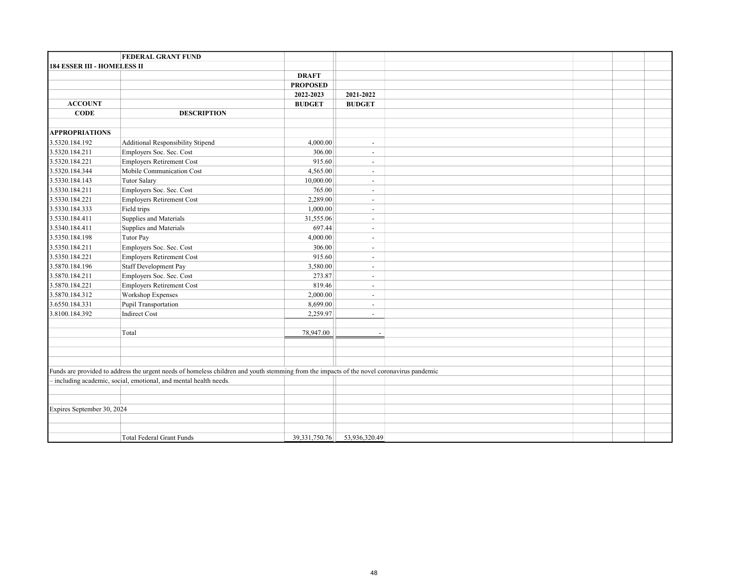| | FEDERAL GRANT FUND | | |
|---|---|---|---|
| **184 ESSER III - HOMELESS II** | | | |
| | | **DRAFT** | |
| | | **PROPOSED** | |
| | | **2022-2023** | **2021-2022** |
| **ACCOUNT** | | **BUDGET** | **BUDGET** |
| **CODE** | **DESCRIPTION** | | |
| | | | |
| **APPROPRIATIONS** | | | |
| 3.5320.184.192 | Additional Responsibility Stipend | 4,000.00 | - |
| 3.5320.184.211 | Employers Soc. Sec. Cost | 306.00 | - |
| 3.5320.184.221 | Employers Retirement Cost | 915.60 | - |
| 3.5320.184.344 | Mobile Communication Cost | 4,565.00 | - |
| 3.5330.184.143 | Tutor Salary | 10,000.00 | - |
| 3.5330.184.211 | Employers Soc. Sec. Cost | 765.00 | - |
| 3.5330.184.221 | Employers Retirement Cost | 2,289.00 | - |
| 3.5330.184.333 | Field trips | 1,000.00 | - |
| 3.5330.184.411 | Supplies and Materials | 31,555.06 | - |
| 3.5340.184.411 | Supplies and Materials | 697.44 | - |
| 3.5350.184.198 | Tutor Pay | 4,000.00 | - |
| 3.5350.184.211 | Employers Soc. Sec. Cost | 306.00 | - |
| 3.5350.184.221 | Employers Retirement Cost | 915.60 | - |
| 3.5870.184.196 | Staff Development Pay | 3,580.00 | - |
| 3.5870.184.211 | Employers Soc. Sec. Cost | 273.87 | - |
| 3.5870.184.221 | Employers Retirement Cost | 819.46 | - |
| 3.5870.184.312 | Workshop Expenses | 2,000.00 | - |
| 3.6550.184.331 | Pupil Transportation | 8,699.00 | - |
| 3.8100.184.392 | Indirect Cost | 2,259.97 | - |
| | | | |
| | Total | 78,947.00 | - |

Funds are provided to address the urgent needs of homeless children and youth stemming from the impacts of the novel coronavirus pandemic – including academic, social, emotional, and mental health needs.

Expires September 30, 2024

| | | | |
|---|---|---|---|
| | Total Federal Grant Funds | 39,331,750.76 | 53,936,320.49 |